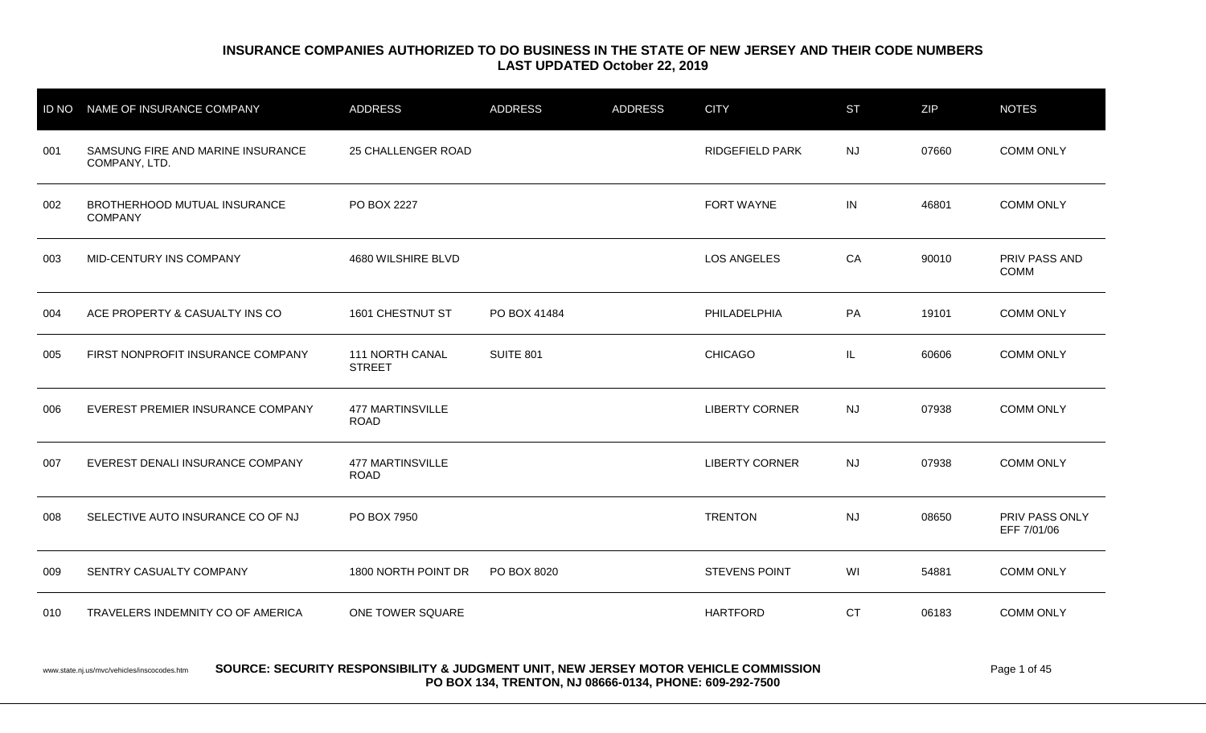# INSURANCE COMPANIES AUTHORIZED TO DO BUSINESS IN THE STATE OF NEW JERSEY AND THEIR CODE NUMBERS
## LAST UPDATED October 22, 2019

| ID NO | NAME OF INSURANCE COMPANY | ADDRESS | ADDRESS | ADDRESS | CITY | ST | ZIP | NOTES |
|---|---|---|---|---|---|---|---|---|
| 001 | SAMSUNG FIRE AND MARINE INSURANCE COMPANY, LTD. | 25 CHALLENGER ROAD | | | RIDGEFIELD PARK | NJ | 07660 | COMM ONLY |
| 002 | BROTHERHOOD MUTUAL INSURANCE COMPANY | PO BOX 2227 | | | FORT WAYNE | IN | 46801 | COMM ONLY |
| 003 | MID-CENTURY INS COMPANY | 4680 WILSHIRE BLVD | | | LOS ANGELES | CA | 90010 | PRIV PASS AND COMM |
| 004 | ACE PROPERTY & CASUALTY INS CO | 1601 CHESTNUT ST | PO BOX 41484 | | PHILADELPHIA | PA | 19101 | COMM ONLY |
| 005 | FIRST NONPROFIT INSURANCE COMPANY | 111 NORTH CANAL STREET | SUITE 801 | | CHICAGO | IL | 60606 | COMM ONLY |
| 006 | EVEREST PREMIER INSURANCE COMPANY | 477 MARTINSVILLE ROAD | | | LIBERTY CORNER | NJ | 07938 | COMM ONLY |
| 007 | EVEREST DENALI INSURANCE COMPANY | 477 MARTINSVILLE ROAD | | | LIBERTY CORNER | NJ | 07938 | COMM ONLY |
| 008 | SELECTIVE AUTO INSURANCE CO OF NJ | PO BOX 7950 | | | TRENTON | NJ | 08650 | PRIV PASS ONLY EFF 7/01/06 |
| 009 | SENTRY CASUALTY COMPANY | 1800 NORTH POINT DR | PO BOX 8020 | | STEVENS POINT | WI | 54881 | COMM ONLY |
| 010 | TRAVELERS INDEMNITY CO OF AMERICA | ONE TOWER SQUARE | | | HARTFORD | CT | 06183 | COMM ONLY |

www.state.nj.us/mvc/vehicles/inscocodes.htm

**SOURCE: SECURITY RESPONSIBILITY & JUDGMENT UNIT, NEW JERSEY MOTOR VEHICLE COMMISSION PO BOX 134, TRENTON, NJ 08666-0134, PHONE: 609-292-7500**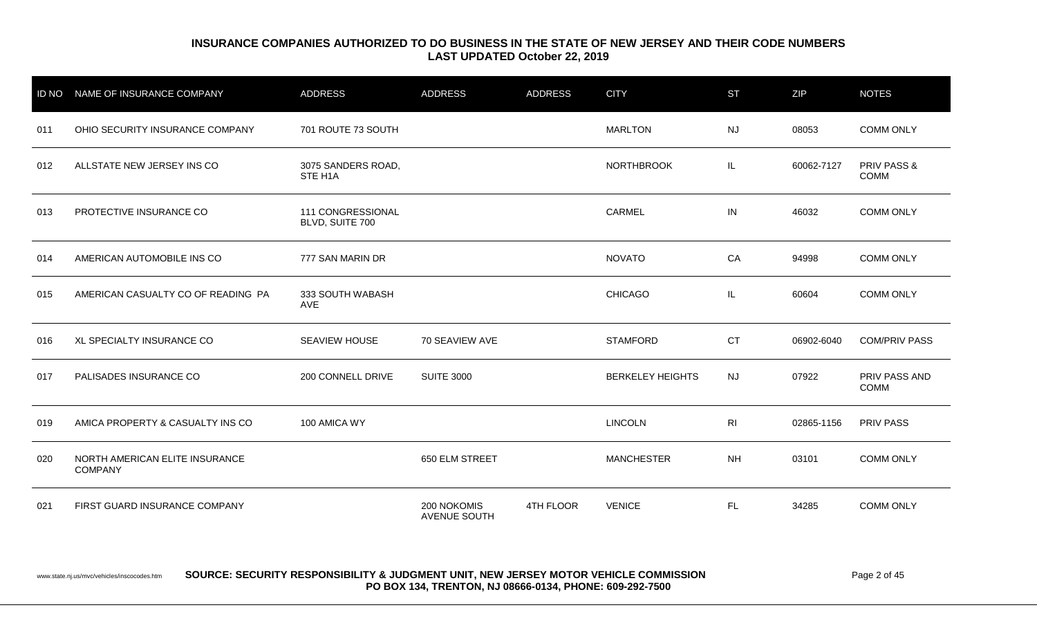**INSURANCE COMPANIES AUTHORIZED TO DO BUSINESS IN THE STATE OF NEW JERSEY AND THEIR CODE NUMBERS**
**LAST UPDATED October 22, 2019**

| ID NO | NAME OF INSURANCE COMPANY | ADDRESS | ADDRESS | ADDRESS | CITY | ST | ZIP | NOTES |
|---|---|---|---|---|---|---|---|---|
| 011 | OHIO SECURITY INSURANCE COMPANY | 701 ROUTE 73 SOUTH | | | MARLTON | NJ | 08053 | COMM ONLY |
| 012 | ALLSTATE NEW JERSEY INS CO | 3075 SANDERS ROAD, STE H1A | | | NORTHBROOK | IL | 60062-7127 | PRIV PASS & COMM |
| 013 | PROTECTIVE INSURANCE CO | 111 CONGRESSIONAL BLVD, SUITE 700 | | | CARMEL | IN | 46032 | COMM ONLY |
| 014 | AMERICAN AUTOMOBILE INS CO | 777 SAN MARIN DR | | | NOVATO | CA | 94998 | COMM ONLY |
| 015 | AMERICAN CASUALTY CO OF READING PA | 333 SOUTH WABASH AVE | | | CHICAGO | IL | 60604 | COMM ONLY |
| 016 | XL SPECIALTY INSURANCE CO | SEAVIEW HOUSE | 70 SEAVIEW AVE | | STAMFORD | CT | 06902-6040 | COM/PRIV PASS |
| 017 | PALISADES INSURANCE CO | 200 CONNELL DRIVE | SUITE 3000 | | BERKELEY HEIGHTS | NJ | 07922 | PRIV PASS AND COMM |
| 019 | AMICA PROPERTY & CASUALTY INS CO | 100 AMICA WY | | | LINCOLN | RI | 02865-1156 | PRIV PASS |
| 020 | NORTH AMERICAN ELITE INSURANCE COMPANY | | 650 ELM STREET | | MANCHESTER | NH | 03101 | COMM ONLY |
| 021 | FIRST GUARD INSURANCE COMPANY | | 200 NOKOMIS AVENUE SOUTH | 4TH FLOOR | VENICE | FL | 34285 | COMM ONLY |

www.state.nj.us/mvc/vehicles/inscocodes.htm **SOURCE: SECURITY RESPONSIBILITY & JUDGMENT UNIT, NEW JERSEY MOTOR VEHICLE COMMISSION PO BOX 134, TRENTON, NJ 08666-0134, PHONE: 609-292-7500**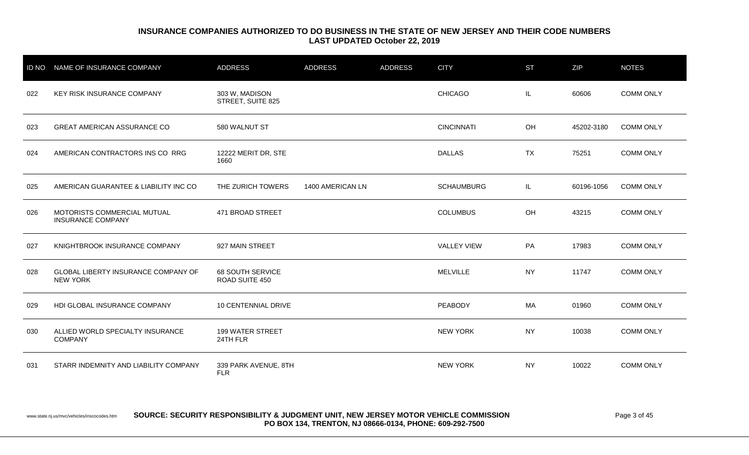**INSURANCE COMPANIES AUTHORIZED TO DO BUSINESS IN THE STATE OF NEW JERSEY AND THEIR CODE NUMBERS**
**LAST UPDATED October 22, 2019**

| ID NO | NAME OF INSURANCE COMPANY | ADDRESS | ADDRESS | ADDRESS | CITY | ST | ZIP | NOTES |
|---|---|---|---|---|---|---|---|---|
| 022 | KEY RISK INSURANCE COMPANY | 303 W, MADISON STREET, SUITE 825 | | | CHICAGO | IL | 60606 | COMM ONLY |
| 023 | GREAT AMERICAN ASSURANCE CO | 580 WALNUT ST | | | CINCINNATI | OH | 45202-3180 | COMM ONLY |
| 024 | AMERICAN CONTRACTORS INS CO RRG | 12222 MERIT DR, STE 1660 | | | DALLAS | TX | 75251 | COMM ONLY |
| 025 | AMERICAN GUARANTEE & LIABILITY INC CO | THE ZURICH TOWERS | 1400 AMERICAN LN | | SCHAUMBURG | IL | 60196-1056 | COMM ONLY |
| 026 | MOTORISTS COMMERCIAL MUTUAL INSURANCE COMPANY | 471 BROAD STREET | | | COLUMBUS | OH | 43215 | COMM ONLY |
| 027 | KNIGHTBROOK INSURANCE COMPANY | 927 MAIN STREET | | | VALLEY VIEW | PA | 17983 | COMM ONLY |
| 028 | GLOBAL LIBERTY INSURANCE COMPANY OF NEW YORK | 68 SOUTH SERVICE ROAD SUITE 450 | | | MELVILLE | NY | 11747 | COMM ONLY |
| 029 | HDI GLOBAL INSURANCE COMPANY | 10 CENTENNIAL DRIVE | | | PEABODY | MA | 01960 | COMM ONLY |
| 030 | ALLIED WORLD SPECIALTY INSURANCE COMPANY | 199 WATER STREET 24TH FLR | | | NEW YORK | NY | 10038 | COMM ONLY |
| 031 | STARR INDEMNITY AND LIABILITY COMPANY | 339 PARK AVENUE, 8TH FLR | | | NEW YORK | NY | 10022 | COMM ONLY |

www.state.nj.us/mvc/vehicles/inscocodes.htm **SOURCE: SECURITY RESPONSIBILITY & JUDGMENT UNIT, NEW JERSEY MOTOR VEHICLE COMMISSION PO BOX 134, TRENTON, NJ 08666-0134, PHONE: 609-292-7500**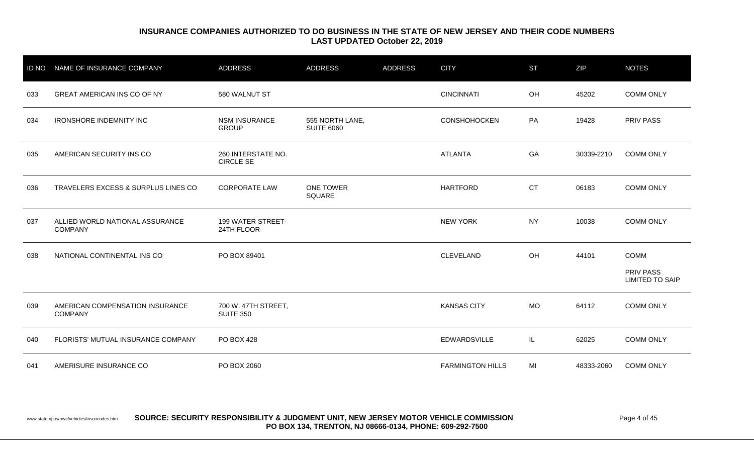## INSURANCE COMPANIES AUTHORIZED TO DO BUSINESS IN THE STATE OF NEW JERSEY AND THEIR CODE NUMBERS
### LAST UPDATED October 22, 2019

| ID NO | NAME OF INSURANCE COMPANY | ADDRESS | ADDRESS | ADDRESS | CITY | ST | ZIP | NOTES |
|---|---|---|---|---|---|---|---|---|
| 033 | GREAT AMERICAN INS CO OF NY | 580 WALNUT ST | | | CINCINNATI | OH | 45202 | COMM ONLY |
| 034 | IRONSHORE INDEMNITY INC | NSM INSURANCE GROUP | 555 NORTH LANE, SUITE 6060 | | CONSHOHOCKEN | PA | 19428 | PRIV PASS |
| 035 | AMERICAN SECURITY INS CO | 260 INTERSTATE NO. CIRCLE SE | | | ATLANTA | GA | 30339-2210 | COMM ONLY |
| 036 | TRAVELERS EXCESS & SURPLUS LINES CO | CORPORATE LAW | ONE TOWER SQUARE | | HARTFORD | CT | 06183 | COMM ONLY |
| 037 | ALLIED WORLD NATIONAL ASSURANCE COMPANY | 199 WATER STREET-24TH FLOOR | | | NEW YORK | NY | 10038 | COMM ONLY |
| 038 | NATIONAL CONTINENTAL INS CO | PO BOX 89401 | | | CLEVELAND | OH | 44101 | COMM<br>PRIV PASS LIMITED TO SAIP |
| 039 | AMERICAN COMPENSATION INSURANCE COMPANY | 700 W. 47TH STREET, SUITE 350 | | | KANSAS CITY | MO | 64112 | COMM ONLY |
| 040 | FLORISTS' MUTUAL INSURANCE COMPANY | PO BOX 428 | | | EDWARDSVILLE | IL | 62025 | COMM ONLY |
| 041 | AMERISURE INSURANCE CO | PO BOX 2060 | | | FARMINGTON HILLS | MI | 48333-2060 | COMM ONLY |

www.state.nj.us/mvc/vehicles/inscocodes.htm **SOURCE: SECURITY RESPONSIBILITY & JUDGMENT UNIT, NEW JERSEY MOTOR VEHICLE COMMISSION PO BOX 134, TRENTON, NJ 08666-0134, PHONE: 609-292-7500**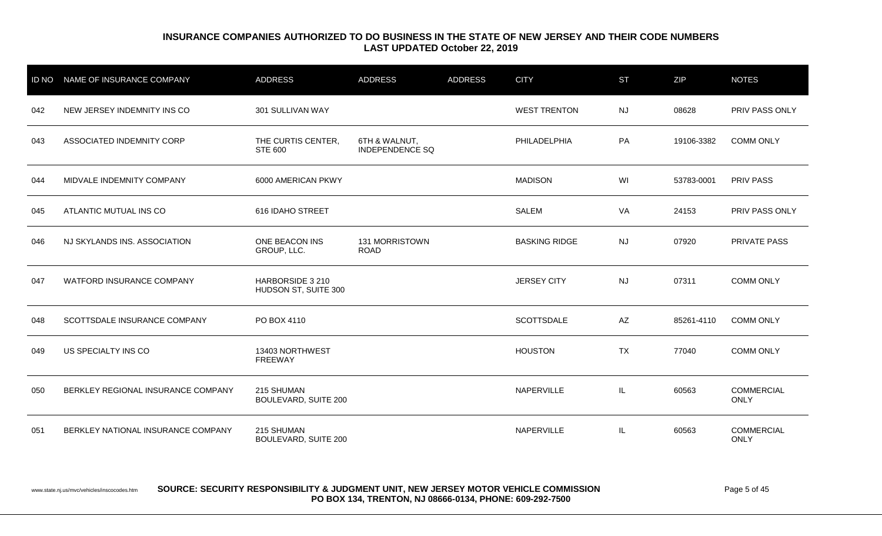## INSURANCE COMPANIES AUTHORIZED TO DO BUSINESS IN THE STATE OF NEW JERSEY AND THEIR CODE NUMBERS
## LAST UPDATED October 22, 2019

| ID NO | NAME OF INSURANCE COMPANY | ADDRESS | ADDRESS | ADDRESS | CITY | ST | ZIP | NOTES |
|---|---|---|---|---|---|---|---|---|
| 042 | NEW JERSEY INDEMNITY INS CO | 301 SULLIVAN WAY | | | WEST TRENTON | NJ | 08628 | PRIV PASS ONLY |
| 043 | ASSOCIATED INDEMNITY CORP | THE CURTIS CENTER, STE 600 | 6TH & WALNUT, INDEPENDENCE SQ | | PHILADELPHIA | PA | 19106-3382 | COMM ONLY |
| 044 | MIDVALE INDEMNITY COMPANY | 6000 AMERICAN PKWY | | | MADISON | WI | 53783-0001 | PRIV PASS |
| 045 | ATLANTIC MUTUAL INS CO | 616 IDAHO STREET | | | SALEM | VA | 24153 | PRIV PASS ONLY |
| 046 | NJ SKYLANDS INS. ASSOCIATION | ONE BEACON INS GROUP, LLC. | 131 MORRISTOWN ROAD | | BASKING RIDGE | NJ | 07920 | PRIVATE PASS |
| 047 | WATFORD INSURANCE COMPANY | HARBORSIDE 3 210 HUDSON ST, SUITE 300 | | | JERSEY CITY | NJ | 07311 | COMM ONLY |
| 048 | SCOTTSDALE INSURANCE COMPANY | PO BOX 4110 | | | SCOTTSDALE | AZ | 85261-4110 | COMM ONLY |
| 049 | US SPECIALTY INS CO | 13403 NORTHWEST FREEWAY | | | HOUSTON | TX | 77040 | COMM ONLY |
| 050 | BERKLEY REGIONAL INSURANCE COMPANY | 215 SHUMAN BOULEVARD, SUITE 200 | | | NAPERVILLE | IL | 60563 | COMMERCIAL ONLY |
| 051 | BERKLEY NATIONAL INSURANCE COMPANY | 215 SHUMAN BOULEVARD, SUITE 200 | | | NAPERVILLE | IL | 60563 | COMMERCIAL ONLY |

www.state.nj.us/mvc/vehicles/inscocodes.htm **SOURCE: SECURITY RESPONSIBILITY & JUDGMENT UNIT, NEW JERSEY MOTOR VEHICLE COMMISSION PO BOX 134, TRENTON, NJ 08666-0134, PHONE: 609-292-7500**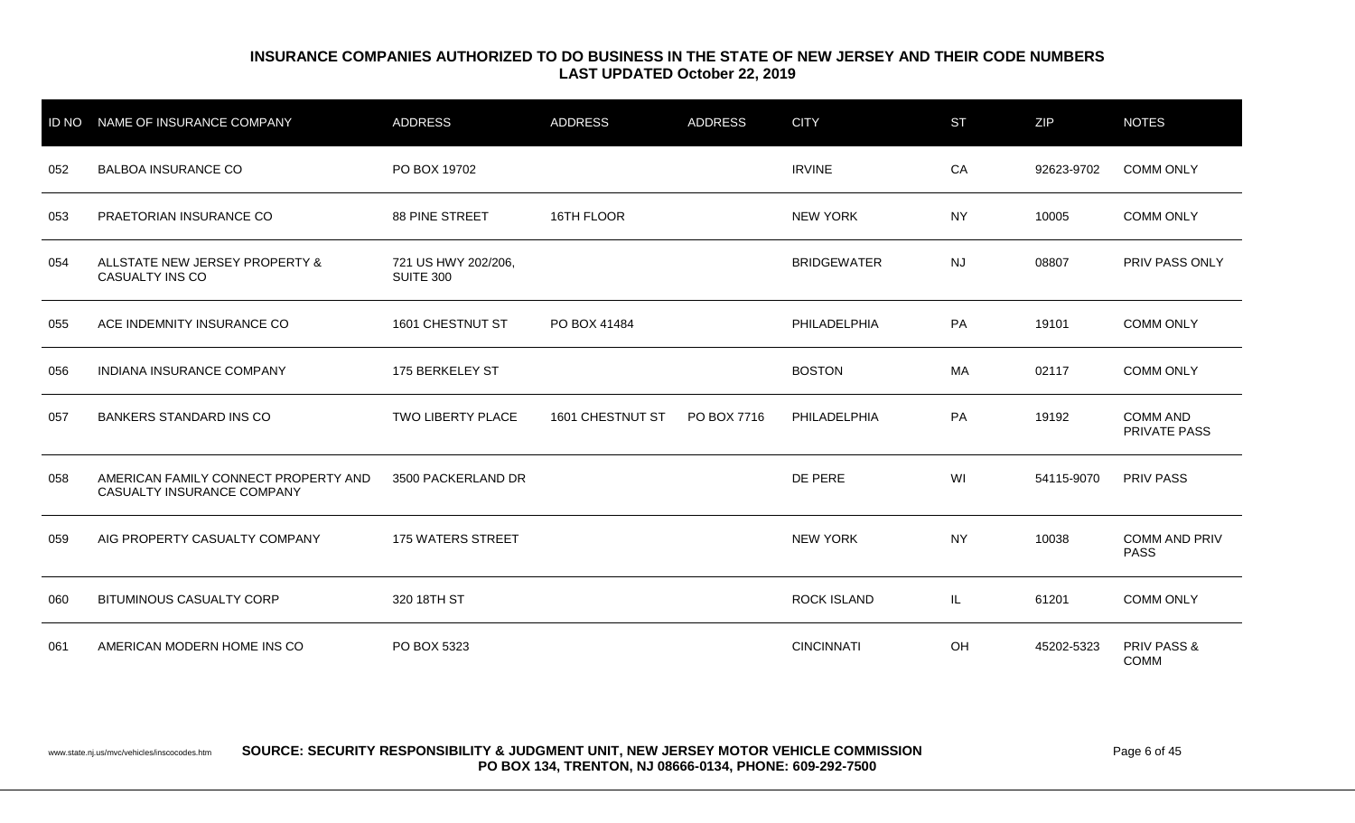**INSURANCE COMPANIES AUTHORIZED TO DO BUSINESS IN THE STATE OF NEW JERSEY AND THEIR CODE NUMBERS**
**LAST UPDATED October 22, 2019**

| ID NO | NAME OF INSURANCE COMPANY | ADDRESS | ADDRESS | ADDRESS | CITY | ST | ZIP | NOTES |
|---|---|---|---|---|---|---|---|---|
| 052 | BALBOA INSURANCE CO | PO BOX 19702 | | | IRVINE | CA | 92623-9702 | COMM ONLY |
| 053 | PRAETORIAN INSURANCE CO | 88 PINE STREET | 16TH FLOOR | | NEW YORK | NY | 10005 | COMM ONLY |
| 054 | ALLSTATE NEW JERSEY PROPERTY & CASUALTY INS CO | 721 US HWY 202/206, SUITE 300 | | | BRIDGEWATER | NJ | 08807 | PRIV PASS ONLY |
| 055 | ACE INDEMNITY INSURANCE CO | 1601 CHESTNUT ST | PO BOX 41484 | | PHILADELPHIA | PA | 19101 | COMM ONLY |
| 056 | INDIANA INSURANCE COMPANY | 175 BERKELEY ST | | | BOSTON | MA | 02117 | COMM ONLY |
| 057 | BANKERS STANDARD INS CO | TWO LIBERTY PLACE | 1601 CHESTNUT ST | PO BOX 7716 | PHILADELPHIA | PA | 19192 | COMM AND PRIVATE PASS |
| 058 | AMERICAN FAMILY CONNECT PROPERTY AND CASUALTY INSURANCE COMPANY | 3500 PACKERLAND DR | | | DE PERE | WI | 54115-9070 | PRIV PASS |
| 059 | AIG PROPERTY CASUALTY COMPANY | 175 WATERS STREET | | | NEW YORK | NY | 10038 | COMM AND PRIV PASS |
| 060 | BITUMINOUS CASUALTY CORP | 320 18TH ST | | | ROCK ISLAND | IL | 61201 | COMM ONLY |
| 061 | AMERICAN MODERN HOME INS CO | PO BOX 5323 | | | CINCINNATI | OH | 45202-5323 | PRIV PASS & COMM |

www.state.nj.us/mvc/vehicles/inscocodes.htm **SOURCE: SECURITY RESPONSIBILITY & JUDGMENT UNIT, NEW JERSEY MOTOR VEHICLE COMMISSION PO BOX 134, TRENTON, NJ 08666-0134, PHONE: 609-292-7500**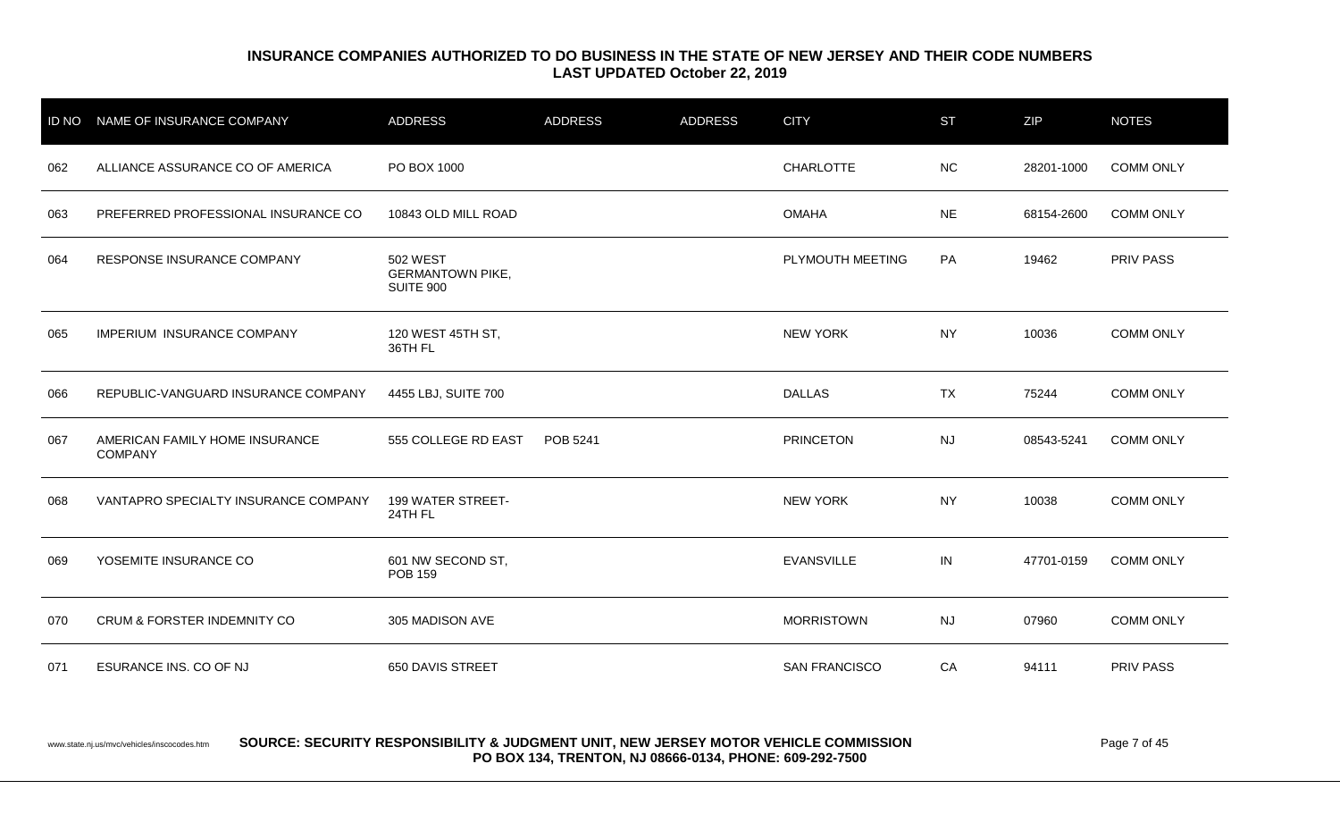## INSURANCE COMPANIES AUTHORIZED TO DO BUSINESS IN THE STATE OF NEW JERSEY AND THEIR CODE NUMBERS
**LAST UPDATED October 22, 2019**

| ID NO | NAME OF INSURANCE COMPANY | ADDRESS | ADDRESS | ADDRESS | CITY | ST | ZIP | NOTES |
|---|---|---|---|---|---|---|---|---|
| 062 | ALLIANCE ASSURANCE CO OF AMERICA | PO BOX 1000 | | | CHARLOTTE | NC | 28201-1000 | COMM ONLY |
| 063 | PREFERRED PROFESSIONAL INSURANCE CO | 10843 OLD MILL ROAD | | | OMAHA | NE | 68154-2600 | COMM ONLY |
| 064 | RESPONSE INSURANCE COMPANY | 502 WEST GERMANTOWN PIKE, SUITE 900 | | | PLYMOUTH MEETING | PA | 19462 | PRIV PASS |
| 065 | IMPERIUM INSURANCE COMPANY | 120 WEST 45TH ST, 36TH FL | | | NEW YORK | NY | 10036 | COMM ONLY |
| 066 | REPUBLIC-VANGUARD INSURANCE COMPANY | 4455 LBJ, SUITE 700 | | | DALLAS | TX | 75244 | COMM ONLY |
| 067 | AMERICAN FAMILY HOME INSURANCE COMPANY | 555 COLLEGE RD EAST | POB 5241 | | PRINCETON | NJ | 08543-5241 | COMM ONLY |
| 068 | VANTAPRO SPECIALTY INSURANCE COMPANY | 199 WATER STREET-24TH FL | | | NEW YORK | NY | 10038 | COMM ONLY |
| 069 | YOSEMITE INSURANCE CO | 601 NW SECOND ST, POB 159 | | | EVANSVILLE | IN | 47701-0159 | COMM ONLY |
| 070 | CRUM & FORSTER INDEMNITY CO | 305 MADISON AVE | | | MORRISTOWN | NJ | 07960 | COMM ONLY |
| 071 | ESURANCE INS. CO OF NJ | 650 DAVIS STREET | | | SAN FRANCISCO | CA | 94111 | PRIV PASS |

www.state.nj.us/mvc/vehicles/inscocodes.htm **SOURCE: SECURITY RESPONSIBILITY & JUDGMENT UNIT, NEW JERSEY MOTOR VEHICLE COMMISSION PO BOX 134, TRENTON, NJ 08666-0134, PHONE: 609-292-7500**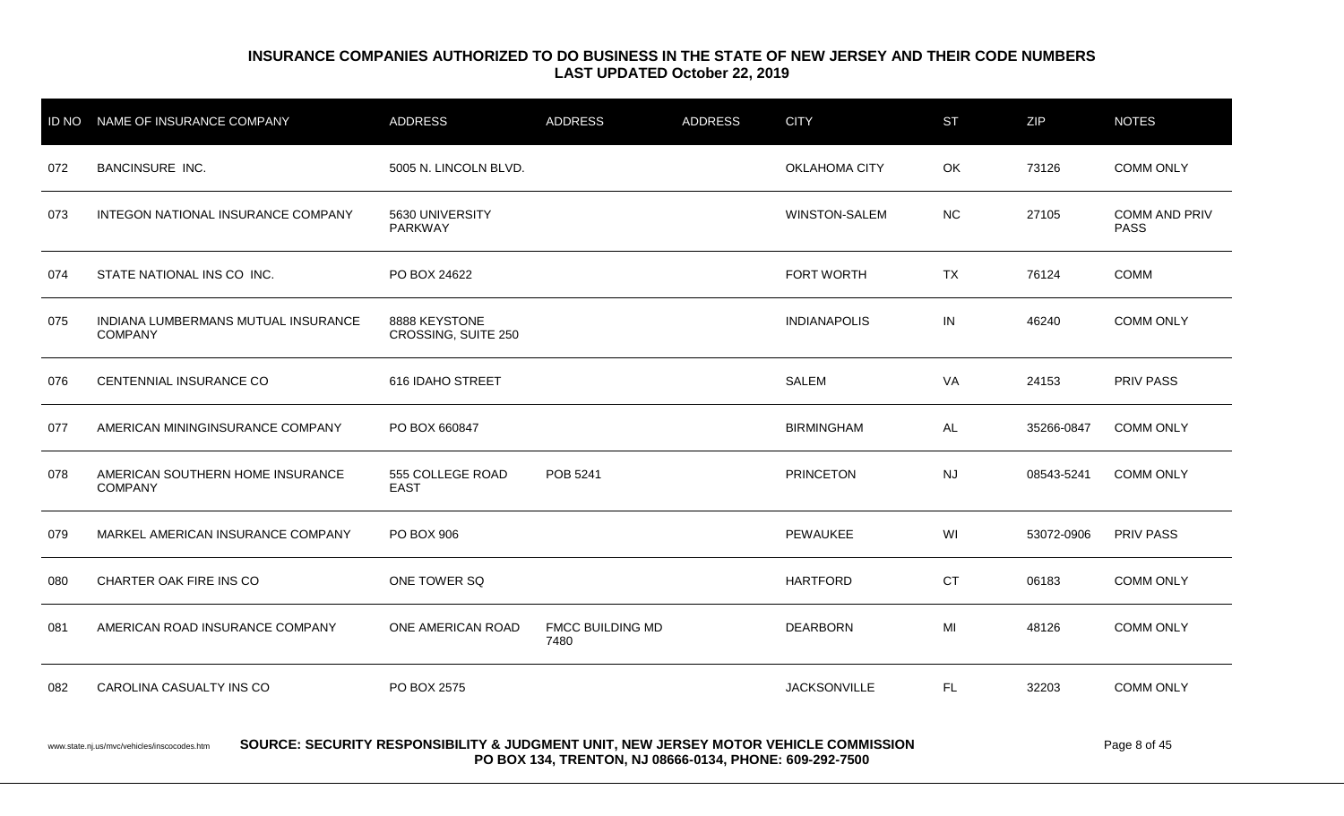# INSURANCE COMPANIES AUTHORIZED TO DO BUSINESS IN THE STATE OF NEW JERSEY AND THEIR CODE NUMBERS

**LAST UPDATED October 22, 2019**

| ID NO | NAME OF INSURANCE COMPANY | ADDRESS | ADDRESS | ADDRESS | CITY | ST | ZIP | NOTES |
|---|---|---|---|---|---|---|---|---|
| 072 | BANCINSURE INC. | 5005 N. LINCOLN BLVD. | | | OKLAHOMA CITY | OK | 73126 | COMM ONLY |
| 073 | INTEGON NATIONAL INSURANCE COMPANY | 5630 UNIVERSITY PARKWAY | | | WINSTON-SALEM | NC | 27105 | COMM AND PRIV PASS |
| 074 | STATE NATIONAL INS CO INC. | PO BOX 24622 | | | FORT WORTH | TX | 76124 | COMM |
| 075 | INDIANA LUMBERMANS MUTUAL INSURANCE COMPANY | 8888 KEYSTONE CROSSING, SUITE 250 | | | INDIANAPOLIS | IN | 46240 | COMM ONLY |
| 076 | CENTENNIAL INSURANCE CO | 616 IDAHO STREET | | | SALEM | VA | 24153 | PRIV PASS |
| 077 | AMERICAN MININGINSURANCE COMPANY | PO BOX 660847 | | | BIRMINGHAM | AL | 35266-0847 | COMM ONLY |
| 078 | AMERICAN SOUTHERN HOME INSURANCE COMPANY | 555 COLLEGE ROAD EAST | POB 5241 | | PRINCETON | NJ | 08543-5241 | COMM ONLY |
| 079 | MARKEL AMERICAN INSURANCE COMPANY | PO BOX 906 | | | PEWAUKEE | WI | 53072-0906 | PRIV PASS |
| 080 | CHARTER OAK FIRE INS CO | ONE TOWER SQ | | | HARTFORD | CT | 06183 | COMM ONLY |
| 081 | AMERICAN ROAD INSURANCE COMPANY | ONE AMERICAN ROAD | FMCC BUILDING MD 7480 | | DEARBORN | MI | 48126 | COMM ONLY |
| 082 | CAROLINA CASUALTY INS CO | PO BOX 2575 | | | JACKSONVILLE | FL | 32203 | COMM ONLY |

www.state.nj.us/mvc/vehicles/inscocodes.htm

**SOURCE: SECURITY RESPONSIBILITY & JUDGMENT UNIT, NEW JERSEY MOTOR VEHICLE COMMISSION PO BOX 134, TRENTON, NJ 08666-0134, PHONE: 609-292-7500**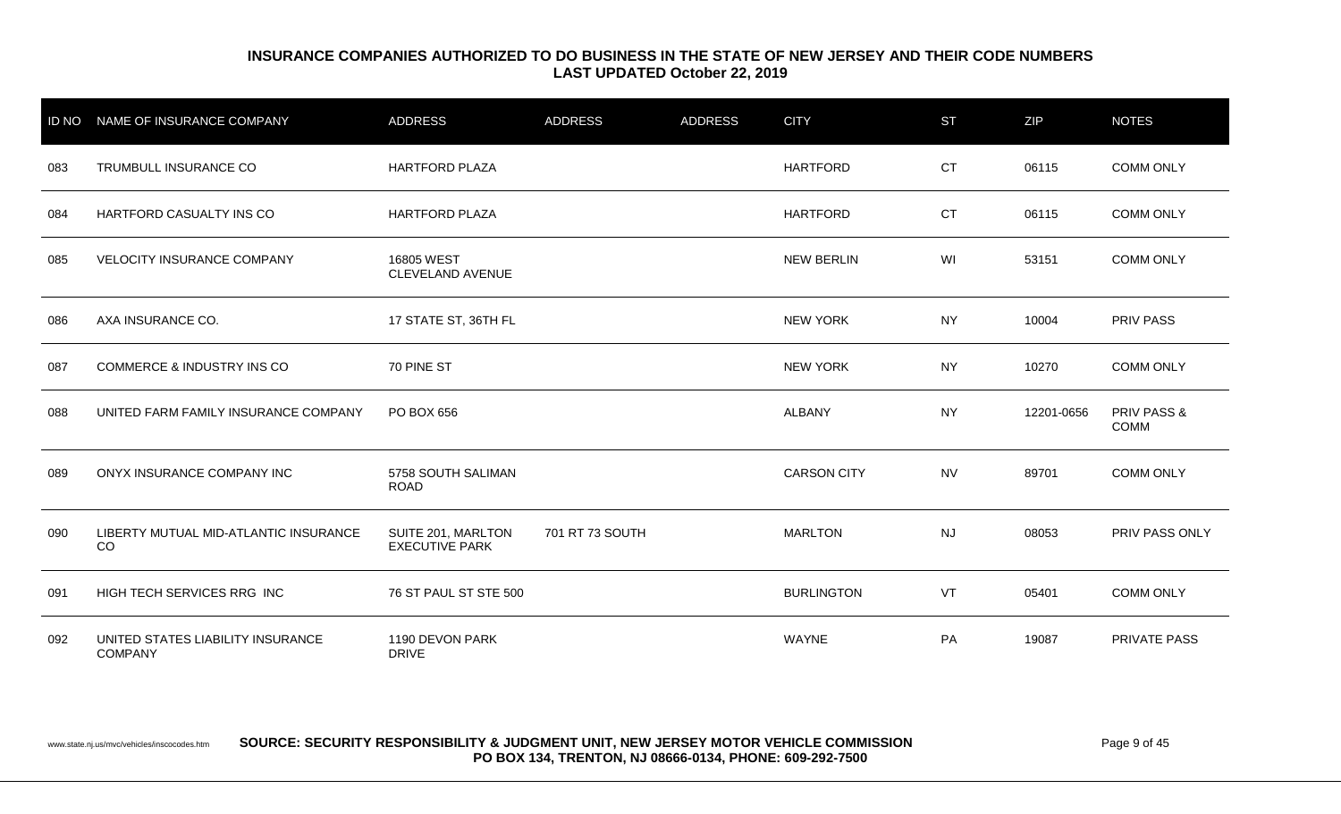## INSURANCE COMPANIES AUTHORIZED TO DO BUSINESS IN THE STATE OF NEW JERSEY AND THEIR CODE NUMBERS
### LAST UPDATED October 22, 2019

| ID NO | NAME OF INSURANCE COMPANY | ADDRESS | ADDRESS | ADDRESS | CITY | ST | ZIP | NOTES |
|---|---|---|---|---|---|---|---|---|
| 083 | TRUMBULL INSURANCE CO | HARTFORD PLAZA | | | HARTFORD | CT | 06115 | COMM ONLY |
| 084 | HARTFORD CASUALTY INS CO | HARTFORD PLAZA | | | HARTFORD | CT | 06115 | COMM ONLY |
| 085 | VELOCITY INSURANCE COMPANY | 16805 WEST CLEVELAND AVENUE | | | NEW BERLIN | WI | 53151 | COMM ONLY |
| 086 | AXA INSURANCE CO. | 17 STATE ST, 36TH FL | | | NEW YORK | NY | 10004 | PRIV PASS |
| 087 | COMMERCE & INDUSTRY INS CO | 70 PINE ST | | | NEW YORK | NY | 10270 | COMM ONLY |
| 088 | UNITED FARM FAMILY INSURANCE COMPANY | PO BOX 656 | | | ALBANY | NY | 12201-0656 | PRIV PASS & COMM |
| 089 | ONYX INSURANCE COMPANY INC | 5758 SOUTH SALIMAN ROAD | | | CARSON CITY | NV | 89701 | COMM ONLY |
| 090 | LIBERTY MUTUAL MID-ATLANTIC INSURANCE CO | SUITE 201, MARLTON EXECUTIVE PARK | 701 RT 73 SOUTH | | MARLTON | NJ | 08053 | PRIV PASS ONLY |
| 091 | HIGH TECH SERVICES RRG INC | 76 ST PAUL ST STE 500 | | | BURLINGTON | VT | 05401 | COMM ONLY |
| 092 | UNITED STATES LIABILITY INSURANCE COMPANY | 1190 DEVON PARK DRIVE | | | WAYNE | PA | 19087 | PRIVATE PASS |

www.state.nj.us/mvc/vehicles/inscocodes.htm **SOURCE: SECURITY RESPONSIBILITY & JUDGMENT UNIT, NEW JERSEY MOTOR VEHICLE COMMISSION PO BOX 134, TRENTON, NJ 08666-0134, PHONE: 609-292-7500**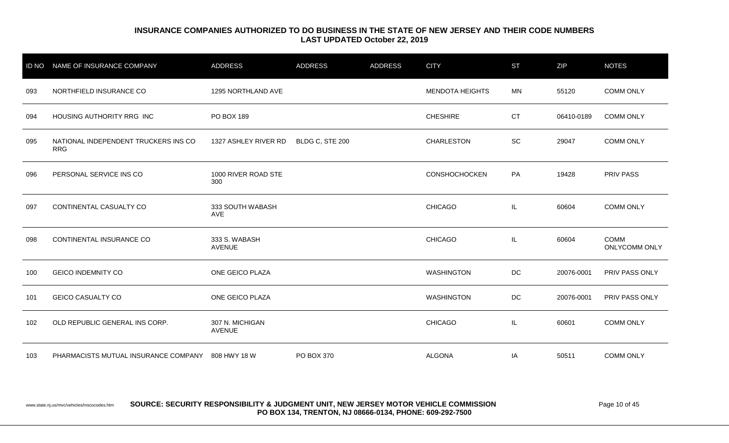## INSURANCE COMPANIES AUTHORIZED TO DO BUSINESS IN THE STATE OF NEW JERSEY AND THEIR CODE NUMBERS
**LAST UPDATED October 22, 2019**

| ID NO | NAME OF INSURANCE COMPANY | ADDRESS | ADDRESS | ADDRESS | CITY | ST | ZIP | NOTES |
|---|---|---|---|---|---|---|---|---|
| 093 | NORTHFIELD INSURANCE CO | 1295 NORTHLAND AVE | | | MENDOTA HEIGHTS | MN | 55120 | COMM ONLY |
| 094 | HOUSING AUTHORITY RRG INC | PO BOX 189 | | | CHESHIRE | CT | 06410-0189 | COMM ONLY |
| 095 | NATIONAL INDEPENDENT TRUCKERS INS CO RRG | 1327 ASHLEY RIVER RD | BLDG C, STE 200 | | CHARLESTON | SC | 29047 | COMM ONLY |
| 096 | PERSONAL SERVICE INS CO | 1000 RIVER ROAD STE 300 | | | CONSHOCHOCKEN | PA | 19428 | PRIV PASS |
| 097 | CONTINENTAL CASUALTY CO | 333 SOUTH WABASH AVE | | | CHICAGO | IL | 60604 | COMM ONLY |
| 098 | CONTINENTAL INSURANCE CO | 333 S. WABASH AVENUE | | | CHICAGO | IL | 60604 | COMM ONLYCOMM ONLY |
| 100 | GEICO INDEMNITY CO | ONE GEICO PLAZA | | | WASHINGTON | DC | 20076-0001 | PRIV PASS ONLY |
| 101 | GEICO CASUALTY CO | ONE GEICO PLAZA | | | WASHINGTON | DC | 20076-0001 | PRIV PASS ONLY |
| 102 | OLD REPUBLIC GENERAL INS CORP. | 307 N. MICHIGAN AVENUE | | | CHICAGO | IL | 60601 | COMM ONLY |
| 103 | PHARMACISTS MUTUAL INSURANCE COMPANY | 808 HWY 18 W | PO BOX 370 | | ALGONA | IA | 50511 | COMM ONLY |

www.state.nj.us/mvc/vehicles/inscocodes.htm **SOURCE: SECURITY RESPONSIBILITY & JUDGMENT UNIT, NEW JERSEY MOTOR VEHICLE COMMISSION PO BOX 134, TRENTON, NJ 08666-0134, PHONE: 609-292-7500**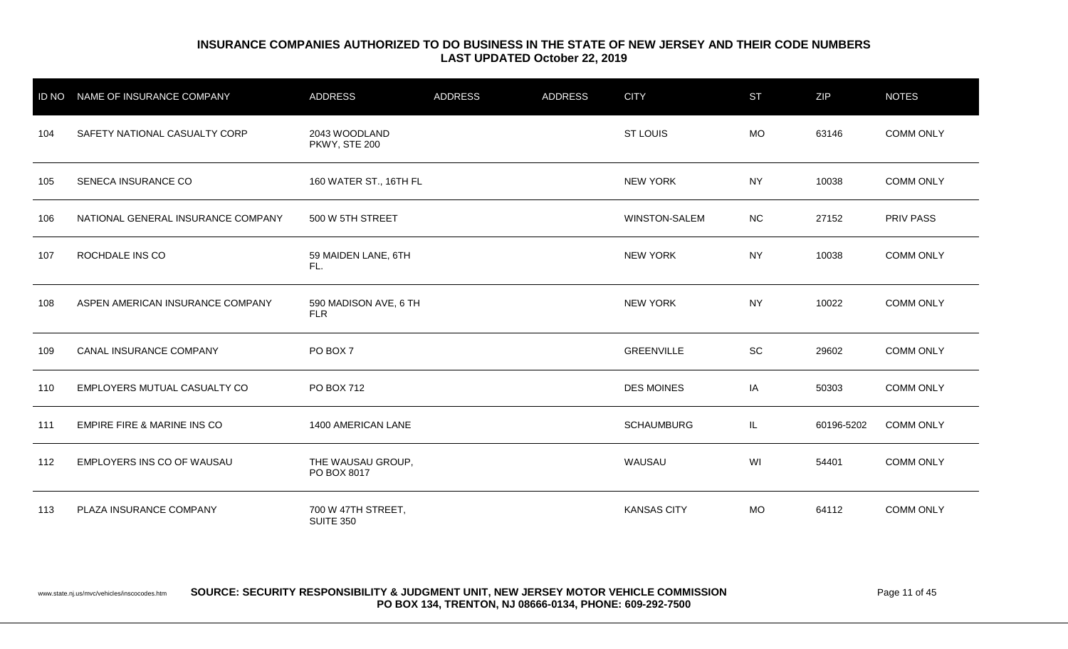## INSURANCE COMPANIES AUTHORIZED TO DO BUSINESS IN THE STATE OF NEW JERSEY AND THEIR CODE NUMBERS
### LAST UPDATED October 22, 2019

| ID NO | NAME OF INSURANCE COMPANY | ADDRESS | ADDRESS | ADDRESS | CITY | ST | ZIP | NOTES |
|---|---|---|---|---|---|---|---|---|
| 104 | SAFETY NATIONAL CASUALTY CORP | 2043 WOODLAND PKWY, STE 200 | | | ST LOUIS | MO | 63146 | COMM ONLY |
| 105 | SENECA INSURANCE CO | 160 WATER ST., 16TH FL | | | NEW YORK | NY | 10038 | COMM ONLY |
| 106 | NATIONAL GENERAL INSURANCE COMPANY | 500 W 5TH STREET | | | WINSTON-SALEM | NC | 27152 | PRIV PASS |
| 107 | ROCHDALE INS CO | 59 MAIDEN LANE, 6TH FL. | | | NEW YORK | NY | 10038 | COMM ONLY |
| 108 | ASPEN AMERICAN INSURANCE COMPANY | 590 MADISON AVE, 6 TH FLR | | | NEW YORK | NY | 10022 | COMM ONLY |
| 109 | CANAL INSURANCE COMPANY | PO BOX 7 | | | GREENVILLE | SC | 29602 | COMM ONLY |
| 110 | EMPLOYERS MUTUAL CASUALTY CO | PO BOX 712 | | | DES MOINES | IA | 50303 | COMM ONLY |
| 111 | EMPIRE FIRE & MARINE INS CO | 1400 AMERICAN LANE | | | SCHAUMBURG | IL | 60196-5202 | COMM ONLY |
| 112 | EMPLOYERS INS CO OF WAUSAU | THE WAUSAU GROUP, PO BOX 8017 | | | WAUSAU | WI | 54401 | COMM ONLY |
| 113 | PLAZA INSURANCE COMPANY | 700 W 47TH STREET, SUITE 350 | | | KANSAS CITY | MO | 64112 | COMM ONLY |

www.state.nj.us/mvc/vehicles/inscocodes.htm **SOURCE: SECURITY RESPONSIBILITY & JUDGMENT UNIT, NEW JERSEY MOTOR VEHICLE COMMISSION PO BOX 134, TRENTON, NJ 08666-0134, PHONE: 609-292-7500**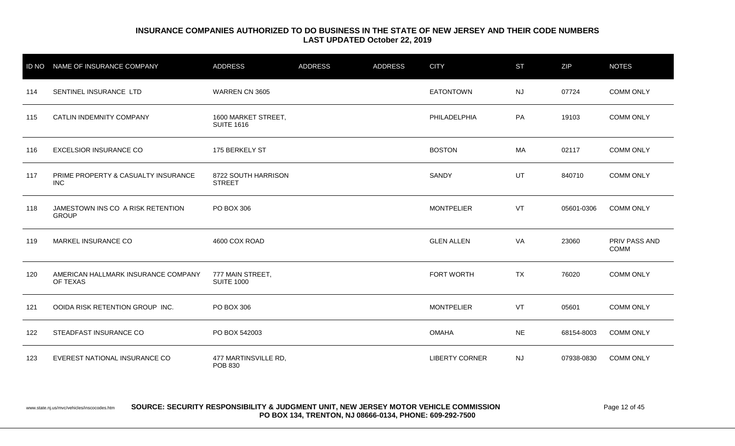**INSURANCE COMPANIES AUTHORIZED TO DO BUSINESS IN THE STATE OF NEW JERSEY AND THEIR CODE NUMBERS**
**LAST UPDATED October 22, 2019**

| ID NO | NAME OF INSURANCE COMPANY | ADDRESS | ADDRESS | ADDRESS | CITY | ST | ZIP | NOTES |
|---|---|---|---|---|---|---|---|---|
| 114 | SENTINEL INSURANCE LTD | WARREN CN 3605 | | | EATONTOWN | NJ | 07724 | COMM ONLY |
| 115 | CATLIN INDEMNITY COMPANY | 1600 MARKET STREET, SUITE 1616 | | | PHILADELPHIA | PA | 19103 | COMM ONLY |
| 116 | EXCELSIOR INSURANCE CO | 175 BERKELY ST | | | BOSTON | MA | 02117 | COMM ONLY |
| 117 | PRIME PROPERTY & CASUALTY INSURANCE INC | 8722 SOUTH HARRISON STREET | | | SANDY | UT | 840710 | COMM ONLY |
| 118 | JAMESTOWN INS CO A RISK RETENTION GROUP | PO BOX 306 | | | MONTPELIER | VT | 05601-0306 | COMM ONLY |
| 119 | MARKEL INSURANCE CO | 4600 COX ROAD | | | GLEN ALLEN | VA | 23060 | PRIV PASS AND COMM |
| 120 | AMERICAN HALLMARK INSURANCE COMPANY OF TEXAS | 777 MAIN STREET, SUITE 1000 | | | FORT WORTH | TX | 76020 | COMM ONLY |
| 121 | OOIDA RISK RETENTION GROUP INC. | PO BOX 306 | | | MONTPELIER | VT | 05601 | COMM ONLY |
| 122 | STEADFAST INSURANCE CO | PO BOX 542003 | | | OMAHA | NE | 68154-8003 | COMM ONLY |
| 123 | EVEREST NATIONAL INSURANCE CO | 477 MARTINSVILLE RD, POB 830 | | | LIBERTY CORNER | NJ | 07938-0830 | COMM ONLY |

www.state.nj.us/mvc/vehicles/inscocodes.htm **SOURCE: SECURITY RESPONSIBILITY & JUDGMENT UNIT, NEW JERSEY MOTOR VEHICLE COMMISSION PO BOX 134, TRENTON, NJ 08666-0134, PHONE: 609-292-7500**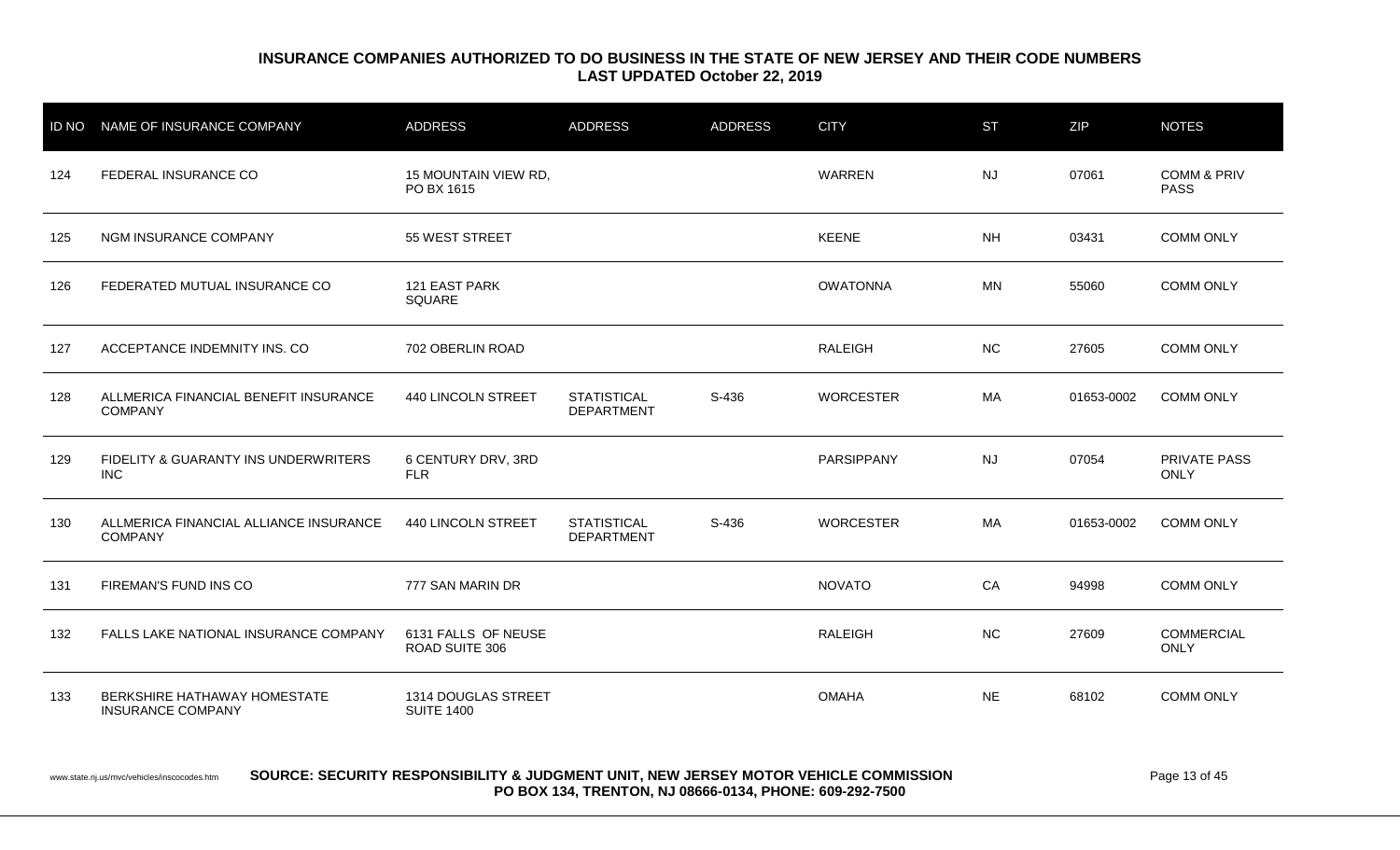## INSURANCE COMPANIES AUTHORIZED TO DO BUSINESS IN THE STATE OF NEW JERSEY AND THEIR CODE NUMBERS
### LAST UPDATED October 22, 2019

| ID NO | NAME OF INSURANCE COMPANY | ADDRESS | ADDRESS | ADDRESS | CITY | ST | ZIP | NOTES |
|---|---|---|---|---|---|---|---|---|
| 124 | FEDERAL INSURANCE CO | 15 MOUNTAIN VIEW RD, PO BX 1615 | | | WARREN | NJ | 07061 | COMM & PRIV PASS |
| 125 | NGM INSURANCE COMPANY | 55 WEST STREET | | | KEENE | NH | 03431 | COMM ONLY |
| 126 | FEDERATED MUTUAL INSURANCE CO | 121 EAST PARK SQUARE | | | OWATONNA | MN | 55060 | COMM ONLY |
| 127 | ACCEPTANCE INDEMNITY INS. CO | 702 OBERLIN ROAD | | | RALEIGH | NC | 27605 | COMM ONLY |
| 128 | ALLMERICA FINANCIAL BENEFIT INSURANCE COMPANY | 440 LINCOLN STREET | STATISTICAL DEPARTMENT | S-436 | WORCESTER | MA | 01653-0002 | COMM ONLY |
| 129 | FIDELITY & GUARANTY INS UNDERWRITERS INC | 6 CENTURY DRV, 3RD FLR | | | PARSIPPANY | NJ | 07054 | PRIVATE PASS ONLY |
| 130 | ALLMERICA FINANCIAL ALLIANCE INSURANCE COMPANY | 440 LINCOLN STREET | STATISTICAL DEPARTMENT | S-436 | WORCESTER | MA | 01653-0002 | COMM ONLY |
| 131 | FIREMAN'S FUND INS CO | 777 SAN MARIN DR | | | NOVATO | CA | 94998 | COMM ONLY |
| 132 | FALLS LAKE NATIONAL INSURANCE COMPANY | 6131 FALLS OF NEUSE ROAD SUITE 306 | | | RALEIGH | NC | 27609 | COMMERCIAL ONLY |
| 133 | BERKSHIRE HATHAWAY HOMESTATE INSURANCE COMPANY | 1314 DOUGLAS STREET SUITE 1400 | | | OMAHA | NE | 68102 | COMM ONLY |

www.state.nj.us/mvc/vehicles/inscocodes.htm **SOURCE: SECURITY RESPONSIBILITY & JUDGMENT UNIT, NEW JERSEY MOTOR VEHICLE COMMISSION PO BOX 134, TRENTON, NJ 08666-0134, PHONE: 609-292-7500**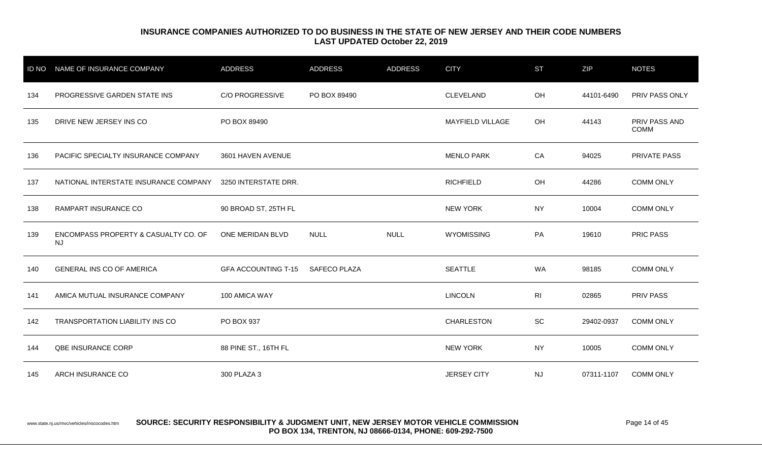**INSURANCE COMPANIES AUTHORIZED TO DO BUSINESS IN THE STATE OF NEW JERSEY AND THEIR CODE NUMBERS**
**LAST UPDATED October 22, 2019**

| ID NO | NAME OF INSURANCE COMPANY | ADDRESS | ADDRESS | ADDRESS | CITY | ST | ZIP | NOTES |
|---|---|---|---|---|---|---|---|---|
| 134 | PROGRESSIVE GARDEN STATE INS | C/O PROGRESSIVE | PO BOX 89490 | | CLEVELAND | OH | 44101-6490 | PRIV PASS ONLY |
| 135 | DRIVE NEW JERSEY INS CO | PO BOX 89490 | | | MAYFIELD VILLAGE | OH | 44143 | PRIV PASS AND COMM |
| 136 | PACIFIC SPECIALTY INSURANCE COMPANY | 3601 HAVEN AVENUE | | | MENLO PARK | CA | 94025 | PRIVATE PASS |
| 137 | NATIONAL INTERSTATE INSURANCE COMPANY | 3250 INTERSTATE DRR. | | | RICHFIELD | OH | 44286 | COMM ONLY |
| 138 | RAMPART INSURANCE CO | 90 BROAD ST, 25TH FL | | | NEW YORK | NY | 10004 | COMM ONLY |
| 139 | ENCOMPASS PROPERTY & CASUALTY CO. OF NJ | ONE MERIDAN BLVD | NULL | NULL | WYOMISSING | PA | 19610 | PRIC PASS |
| 140 | GENERAL INS CO OF AMERICA | GFA ACCOUNTING T-15 | SAFECO PLAZA | | SEATTLE | WA | 98185 | COMM ONLY |
| 141 | AMICA MUTUAL INSURANCE COMPANY | 100 AMICA WAY | | | LINCOLN | RI | 02865 | PRIV PASS |
| 142 | TRANSPORTATION LIABILITY INS CO | PO BOX 937 | | | CHARLESTON | SC | 29402-0937 | COMM ONLY |
| 144 | QBE INSURANCE CORP | 88 PINE ST., 16TH FL | | | NEW YORK | NY | 10005 | COMM ONLY |
| 145 | ARCH INSURANCE CO | 300 PLAZA 3 | | | JERSEY CITY | NJ | 07311-1107 | COMM ONLY |

www.state.nj.us/mvc/vehicles/inscocodes.htm **SOURCE: SECURITY RESPONSIBILITY & JUDGMENT UNIT, NEW JERSEY MOTOR VEHICLE COMMISSION PO BOX 134, TRENTON, NJ 08666-0134, PHONE: 609-292-7500**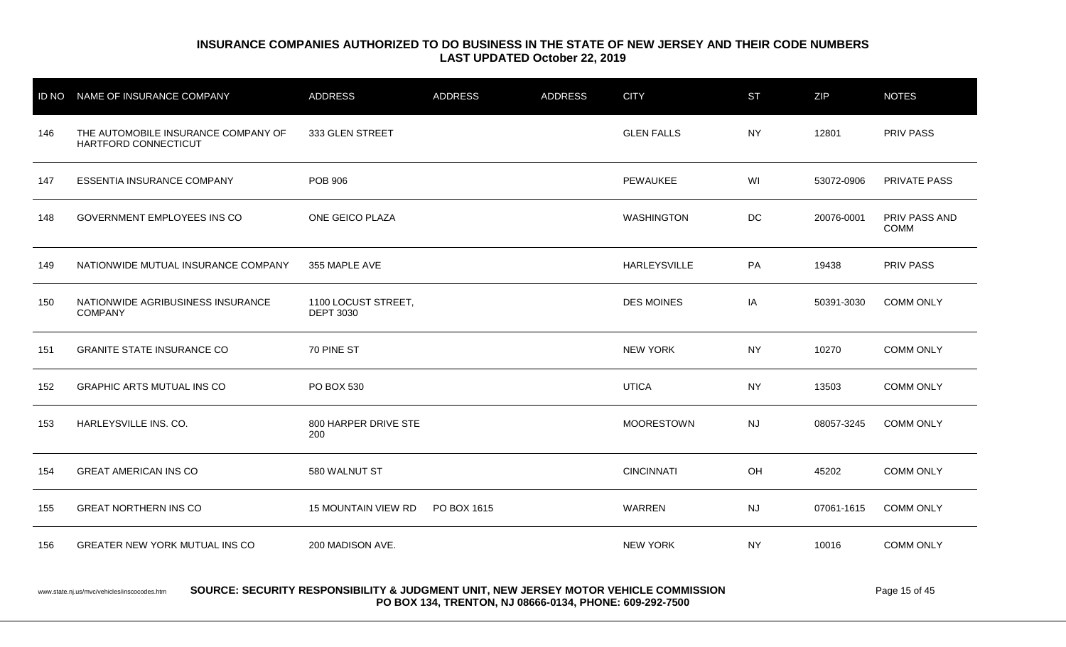**INSURANCE COMPANIES AUTHORIZED TO DO BUSINESS IN THE STATE OF NEW JERSEY AND THEIR CODE NUMBERS**
**LAST UPDATED October 22, 2019**

| ID NO | NAME OF INSURANCE COMPANY | ADDRESS | ADDRESS | ADDRESS | CITY | ST | ZIP | NOTES |
|---|---|---|---|---|---|---|---|---|
| 146 | THE AUTOMOBILE INSURANCE COMPANY OF HARTFORD CONNECTICUT | 333 GLEN STREET | | | GLEN FALLS | NY | 12801 | PRIV PASS |
| 147 | ESSENTIA INSURANCE COMPANY | POB 906 | | | PEWAUKEE | WI | 53072-0906 | PRIVATE PASS |
| 148 | GOVERNMENT EMPLOYEES INS CO | ONE GEICO PLAZA | | | WASHINGTON | DC | 20076-0001 | PRIV PASS AND COMM |
| 149 | NATIONWIDE MUTUAL INSURANCE COMPANY | 355 MAPLE AVE | | | HARLEYSVILLE | PA | 19438 | PRIV PASS |
| 150 | NATIONWIDE AGRIBUSINESS INSURANCE COMPANY | 1100 LOCUST STREET, DEPT 3030 | | | DES MOINES | IA | 50391-3030 | COMM ONLY |
| 151 | GRANITE STATE INSURANCE CO | 70 PINE ST | | | NEW YORK | NY | 10270 | COMM ONLY |
| 152 | GRAPHIC ARTS MUTUAL INS CO | PO BOX 530 | | | UTICA | NY | 13503 | COMM ONLY |
| 153 | HARLEYSVILLE INS. CO. | 800 HARPER DRIVE STE 200 | | | MOORESTOWN | NJ | 08057-3245 | COMM ONLY |
| 154 | GREAT AMERICAN INS CO | 580 WALNUT ST | | | CINCINNATI | OH | 45202 | COMM ONLY |
| 155 | GREAT NORTHERN INS CO | 15 MOUNTAIN VIEW RD | PO BOX 1615 | | WARREN | NJ | 07061-1615 | COMM ONLY |
| 156 | GREATER NEW YORK MUTUAL INS CO | 200 MADISON AVE. | | | NEW YORK | NY | 10016 | COMM ONLY |

www.state.nj.us/mvc/vehicles/inscocodes.htm **SOURCE: SECURITY RESPONSIBILITY & JUDGMENT UNIT, NEW JERSEY MOTOR VEHICLE COMMISSION PO BOX 134, TRENTON, NJ 08666-0134, PHONE: 609-292-7500**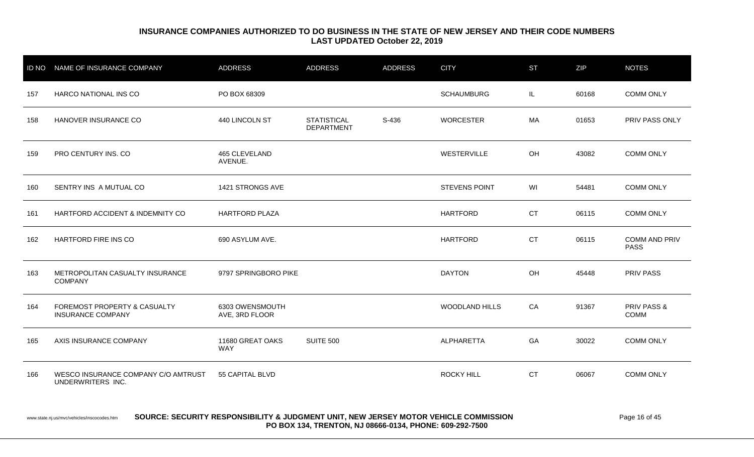**INSURANCE COMPANIES AUTHORIZED TO DO BUSINESS IN THE STATE OF NEW JERSEY AND THEIR CODE NUMBERS**
**LAST UPDATED October 22, 2019**

| ID NO | NAME OF INSURANCE COMPANY | ADDRESS | ADDRESS | ADDRESS | CITY | ST | ZIP | NOTES |
|---|---|---|---|---|---|---|---|---|
| 157 | HARCO NATIONAL INS CO | PO BOX 68309 | | | SCHAUMBURG | IL | 60168 | COMM ONLY |
| 158 | HANOVER INSURANCE CO | 440 LINCOLN ST | STATISTICAL DEPARTMENT | S-436 | WORCESTER | MA | 01653 | PRIV PASS ONLY |
| 159 | PRO CENTURY INS. CO | 465 CLEVELAND AVENUE. | | | WESTERVILLE | OH | 43082 | COMM ONLY |
| 160 | SENTRY INS A MUTUAL CO | 1421 STRONGS AVE | | | STEVENS POINT | WI | 54481 | COMM ONLY |
| 161 | HARTFORD ACCIDENT & INDEMNITY CO | HARTFORD PLAZA | | | HARTFORD | CT | 06115 | COMM ONLY |
| 162 | HARTFORD FIRE INS CO | 690 ASYLUM AVE. | | | HARTFORD | CT | 06115 | COMM AND PRIV PASS |
| 163 | METROPOLITAN CASUALTY INSURANCE COMPANY | 9797 SPRINGBORO PIKE | | | DAYTON | OH | 45448 | PRIV PASS |
| 164 | FOREMOST PROPERTY & CASUALTY INSURANCE COMPANY | 6303 OWENSMOUTH AVE, 3RD FLOOR | | | WOODLAND HILLS | CA | 91367 | PRIV PASS & COMM |
| 165 | AXIS INSURANCE COMPANY | 11680 GREAT OAKS WAY | SUITE 500 | | ALPHARETTA | GA | 30022 | COMM ONLY |
| 166 | WESCO INSURANCE COMPANY C/O AMTRUST UNDERWRITERS INC. | 55 CAPITAL BLVD | | | ROCKY HILL | CT | 06067 | COMM ONLY |

www.state.nj.us/mvc/vehicles/inscocodes.htm **SOURCE: SECURITY RESPONSIBILITY & JUDGMENT UNIT, NEW JERSEY MOTOR VEHICLE COMMISSION PO BOX 134, TRENTON, NJ 08666-0134, PHONE: 609-292-7500**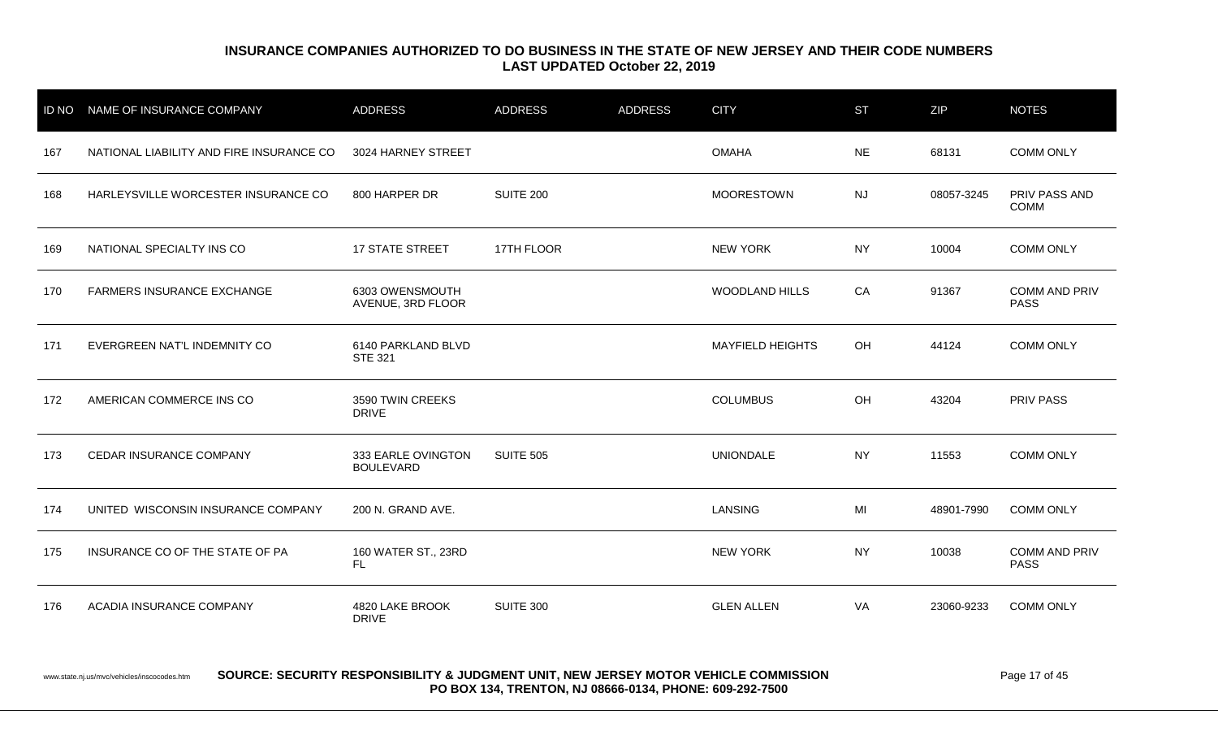**INSURANCE COMPANIES AUTHORIZED TO DO BUSINESS IN THE STATE OF NEW JERSEY AND THEIR CODE NUMBERS**
**LAST UPDATED October 22, 2019**

| ID NO | NAME OF INSURANCE COMPANY | ADDRESS | ADDRESS | ADDRESS | CITY | ST | ZIP | NOTES |
|---|---|---|---|---|---|---|---|---|
| 167 | NATIONAL LIABILITY AND FIRE INSURANCE CO | 3024 HARNEY STREET | | | OMAHA | NE | 68131 | COMM ONLY |
| 168 | HARLEYSVILLE WORCESTER INSURANCE CO | 800 HARPER DR | SUITE 200 | | MOORESTOWN | NJ | 08057-3245 | PRIV PASS AND COMM |
| 169 | NATIONAL SPECIALTY INS CO | 17 STATE STREET | 17TH FLOOR | | NEW YORK | NY | 10004 | COMM ONLY |
| 170 | FARMERS INSURANCE EXCHANGE | 6303 OWENSMOUTH AVENUE, 3RD FLOOR | | | WOODLAND HILLS | CA | 91367 | COMM AND PRIV PASS |
| 171 | EVERGREEN NAT'L INDEMNITY CO | 6140 PARKLAND BLVD STE 321 | | | MAYFIELD HEIGHTS | OH | 44124 | COMM ONLY |
| 172 | AMERICAN COMMERCE INS CO | 3590 TWIN CREEKS DRIVE | | | COLUMBUS | OH | 43204 | PRIV PASS |
| 173 | CEDAR INSURANCE COMPANY | 333 EARLE OVINGTON BOULEVARD | SUITE 505 | | UNIONDALE | NY | 11553 | COMM ONLY |
| 174 | UNITED WISCONSIN INSURANCE COMPANY | 200 N. GRAND AVE. | | | LANSING | MI | 48901-7990 | COMM ONLY |
| 175 | INSURANCE CO OF THE STATE OF PA | 160 WATER ST., 23RD FL | | | NEW YORK | NY | 10038 | COMM AND PRIV PASS |
| 176 | ACADIA INSURANCE COMPANY | 4820 LAKE BROOK DRIVE | SUITE 300 | | GLEN ALLEN | VA | 23060-9233 | COMM ONLY |

www.state.nj.us/mvc/vehicles/inscocodes.htm **SOURCE: SECURITY RESPONSIBILITY & JUDGMENT UNIT, NEW JERSEY MOTOR VEHICLE COMMISSION PO BOX 134, TRENTON, NJ 08666-0134, PHONE: 609-292-7500**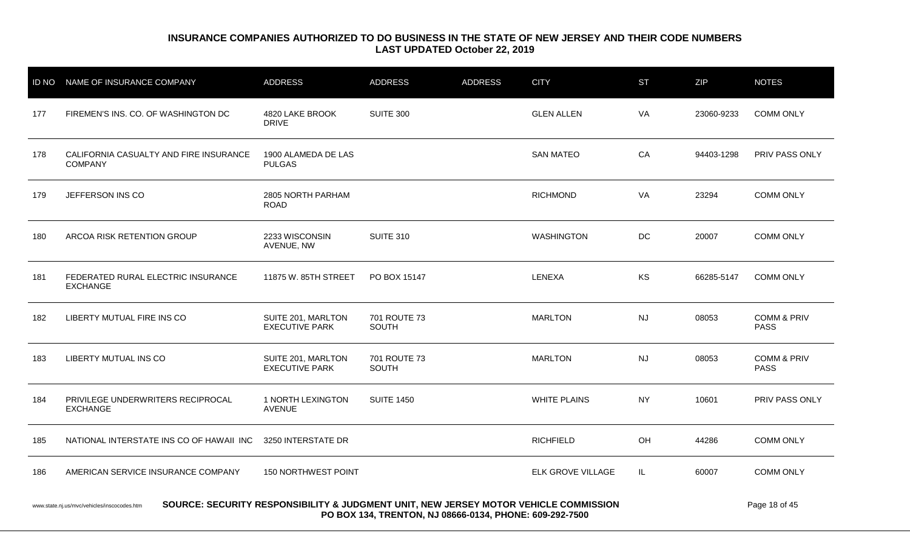# INSURANCE COMPANIES AUTHORIZED TO DO BUSINESS IN THE STATE OF NEW JERSEY AND THEIR CODE NUMBERS
## LAST UPDATED October 22, 2019

| ID NO | NAME OF INSURANCE COMPANY | ADDRESS | ADDRESS | ADDRESS | CITY | ST | ZIP | NOTES |
|---|---|---|---|---|---|---|---|---|
| 177 | FIREMEN'S INS. CO. OF WASHINGTON DC | 4820 LAKE BROOK DRIVE | SUITE 300 | | GLEN ALLEN | VA | 23060-9233 | COMM ONLY |
| 178 | CALIFORNIA CASUALTY AND FIRE INSURANCE COMPANY | 1900 ALAMEDA DE LAS PULGAS | | | SAN MATEO | CA | 94403-1298 | PRIV PASS ONLY |
| 179 | JEFFERSON INS CO | 2805 NORTH PARHAM ROAD | | | RICHMOND | VA | 23294 | COMM ONLY |
| 180 | ARCOA RISK RETENTION GROUP | 2233 WISCONSIN AVENUE, NW | SUITE 310 | | WASHINGTON | DC | 20007 | COMM ONLY |
| 181 | FEDERATED RURAL ELECTRIC INSURANCE EXCHANGE | 11875 W. 85TH STREET | PO BOX 15147 | | LENEXA | KS | 66285-5147 | COMM ONLY |
| 182 | LIBERTY MUTUAL FIRE INS CO | SUITE 201, MARLTON EXECUTIVE PARK | 701 ROUTE 73 SOUTH | | MARLTON | NJ | 08053 | COMM & PRIV PASS |
| 183 | LIBERTY MUTUAL INS CO | SUITE 201, MARLTON EXECUTIVE PARK | 701 ROUTE 73 SOUTH | | MARLTON | NJ | 08053 | COMM & PRIV PASS |
| 184 | PRIVILEGE UNDERWRITERS RECIPROCAL EXCHANGE | 1 NORTH LEXINGTON AVENUE | SUITE 1450 | | WHITE PLAINS | NY | 10601 | PRIV PASS ONLY |
| 185 | NATIONAL INTERSTATE INS CO OF HAWAII INC | 3250 INTERSTATE DR | | | RICHFIELD | OH | 44286 | COMM ONLY |
| 186 | AMERICAN SERVICE INSURANCE COMPANY | 150 NORTHWEST POINT | | | ELK GROVE VILLAGE | IL | 60007 | COMM ONLY |

www.state.nj.us/mvc/vehicles/inscocodes.htm

**SOURCE: SECURITY RESPONSIBILITY & JUDGMENT UNIT, NEW JERSEY MOTOR VEHICLE COMMISSION**
**PO BOX 134, TRENTON, NJ 08666-0134, PHONE: 609-292-7500**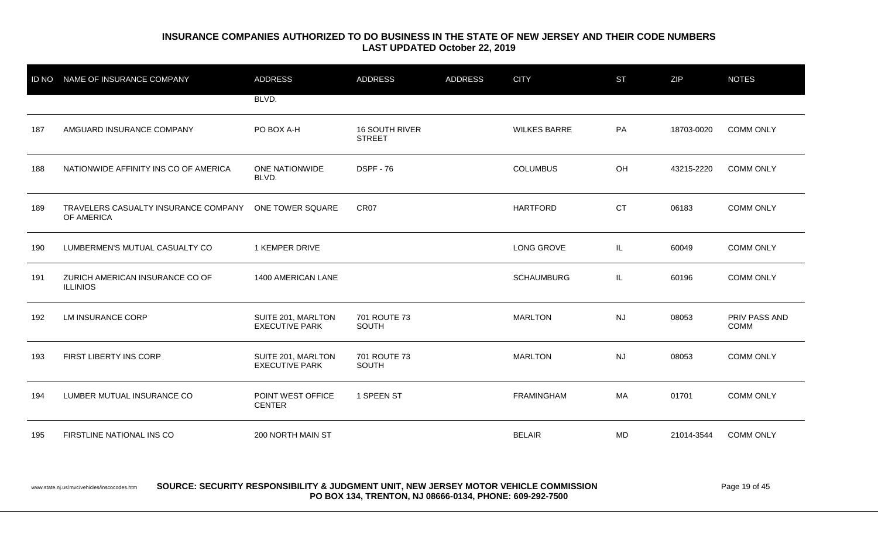**INSURANCE COMPANIES AUTHORIZED TO DO BUSINESS IN THE STATE OF NEW JERSEY AND THEIR CODE NUMBERS**
**LAST UPDATED October 22, 2019**

| ID NO | NAME OF INSURANCE COMPANY | ADDRESS | ADDRESS | ADDRESS | CITY | ST | ZIP | NOTES |
|---|---|---|---|---|---|---|---|---|
| | | BLVD. | | | | | | |
| 187 | AMGUARD INSURANCE COMPANY | PO BOX A-H | 16 SOUTH RIVER STREET | | WILKES BARRE | PA | 18703-0020 | COMM ONLY |
| 188 | NATIONWIDE AFFINITY INS CO OF AMERICA | ONE NATIONWIDE BLVD. | DSPF - 76 | | COLUMBUS | OH | 43215-2220 | COMM ONLY |
| 189 | TRAVELERS CASUALTY INSURANCE COMPANY OF AMERICA | ONE TOWER SQUARE | CR07 | | HARTFORD | CT | 06183 | COMM ONLY |
| 190 | LUMBERMEN'S MUTUAL CASUALTY CO | 1 KEMPER DRIVE | | | LONG GROVE | IL | 60049 | COMM ONLY |
| 191 | ZURICH AMERICAN INSURANCE CO OF ILLINIOS | 1400 AMERICAN LANE | | | SCHAUMBURG | IL | 60196 | COMM ONLY |
| 192 | LM INSURANCE CORP | SUITE 201, MARLTON EXECUTIVE PARK | 701 ROUTE 73 SOUTH | | MARLTON | NJ | 08053 | PRIV PASS AND COMM |
| 193 | FIRST LIBERTY INS CORP | SUITE 201, MARLTON EXECUTIVE PARK | 701 ROUTE 73 SOUTH | | MARLTON | NJ | 08053 | COMM ONLY |
| 194 | LUMBER MUTUAL INSURANCE CO | POINT WEST OFFICE CENTER | 1 SPEEN ST | | FRAMINGHAM | MA | 01701 | COMM ONLY |
| 195 | FIRSTLINE NATIONAL INS CO | 200 NORTH MAIN ST | | | BELAIR | MD | 21014-3544 | COMM ONLY |

www.state.nj.us/mvc/vehicles/inscocodes.htm **SOURCE: SECURITY RESPONSIBILITY & JUDGMENT UNIT, NEW JERSEY MOTOR VEHICLE COMMISSION PO BOX 134, TRENTON, NJ 08666-0134, PHONE: 609-292-7500**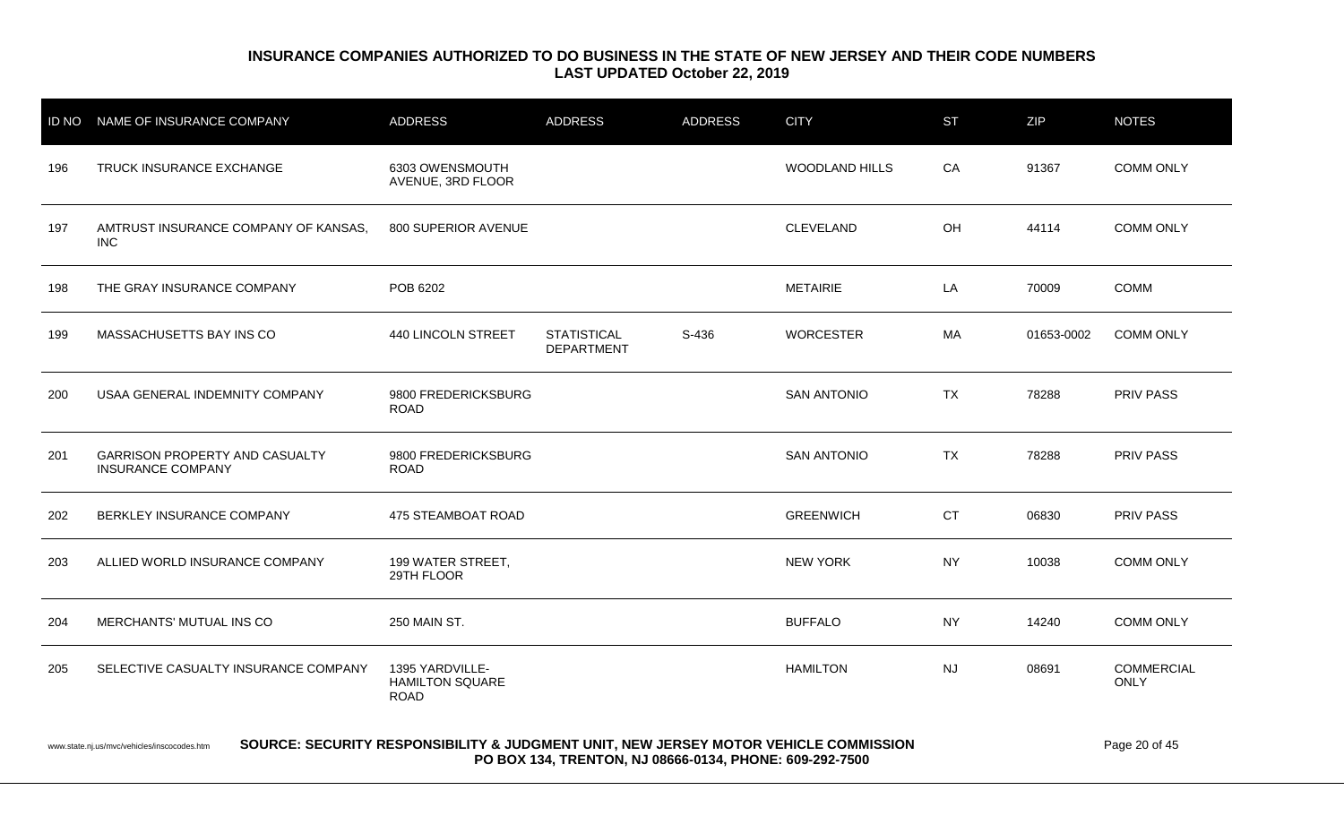**INSURANCE COMPANIES AUTHORIZED TO DO BUSINESS IN THE STATE OF NEW JERSEY AND THEIR CODE NUMBERS**
**LAST UPDATED October 22, 2019**

| ID NO | NAME OF INSURANCE COMPANY | ADDRESS | ADDRESS | ADDRESS | CITY | ST | ZIP | NOTES |
|---|---|---|---|---|---|---|---|---|
| 196 | TRUCK INSURANCE EXCHANGE | 6303 OWENSMOUTH AVENUE, 3RD FLOOR | | | WOODLAND HILLS | CA | 91367 | COMM ONLY |
| 197 | AMTRUST INSURANCE COMPANY OF KANSAS, INC | 800 SUPERIOR AVENUE | | | CLEVELAND | OH | 44114 | COMM ONLY |
| 198 | THE GRAY INSURANCE COMPANY | POB 6202 | | | METAIRIE | LA | 70009 | COMM |
| 199 | MASSACHUSETTS BAY INS CO | 440 LINCOLN STREET | STATISTICAL DEPARTMENT | S-436 | WORCESTER | MA | 01653-0002 | COMM ONLY |
| 200 | USAA GENERAL INDEMNITY COMPANY | 9800 FREDERICKSBURG ROAD | | | SAN ANTONIO | TX | 78288 | PRIV PASS |
| 201 | GARRISON PROPERTY AND CASUALTY INSURANCE COMPANY | 9800 FREDERICKSBURG ROAD | | | SAN ANTONIO | TX | 78288 | PRIV PASS |
| 202 | BERKLEY INSURANCE COMPANY | 475 STEAMBOAT ROAD | | | GREENWICH | CT | 06830 | PRIV PASS |
| 203 | ALLIED WORLD INSURANCE COMPANY | 199 WATER STREET, 29TH FLOOR | | | NEW YORK | NY | 10038 | COMM ONLY |
| 204 | MERCHANTS' MUTUAL INS CO | 250 MAIN ST. | | | BUFFALO | NY | 14240 | COMM ONLY |
| 205 | SELECTIVE CASUALTY INSURANCE COMPANY | 1395 YARDVILLE-HAMILTON SQUARE ROAD | | | HAMILTON | NJ | 08691 | COMMERCIAL ONLY |

www.state.nj.us/mvc/vehicles/inscocodes.htm

**SOURCE: SECURITY RESPONSIBILITY & JUDGMENT UNIT, NEW JERSEY MOTOR VEHICLE COMMISSION**
**PO BOX 134, TRENTON, NJ 08666-0134, PHONE: 609-292-7500**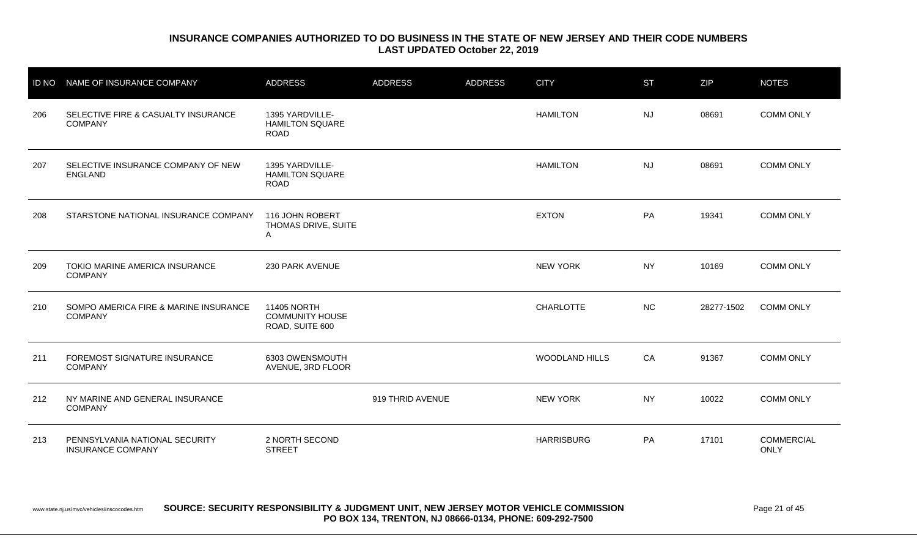**INSURANCE COMPANIES AUTHORIZED TO DO BUSINESS IN THE STATE OF NEW JERSEY AND THEIR CODE NUMBERS**
**LAST UPDATED October 22, 2019**

| ID NO | NAME OF INSURANCE COMPANY | ADDRESS | ADDRESS | ADDRESS | CITY | ST | ZIP | NOTES |
|---|---|---|---|---|---|---|---|---|
| 206 | SELECTIVE FIRE & CASUALTY INSURANCE COMPANY | 1395 YARDVILLE-HAMILTON SQUARE ROAD | | | HAMILTON | NJ | 08691 | COMM ONLY |
| 207 | SELECTIVE INSURANCE COMPANY OF NEW ENGLAND | 1395 YARDVILLE-HAMILTON SQUARE ROAD | | | HAMILTON | NJ | 08691 | COMM ONLY |
| 208 | STARSTONE NATIONAL INSURANCE COMPANY | 116 JOHN ROBERT THOMAS DRIVE, SUITE A | | | EXTON | PA | 19341 | COMM ONLY |
| 209 | TOKIO MARINE AMERICA INSURANCE COMPANY | 230 PARK AVENUE | | | NEW YORK | NY | 10169 | COMM ONLY |
| 210 | SOMPO AMERICA FIRE & MARINE INSURANCE COMPANY | 11405 NORTH COMMUNITY HOUSE ROAD, SUITE 600 | | | CHARLOTTE | NC | 28277-1502 | COMM ONLY |
| 211 | FOREMOST SIGNATURE INSURANCE COMPANY | 6303 OWENSMOUTH AVENUE, 3RD FLOOR | | | WOODLAND HILLS | CA | 91367 | COMM ONLY |
| 212 | NY MARINE AND GENERAL INSURANCE COMPANY | | 919 THRID AVENUE | | NEW YORK | NY | 10022 | COMM ONLY |
| 213 | PENNSYLVANIA NATIONAL SECURITY INSURANCE COMPANY | 2 NORTH SECOND STREET | | | HARRISBURG | PA | 17101 | COMMERCIAL ONLY |

www.state.nj.us/mvc/vehicles/inscocodes.htm **SOURCE: SECURITY RESPONSIBILITY & JUDGMENT UNIT, NEW JERSEY MOTOR VEHICLE COMMISSION PO BOX 134, TRENTON, NJ 08666-0134, PHONE: 609-292-7500**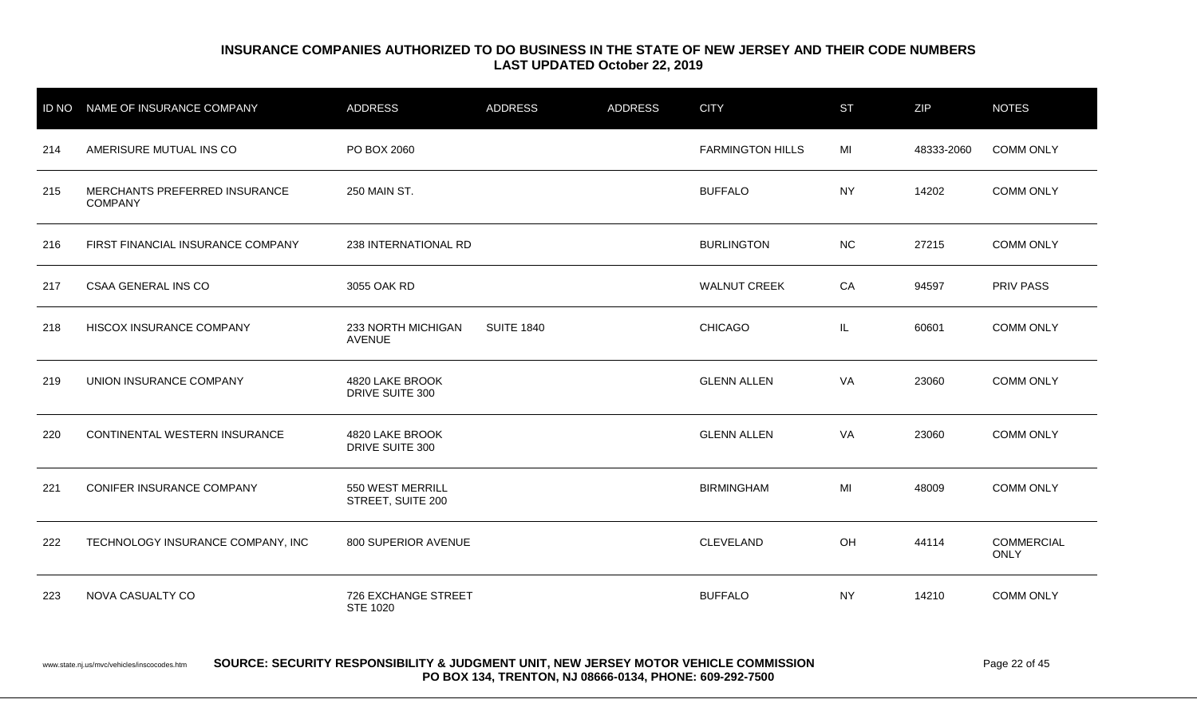**INSURANCE COMPANIES AUTHORIZED TO DO BUSINESS IN THE STATE OF NEW JERSEY AND THEIR CODE NUMBERS**
**LAST UPDATED October 22, 2019**

| ID NO | NAME OF INSURANCE COMPANY | ADDRESS | ADDRESS | ADDRESS | CITY | ST | ZIP | NOTES |
|---|---|---|---|---|---|---|---|---|
| 214 | AMERISURE MUTUAL INS CO | PO BOX 2060 | | | FARMINGTON HILLS | MI | 48333-2060 | COMM ONLY |
| 215 | MERCHANTS PREFERRED INSURANCE COMPANY | 250 MAIN ST. | | | BUFFALO | NY | 14202 | COMM ONLY |
| 216 | FIRST FINANCIAL INSURANCE COMPANY | 238 INTERNATIONAL RD | | | BURLINGTON | NC | 27215 | COMM ONLY |
| 217 | CSAA GENERAL INS CO | 3055 OAK RD | | | WALNUT CREEK | CA | 94597 | PRIV PASS |
| 218 | HISCOX INSURANCE COMPANY | 233 NORTH MICHIGAN AVENUE | SUITE 1840 | | CHICAGO | IL | 60601 | COMM ONLY |
| 219 | UNION INSURANCE COMPANY | 4820 LAKE BROOK DRIVE SUITE 300 | | | GLENN ALLEN | VA | 23060 | COMM ONLY |
| 220 | CONTINENTAL WESTERN INSURANCE | 4820 LAKE BROOK DRIVE SUITE 300 | | | GLENN ALLEN | VA | 23060 | COMM ONLY |
| 221 | CONIFER INSURANCE COMPANY | 550 WEST MERRILL STREET, SUITE 200 | | | BIRMINGHAM | MI | 48009 | COMM ONLY |
| 222 | TECHNOLOGY INSURANCE COMPANY, INC | 800 SUPERIOR AVENUE | | | CLEVELAND | OH | 44114 | COMMERCIAL ONLY |
| 223 | NOVA CASUALTY CO | 726 EXCHANGE STREET STE 1020 | | | BUFFALO | NY | 14210 | COMM ONLY |

www.state.nj.us/mvc/vehicles/inscocodes.htm **SOURCE: SECURITY RESPONSIBILITY & JUDGMENT UNIT, NEW JERSEY MOTOR VEHICLE COMMISSION PO BOX 134, TRENTON, NJ 08666-0134, PHONE: 609-292-7500**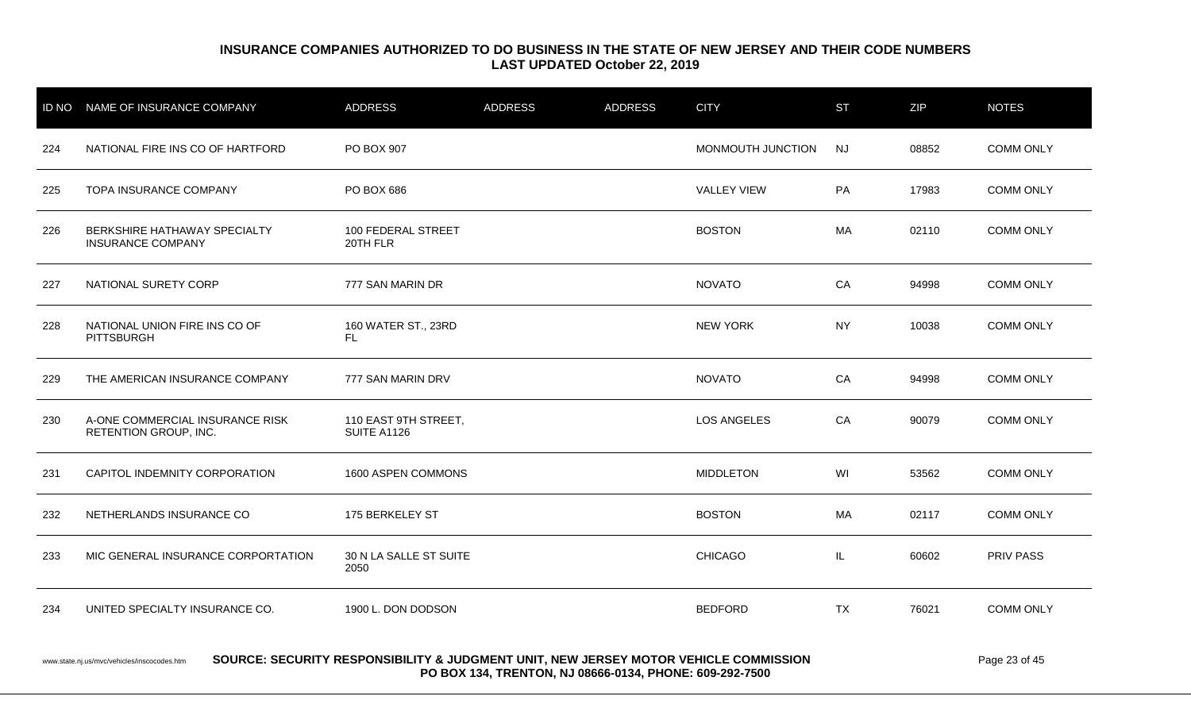**INSURANCE COMPANIES AUTHORIZED TO DO BUSINESS IN THE STATE OF NEW JERSEY AND THEIR CODE NUMBERS**
**LAST UPDATED October 22, 2019**

| ID NO | NAME OF INSURANCE COMPANY | ADDRESS | ADDRESS | ADDRESS | CITY | ST | ZIP | NOTES |
|---|---|---|---|---|---|---|---|---|
| 224 | NATIONAL FIRE INS CO OF HARTFORD | PO BOX 907 | | | MONMOUTH JUNCTION | NJ | 08852 | COMM ONLY |
| 225 | TOPA INSURANCE COMPANY | PO BOX 686 | | | VALLEY VIEW | PA | 17983 | COMM ONLY |
| 226 | BERKSHIRE HATHAWAY SPECIALTY INSURANCE COMPANY | 100 FEDERAL STREET 20TH FLR | | | BOSTON | MA | 02110 | COMM ONLY |
| 227 | NATIONAL SURETY CORP | 777 SAN MARIN DR | | | NOVATO | CA | 94998 | COMM ONLY |
| 228 | NATIONAL UNION FIRE INS CO OF PITTSBURGH | 160 WATER ST., 23RD FL | | | NEW YORK | NY | 10038 | COMM ONLY |
| 229 | THE AMERICAN INSURANCE COMPANY | 777 SAN MARIN DRV | | | NOVATO | CA | 94998 | COMM ONLY |
| 230 | A-ONE COMMERCIAL INSURANCE RISK RETENTION GROUP, INC. | 110 EAST 9TH STREET, SUITE A1126 | | | LOS ANGELES | CA | 90079 | COMM ONLY |
| 231 | CAPITOL INDEMNITY CORPORATION | 1600 ASPEN COMMONS | | | MIDDLETON | WI | 53562 | COMM ONLY |
| 232 | NETHERLANDS INSURANCE CO | 175 BERKELEY ST | | | BOSTON | MA | 02117 | COMM ONLY |
| 233 | MIC GENERAL INSURANCE CORPORTATION | 30 N LA SALLE ST SUITE 2050 | | | CHICAGO | IL | 60602 | PRIV PASS |
| 234 | UNITED SPECIALTY INSURANCE CO. | 1900 L. DON DODSON | | | BEDFORD | TX | 76021 | COMM ONLY |

www.state.nj.us/mvc/vehicles/inscocodes.htm **SOURCE: SECURITY RESPONSIBILITY & JUDGMENT UNIT, NEW JERSEY MOTOR VEHICLE COMMISSION PO BOX 134, TRENTON, NJ 08666-0134, PHONE: 609-292-7500**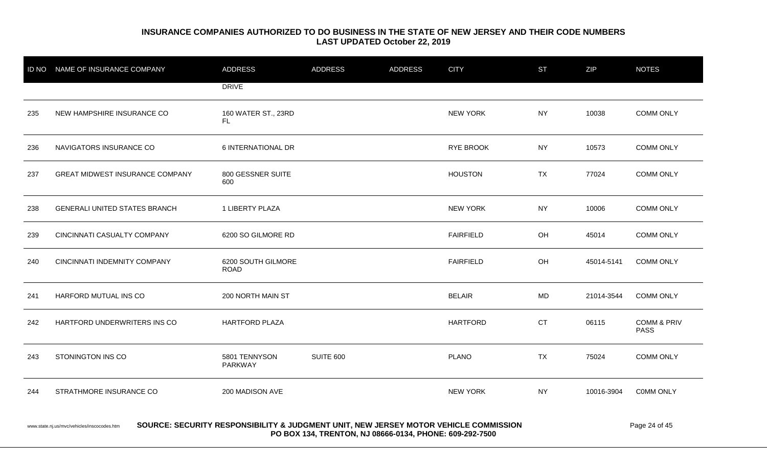# INSURANCE COMPANIES AUTHORIZED TO DO BUSINESS IN THE STATE OF NEW JERSEY AND THEIR CODE NUMBERS
## LAST UPDATED October 22, 2019

| ID NO | NAME OF INSURANCE COMPANY | ADDRESS | ADDRESS | ADDRESS | CITY | ST | ZIP | NOTES |
|---|---|---|---|---|---|---|---|---|
| | | DRIVE | | | | | | |
| 235 | NEW HAMPSHIRE INSURANCE CO | 160 WATER ST., 23RD FL | | | NEW YORK | NY | 10038 | COMM ONLY |
| 236 | NAVIGATORS INSURANCE CO | 6 INTERNATIONAL DR | | | RYE BROOK | NY | 10573 | COMM ONLY |
| 237 | GREAT MIDWEST INSURANCE COMPANY | 800 GESSNER SUITE 600 | | | HOUSTON | TX | 77024 | COMM ONLY |
| 238 | GENERALI UNITED STATES BRANCH | 1 LIBERTY PLAZA | | | NEW YORK | NY | 10006 | COMM ONLY |
| 239 | CINCINNATI CASUALTY COMPANY | 6200 SO GILMORE RD | | | FAIRFIELD | OH | 45014 | COMM ONLY |
| 240 | CINCINNATI INDEMNITY COMPANY | 6200 SOUTH GILMORE ROAD | | | FAIRFIELD | OH | 45014-5141 | COMM ONLY |
| 241 | HARFORD MUTUAL INS CO | 200 NORTH MAIN ST | | | BELAIR | MD | 21014-3544 | COMM ONLY |
| 242 | HARTFORD UNDERWRITERS INS CO | HARTFORD PLAZA | | | HARTFORD | CT | 06115 | COMM & PRIV PASS |
| 243 | STONINGTON INS CO | 5801 TENNYSON PARKWAY | SUITE 600 | | PLANO | TX | 75024 | COMM ONLY |
| 244 | STRATHMORE INSURANCE CO | 200 MADISON AVE | | | NEW YORK | NY | 10016-3904 | C0MM ONLY |

www.state.nj.us/mvc/vehicles/inscocodes.htm **SOURCE: SECURITY RESPONSIBILITY & JUDGMENT UNIT, NEW JERSEY MOTOR VEHICLE COMMISSION PO BOX 134, TRENTON, NJ 08666-0134, PHONE: 609-292-7500**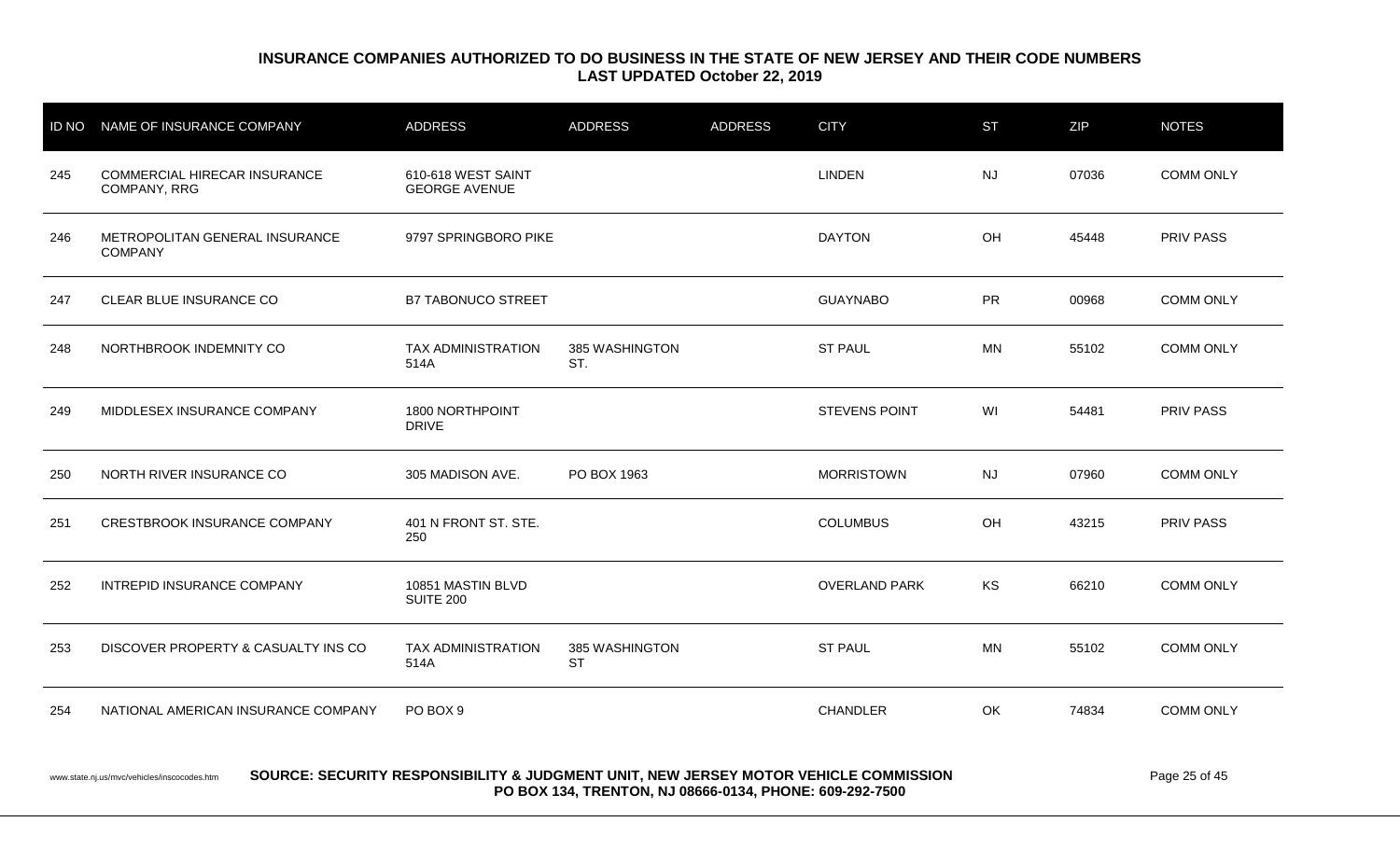**INSURANCE COMPANIES AUTHORIZED TO DO BUSINESS IN THE STATE OF NEW JERSEY AND THEIR CODE NUMBERS**
**LAST UPDATED October 22, 2019**

| ID NO | NAME OF INSURANCE COMPANY | ADDRESS | ADDRESS | ADDRESS | CITY | ST | ZIP | NOTES |
|---|---|---|---|---|---|---|---|---|
| 245 | COMMERCIAL HIRECAR INSURANCE COMPANY, RRG | 610-618 WEST SAINT GEORGE AVENUE | | | LINDEN | NJ | 07036 | COMM ONLY |
| 246 | METROPOLITAN GENERAL INSURANCE COMPANY | 9797 SPRINGBORO PIKE | | | DAYTON | OH | 45448 | PRIV PASS |
| 247 | CLEAR BLUE INSURANCE CO | B7 TABONUCO STREET | | | GUAYNABO | PR | 00968 | COMM ONLY |
| 248 | NORTHBROOK INDEMNITY CO | TAX ADMINISTRATION 514A | 385 WASHINGTON ST. | | ST PAUL | MN | 55102 | COMM ONLY |
| 249 | MIDDLESEX INSURANCE COMPANY | 1800 NORTHPOINT DRIVE | | | STEVENS POINT | WI | 54481 | PRIV PASS |
| 250 | NORTH RIVER INSURANCE CO | 305 MADISON AVE. | PO BOX 1963 | | MORRISTOWN | NJ | 07960 | COMM ONLY |
| 251 | CRESTBROOK INSURANCE COMPANY | 401 N FRONT ST. STE. 250 | | | COLUMBUS | OH | 43215 | PRIV PASS |
| 252 | INTREPID INSURANCE COMPANY | 10851 MASTIN BLVD SUITE 200 | | | OVERLAND PARK | KS | 66210 | COMM ONLY |
| 253 | DISCOVER PROPERTY & CASUALTY INS CO | TAX ADMINISTRATION 514A | 385 WASHINGTON ST | | ST PAUL | MN | 55102 | COMM ONLY |
| 254 | NATIONAL AMERICAN INSURANCE COMPANY | PO BOX 9 | | | CHANDLER | OK | 74834 | COMM ONLY |

www.state.nj.us/mvc/vehicles/inscocodes.htm **SOURCE: SECURITY RESPONSIBILITY & JUDGMENT UNIT, NEW JERSEY MOTOR VEHICLE COMMISSION PO BOX 134, TRENTON, NJ 08666-0134, PHONE: 609-292-7500**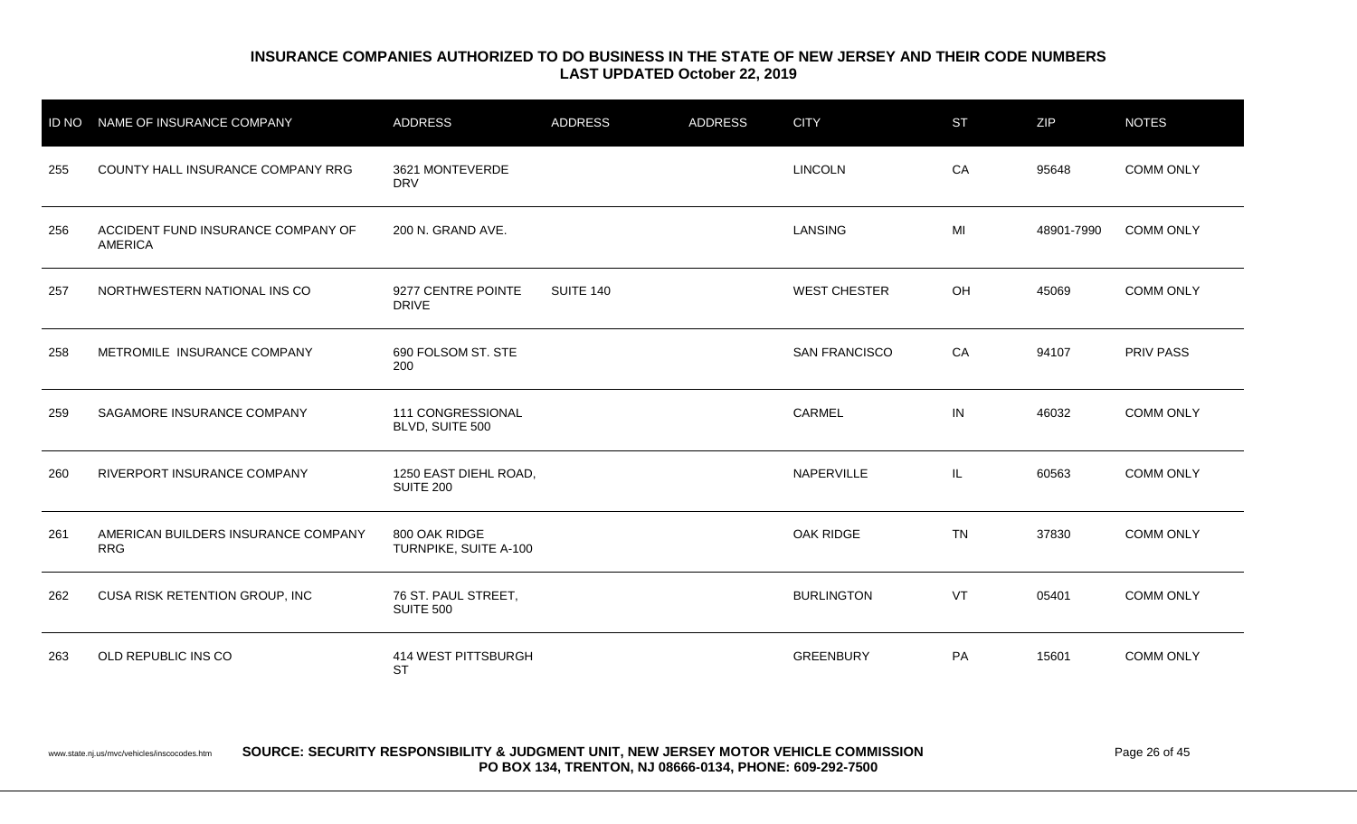**INSURANCE COMPANIES AUTHORIZED TO DO BUSINESS IN THE STATE OF NEW JERSEY AND THEIR CODE NUMBERS**
**LAST UPDATED October 22, 2019**

| ID NO | NAME OF INSURANCE COMPANY | ADDRESS | ADDRESS | ADDRESS | CITY | ST | ZIP | NOTES |
|---|---|---|---|---|---|---|---|---|
| 255 | COUNTY HALL INSURANCE COMPANY RRG | 3621 MONTEVERDE DRV | | | LINCOLN | CA | 95648 | COMM ONLY |
| 256 | ACCIDENT FUND INSURANCE COMPANY OF AMERICA | 200 N. GRAND AVE. | | | LANSING | MI | 48901-7990 | COMM ONLY |
| 257 | NORTHWESTERN NATIONAL INS CO | 9277 CENTRE POINTE DRIVE | SUITE 140 | | WEST CHESTER | OH | 45069 | COMM ONLY |
| 258 | METROMILE INSURANCE COMPANY | 690 FOLSOM ST. STE 200 | | | SAN FRANCISCO | CA | 94107 | PRIV PASS |
| 259 | SAGAMORE INSURANCE COMPANY | 111 CONGRESSIONAL BLVD, SUITE 500 | | | CARMEL | IN | 46032 | COMM ONLY |
| 260 | RIVERPORT INSURANCE COMPANY | 1250 EAST DIEHL ROAD, SUITE 200 | | | NAPERVILLE | IL | 60563 | COMM ONLY |
| 261 | AMERICAN BUILDERS INSURANCE COMPANY RRG | 800 OAK RIDGE TURNPIKE, SUITE A-100 | | | OAK RIDGE | TN | 37830 | COMM ONLY |
| 262 | CUSA RISK RETENTION GROUP, INC | 76 ST. PAUL STREET, SUITE 500 | | | BURLINGTON | VT | 05401 | COMM ONLY |
| 263 | OLD REPUBLIC INS CO | 414 WEST PITTSBURGH ST | | | GREENBURY | PA | 15601 | COMM ONLY |

www.state.nj.us/mvc/vehicles/inscocodes.htm **SOURCE: SECURITY RESPONSIBILITY & JUDGMENT UNIT, NEW JERSEY MOTOR VEHICLE COMMISSION PO BOX 134, TRENTON, NJ 08666-0134, PHONE: 609-292-7500**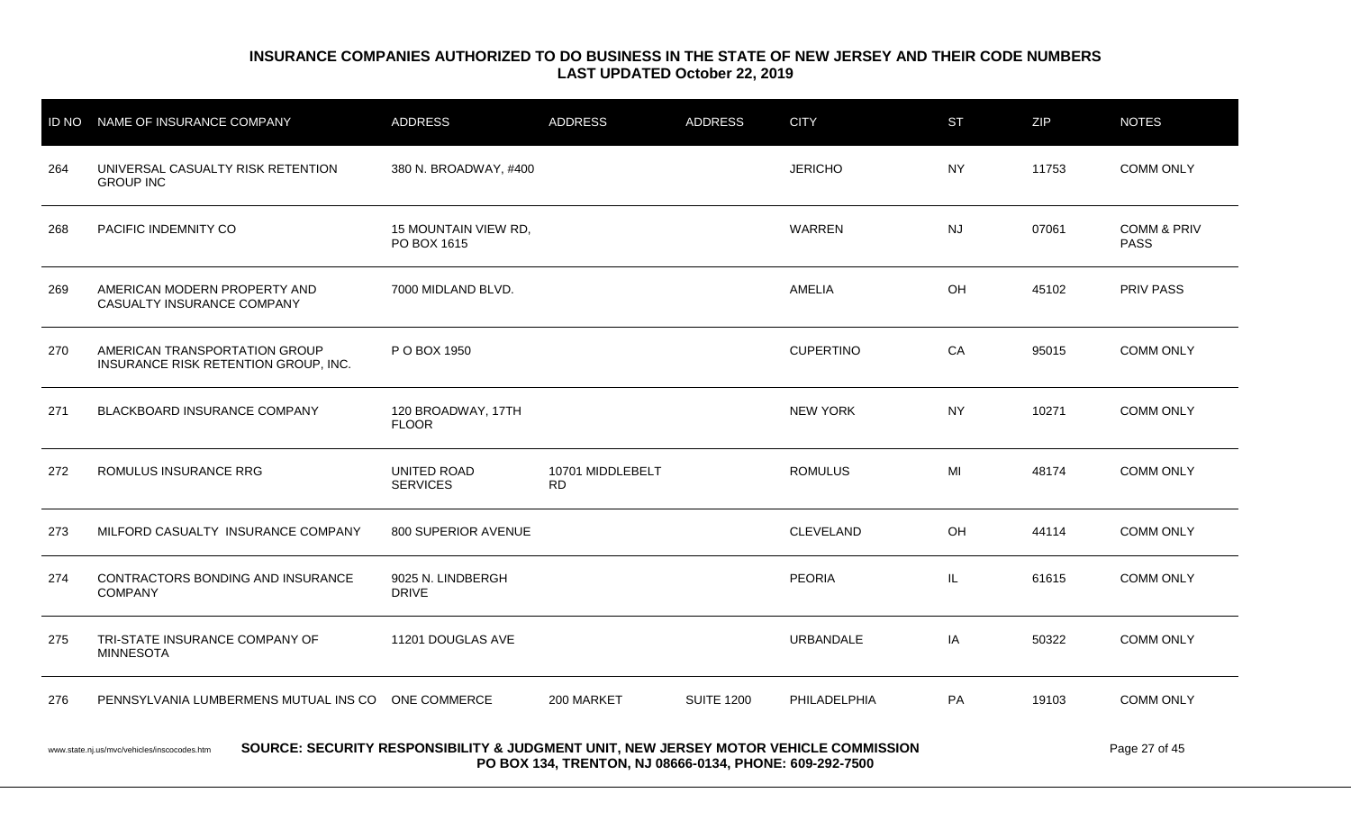## INSURANCE COMPANIES AUTHORIZED TO DO BUSINESS IN THE STATE OF NEW JERSEY AND THEIR CODE NUMBERS
### LAST UPDATED October 22, 2019

| ID NO | NAME OF INSURANCE COMPANY | ADDRESS | ADDRESS | ADDRESS | CITY | ST | ZIP | NOTES |
|---|---|---|---|---|---|---|---|---|
| 264 | UNIVERSAL CASUALTY RISK RETENTION GROUP INC | 380 N. BROADWAY, #400 | | | JERICHO | NY | 11753 | COMM ONLY |
| 268 | PACIFIC INDEMNITY CO | 15 MOUNTAIN VIEW RD, PO BOX 1615 | | | WARREN | NJ | 07061 | COMM & PRIV PASS |
| 269 | AMERICAN MODERN PROPERTY AND CASUALTY INSURANCE COMPANY | 7000 MIDLAND BLVD. | | | AMELIA | OH | 45102 | PRIV PASS |
| 270 | AMERICAN TRANSPORTATION GROUP INSURANCE RISK RETENTION GROUP, INC. | P O BOX 1950 | | | CUPERTINO | CA | 95015 | COMM ONLY |
| 271 | BLACKBOARD INSURANCE COMPANY | 120 BROADWAY, 17TH FLOOR | | | NEW YORK | NY | 10271 | COMM ONLY |
| 272 | ROMULUS INSURANCE RRG | UNITED ROAD SERVICES | 10701 MIDDLEBELT RD | | ROMULUS | MI | 48174 | COMM ONLY |
| 273 | MILFORD CASUALTY INSURANCE COMPANY | 800 SUPERIOR AVENUE | | | CLEVELAND | OH | 44114 | COMM ONLY |
| 274 | CONTRACTORS BONDING AND INSURANCE COMPANY | 9025 N. LINDBERGH DRIVE | | | PEORIA | IL | 61615 | COMM ONLY |
| 275 | TRI-STATE INSURANCE COMPANY OF MINNESOTA | 11201 DOUGLAS AVE | | | URBANDALE | IA | 50322 | COMM ONLY |
| 276 | PENNSYLVANIA LUMBERMENS MUTUAL INS CO | ONE COMMERCE | 200 MARKET | SUITE 1200 | PHILADELPHIA | PA | 19103 | COMM ONLY |

www.state.nj.us/mvc/vehicles/inscocodes.htm

**SOURCE: SECURITY RESPONSIBILITY & JUDGMENT UNIT, NEW JERSEY MOTOR VEHICLE COMMISSION PO BOX 134, TRENTON, NJ 08666-0134, PHONE: 609-292-7500**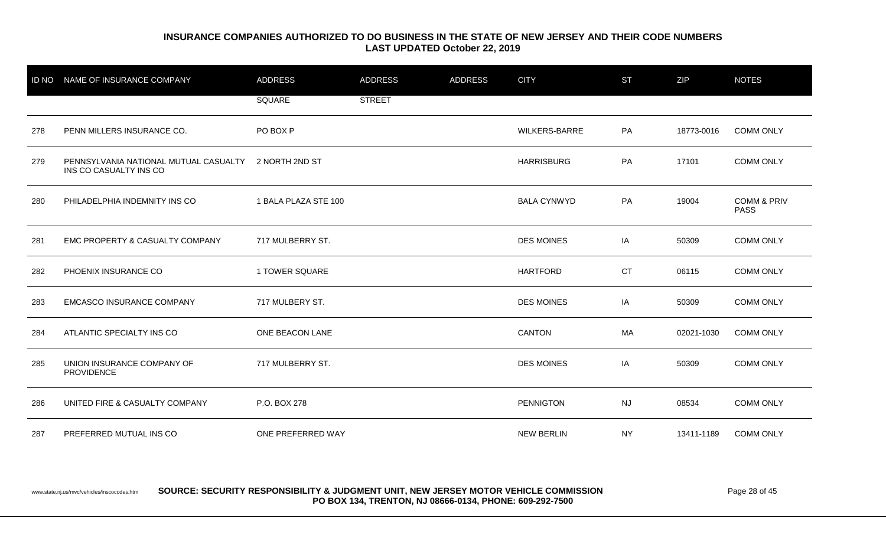## INSURANCE COMPANIES AUTHORIZED TO DO BUSINESS IN THE STATE OF NEW JERSEY AND THEIR CODE NUMBERS
### LAST UPDATED October 22, 2019

| ID NO | NAME OF INSURANCE COMPANY | ADDRESS | ADDRESS | ADDRESS | CITY | ST | ZIP | NOTES |
|---|---|---|---|---|---|---|---|---|
| | | SQUARE | STREET | | | | | |
| 278 | PENN MILLERS INSURANCE CO. | PO BOX P | | | WILKERS-BARRE | PA | 18773-0016 | COMM ONLY |
| 279 | PENNSYLVANIA NATIONAL MUTUAL CASUALTY INS CO CASUALTY INS CO | 2 NORTH 2ND ST | | | HARRISBURG | PA | 17101 | COMM ONLY |
| 280 | PHILADELPHIA INDEMNITY INS CO | 1 BALA PLAZA STE 100 | | | BALA CYNWYD | PA | 19004 | COMM & PRIV PASS |
| 281 | EMC PROPERTY & CASUALTY COMPANY | 717 MULBERRY ST. | | | DES MOINES | IA | 50309 | COMM ONLY |
| 282 | PHOENIX INSURANCE CO | 1 TOWER SQUARE | | | HARTFORD | CT | 06115 | COMM ONLY |
| 283 | EMCASCO INSURANCE COMPANY | 717 MULBERY ST. | | | DES MOINES | IA | 50309 | COMM ONLY |
| 284 | ATLANTIC SPECIALTY INS CO | ONE BEACON LANE | | | CANTON | MA | 02021-1030 | COMM ONLY |
| 285 | UNION INSURANCE COMPANY OF PROVIDENCE | 717 MULBERRY ST. | | | DES MOINES | IA | 50309 | COMM ONLY |
| 286 | UNITED FIRE & CASUALTY COMPANY | P.O. BOX 278 | | | PENNIGTON | NJ | 08534 | COMM ONLY |
| 287 | PREFERRED MUTUAL INS CO | ONE PREFERRED WAY | | | NEW BERLIN | NY | 13411-1189 | COMM ONLY |

www.state.nj.us/mvc/vehicles/inscocodes.htm **SOURCE: SECURITY RESPONSIBILITY & JUDGMENT UNIT, NEW JERSEY MOTOR VEHICLE COMMISSION PO BOX 134, TRENTON, NJ 08666-0134, PHONE: 609-292-7500**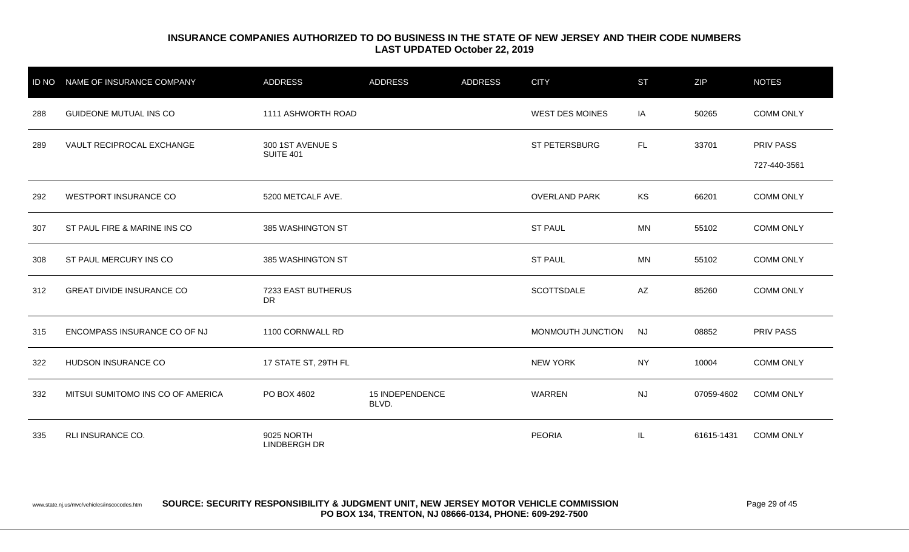**INSURANCE COMPANIES AUTHORIZED TO DO BUSINESS IN THE STATE OF NEW JERSEY AND THEIR CODE NUMBERS**
**LAST UPDATED October 22, 2019**

| ID NO | NAME OF INSURANCE COMPANY | ADDRESS | ADDRESS | ADDRESS | CITY | ST | ZIP | NOTES |
|---|---|---|---|---|---|---|---|---|
| 288 | GUIDEONE MUTUAL INS CO | 1111 ASHWORTH ROAD | | | WEST DES MOINES | IA | 50265 | COMM ONLY |
| 289 | VAULT RECIPROCAL EXCHANGE | 300 1ST AVENUE S SUITE 401 | | | ST PETERSBURG | FL | 33701 | PRIV PASS 727-440-3561 |
| 292 | WESTPORT INSURANCE CO | 5200 METCALF AVE. | | | OVERLAND PARK | KS | 66201 | COMM ONLY |
| 307 | ST PAUL FIRE & MARINE INS CO | 385 WASHINGTON ST | | | ST PAUL | MN | 55102 | COMM ONLY |
| 308 | ST PAUL MERCURY INS CO | 385 WASHINGTON ST | | | ST PAUL | MN | 55102 | COMM ONLY |
| 312 | GREAT DIVIDE INSURANCE CO | 7233 EAST BUTHERUS DR | | | SCOTTSDALE | AZ | 85260 | COMM ONLY |
| 315 | ENCOMPASS INSURANCE CO OF NJ | 1100 CORNWALL RD | | | MONMOUTH JUNCTION | NJ | 08852 | PRIV PASS |
| 322 | HUDSON INSURANCE CO | 17 STATE ST, 29TH FL | | | NEW YORK | NY | 10004 | COMM ONLY |
| 332 | MITSUI SUMITOMO INS CO OF AMERICA | PO BOX 4602 | 15 INDEPENDENCE BLVD. | | WARREN | NJ | 07059-4602 | COMM ONLY |
| 335 | RLI INSURANCE CO. | 9025 NORTH LINDBERGH DR | | | PEORIA | IL | 61615-1431 | COMM ONLY |

www.state.nj.us/mvc/vehicles/inscocodes.htm **SOURCE: SECURITY RESPONSIBILITY & JUDGMENT UNIT, NEW JERSEY MOTOR VEHICLE COMMISSION PO BOX 134, TRENTON, NJ 08666-0134, PHONE: 609-292-7500**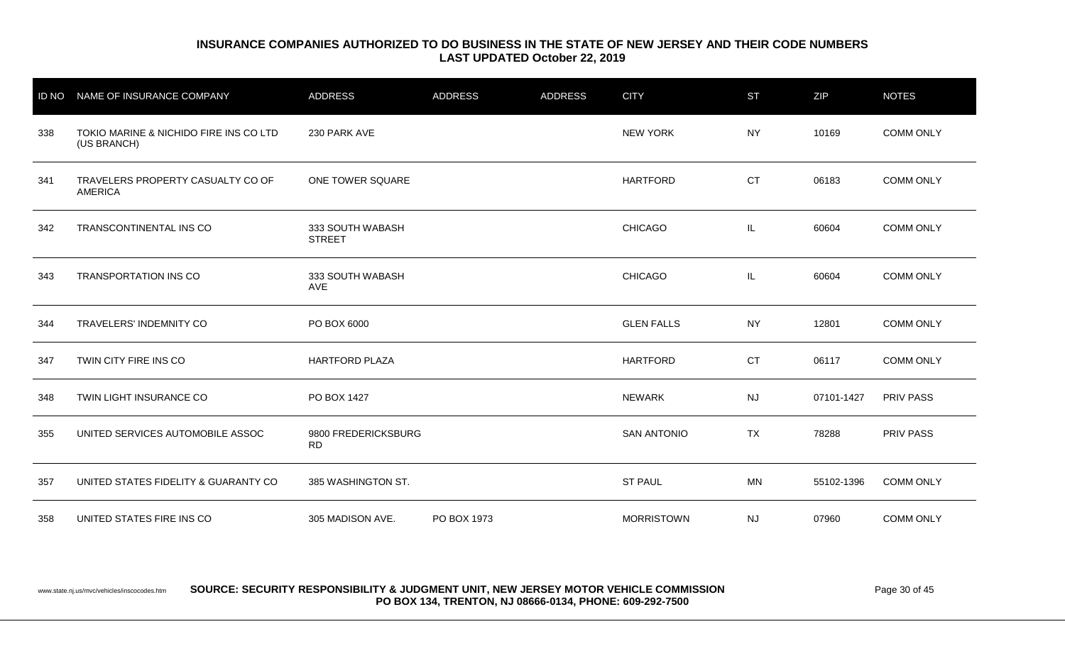**INSURANCE COMPANIES AUTHORIZED TO DO BUSINESS IN THE STATE OF NEW JERSEY AND THEIR CODE NUMBERS**
**LAST UPDATED October 22, 2019**

| ID NO | NAME OF INSURANCE COMPANY | ADDRESS | ADDRESS | ADDRESS | CITY | ST | ZIP | NOTES |
|---|---|---|---|---|---|---|---|---|
| 338 | TOKIO MARINE & NICHIDO FIRE INS CO LTD (US BRANCH) | 230 PARK AVE | | | NEW YORK | NY | 10169 | COMM ONLY |
| 341 | TRAVELERS PROPERTY CASUALTY CO OF AMERICA | ONE TOWER SQUARE | | | HARTFORD | CT | 06183 | COMM ONLY |
| 342 | TRANSCONTINENTAL INS CO | 333 SOUTH WABASH STREET | | | CHICAGO | IL | 60604 | COMM ONLY |
| 343 | TRANSPORTATION INS CO | 333 SOUTH WABASH AVE | | | CHICAGO | IL | 60604 | COMM ONLY |
| 344 | TRAVELERS' INDEMNITY CO | PO BOX 6000 | | | GLEN FALLS | NY | 12801 | COMM ONLY |
| 347 | TWIN CITY FIRE INS CO | HARTFORD PLAZA | | | HARTFORD | CT | 06117 | COMM ONLY |
| 348 | TWIN LIGHT INSURANCE CO | PO BOX 1427 | | | NEWARK | NJ | 07101-1427 | PRIV PASS |
| 355 | UNITED SERVICES AUTOMOBILE ASSOC | 9800 FREDERICKSBURG RD | | | SAN ANTONIO | TX | 78288 | PRIV PASS |
| 357 | UNITED STATES FIDELITY & GUARANTY CO | 385 WASHINGTON ST. | | | ST PAUL | MN | 55102-1396 | COMM ONLY |
| 358 | UNITED STATES FIRE INS CO | 305 MADISON AVE. | PO BOX 1973 | | MORRISTOWN | NJ | 07960 | COMM ONLY |

www.state.nj.us/mvc/vehicles/inscocodes.htm **SOURCE: SECURITY RESPONSIBILITY & JUDGMENT UNIT, NEW JERSEY MOTOR VEHICLE COMMISSION PO BOX 134, TRENTON, NJ 08666-0134, PHONE: 609-292-7500**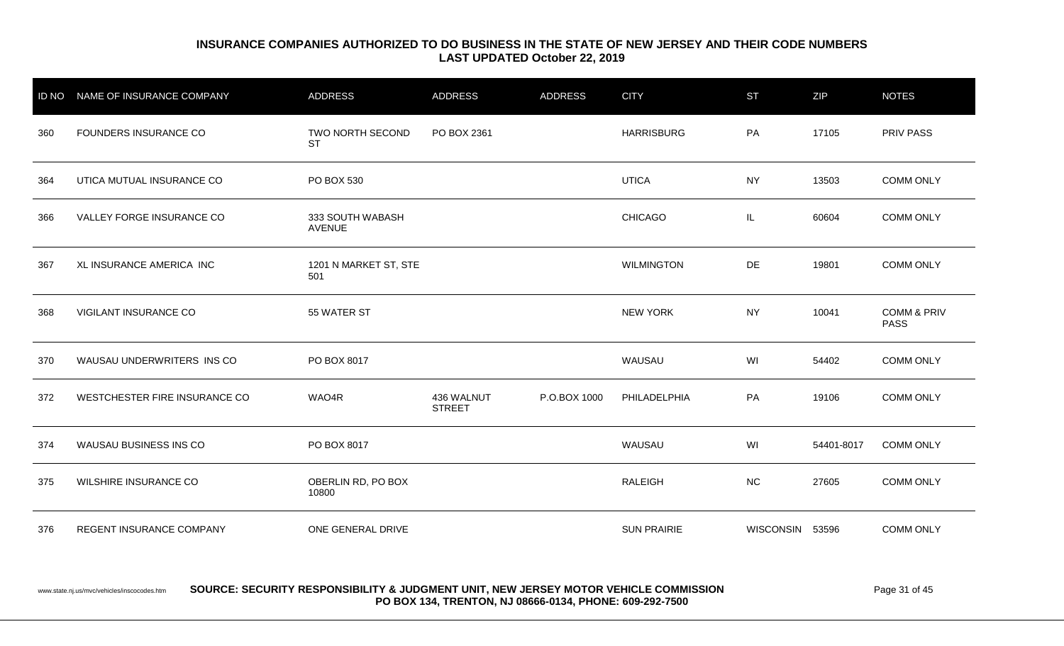## INSURANCE COMPANIES AUTHORIZED TO DO BUSINESS IN THE STATE OF NEW JERSEY AND THEIR CODE NUMBERS
**LAST UPDATED October 22, 2019**

| ID NO | NAME OF INSURANCE COMPANY | ADDRESS | ADDRESS | ADDRESS | CITY | ST | ZIP | NOTES |
|---|---|---|---|---|---|---|---|---|
| 360 | FOUNDERS INSURANCE CO | TWO NORTH SECOND ST | PO BOX 2361 | | HARRISBURG | PA | 17105 | PRIV PASS |
| 364 | UTICA MUTUAL INSURANCE CO | PO BOX 530 | | | UTICA | NY | 13503 | COMM ONLY |
| 366 | VALLEY FORGE INSURANCE CO | 333 SOUTH WABASH AVENUE | | | CHICAGO | IL | 60604 | COMM ONLY |
| 367 | XL INSURANCE AMERICA INC | 1201 N MARKET ST, STE 501 | | | WILMINGTON | DE | 19801 | COMM ONLY |
| 368 | VIGILANT INSURANCE CO | 55 WATER ST | | | NEW YORK | NY | 10041 | COMM & PRIV PASS |
| 370 | WAUSAU UNDERWRITERS INS CO | PO BOX 8017 | | | WAUSAU | WI | 54402 | COMM ONLY |
| 372 | WESTCHESTER FIRE INSURANCE CO | WAO4R | 436 WALNUT STREET | P.O.BOX 1000 | PHILADELPHIA | PA | 19106 | COMM ONLY |
| 374 | WAUSAU BUSINESS INS CO | PO BOX 8017 | | | WAUSAU | WI | 54401-8017 | COMM ONLY |
| 375 | WILSHIRE INSURANCE CO | OBERLIN RD, PO BOX 10800 | | | RALEIGH | NC | 27605 | COMM ONLY |
| 376 | REGENT INSURANCE COMPANY | ONE GENERAL DRIVE | | | SUN PRAIRIE | WISCONSIN | 53596 | COMM ONLY |

www.state.nj.us/mvc/vehicles/inscocodes.htm **SOURCE: SECURITY RESPONSIBILITY & JUDGMENT UNIT, NEW JERSEY MOTOR VEHICLE COMMISSION PO BOX 134, TRENTON, NJ 08666-0134, PHONE: 609-292-7500**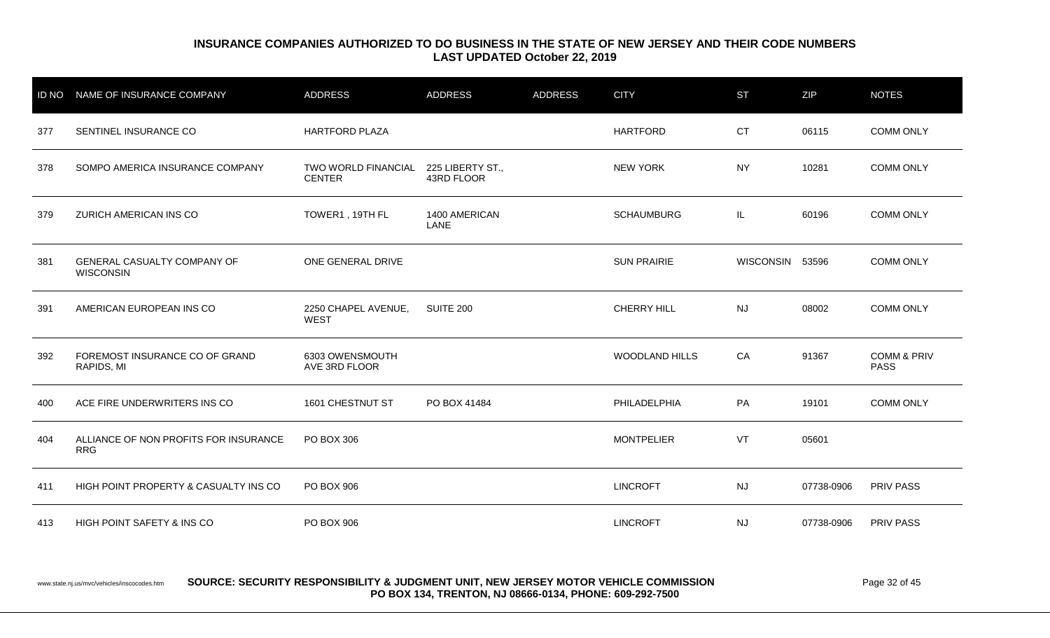## INSURANCE COMPANIES AUTHORIZED TO DO BUSINESS IN THE STATE OF NEW JERSEY AND THEIR CODE NUMBERS
### LAST UPDATED October 22, 2019

| ID NO | NAME OF INSURANCE COMPANY | ADDRESS | ADDRESS | ADDRESS | CITY | ST | ZIP | NOTES |
|---|---|---|---|---|---|---|---|---|
| 377 | SENTINEL INSURANCE CO | HARTFORD PLAZA | | | HARTFORD | CT | 06115 | COMM ONLY |
| 378 | SOMPO AMERICA INSURANCE COMPANY | TWO WORLD FINANCIAL CENTER | 225 LIBERTY ST., 43RD FLOOR | | NEW YORK | NY | 10281 | COMM ONLY |
| 379 | ZURICH AMERICAN INS CO | TOWER1 , 19TH FL | 1400 AMERICAN LANE | | SCHAUMBURG | IL | 60196 | COMM ONLY |
| 381 | GENERAL CASUALTY COMPANY OF WISCONSIN | ONE GENERAL DRIVE | | | SUN PRAIRIE | WISCONSIN | 53596 | COMM ONLY |
| 391 | AMERICAN EUROPEAN INS CO | 2250 CHAPEL AVENUE, WEST | SUITE 200 | | CHERRY HILL | NJ | 08002 | COMM ONLY |
| 392 | FOREMOST INSURANCE CO OF GRAND RAPIDS, MI | 6303 OWENSMOUTH AVE 3RD FLOOR | | | WOODLAND HILLS | CA | 91367 | COMM & PRIV PASS |
| 400 | ACE FIRE UNDERWRITERS INS CO | 1601 CHESTNUT ST | PO BOX 41484 | | PHILADELPHIA | PA | 19101 | COMM ONLY |
| 404 | ALLIANCE OF NON PROFITS FOR INSURANCE RRG | PO BOX 306 | | | MONTPELIER | VT | 05601 | |
| 411 | HIGH POINT PROPERTY & CASUALTY INS CO | PO BOX 906 | | | LINCROFT | NJ | 07738-0906 | PRIV PASS |
| 413 | HIGH POINT SAFETY & INS CO | PO BOX 906 | | | LINCROFT | NJ | 07738-0906 | PRIV PASS |

www.state.nj.us/mvc/vehicles/inscocodes.htm **SOURCE: SECURITY RESPONSIBILITY & JUDGMENT UNIT, NEW JERSEY MOTOR VEHICLE COMMISSION PO BOX 134, TRENTON, NJ 08666-0134, PHONE: 609-292-7500**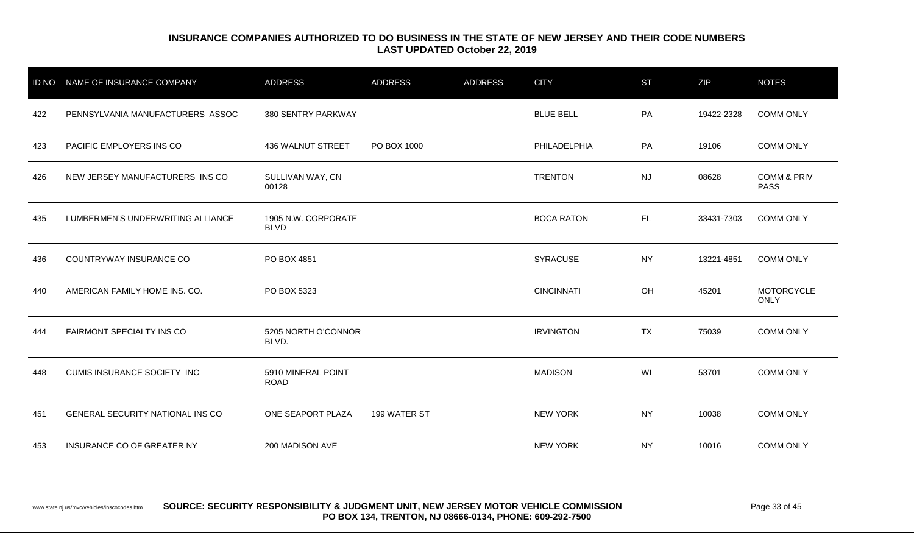**INSURANCE COMPANIES AUTHORIZED TO DO BUSINESS IN THE STATE OF NEW JERSEY AND THEIR CODE NUMBERS**
**LAST UPDATED October 22, 2019**

| ID NO | NAME OF INSURANCE COMPANY | ADDRESS | ADDRESS | ADDRESS | CITY | ST | ZIP | NOTES |
|---|---|---|---|---|---|---|---|---|
| 422 | PENNSYLVANIA MANUFACTURERS ASSOC | 380 SENTRY PARKWAY | | | BLUE BELL | PA | 19422-2328 | COMM ONLY |
| 423 | PACIFIC EMPLOYERS INS CO | 436 WALNUT STREET | PO BOX 1000 | | PHILADELPHIA | PA | 19106 | COMM ONLY |
| 426 | NEW JERSEY MANUFACTURERS INS CO | SULLIVAN WAY, CN 00128 | | | TRENTON | NJ | 08628 | COMM & PRIV PASS |
| 435 | LUMBERMEN'S UNDERWRITING ALLIANCE | 1905 N.W. CORPORATE BLVD | | | BOCA RATON | FL | 33431-7303 | COMM ONLY |
| 436 | COUNTRYWAY INSURANCE CO | PO BOX 4851 | | | SYRACUSE | NY | 13221-4851 | COMM ONLY |
| 440 | AMERICAN FAMILY HOME INS. CO. | PO BOX 5323 | | | CINCINNATI | OH | 45201 | MOTORCYCLE ONLY |
| 444 | FAIRMONT SPECIALTY INS CO | 5205 NORTH O'CONNOR BLVD. | | | IRVINGTON | TX | 75039 | COMM ONLY |
| 448 | CUMIS INSURANCE SOCIETY INC | 5910 MINERAL POINT ROAD | | | MADISON | WI | 53701 | COMM ONLY |
| 451 | GENERAL SECURITY NATIONAL INS CO | ONE SEAPORT PLAZA | 199 WATER ST | | NEW YORK | NY | 10038 | COMM ONLY |
| 453 | INSURANCE CO OF GREATER NY | 200 MADISON AVE | | | NEW YORK | NY | 10016 | COMM ONLY |

www.state.nj.us/mvc/vehicles/inscocodes.htm **SOURCE: SECURITY RESPONSIBILITY & JUDGMENT UNIT, NEW JERSEY MOTOR VEHICLE COMMISSION PO BOX 134, TRENTON, NJ 08666-0134, PHONE: 609-292-7500**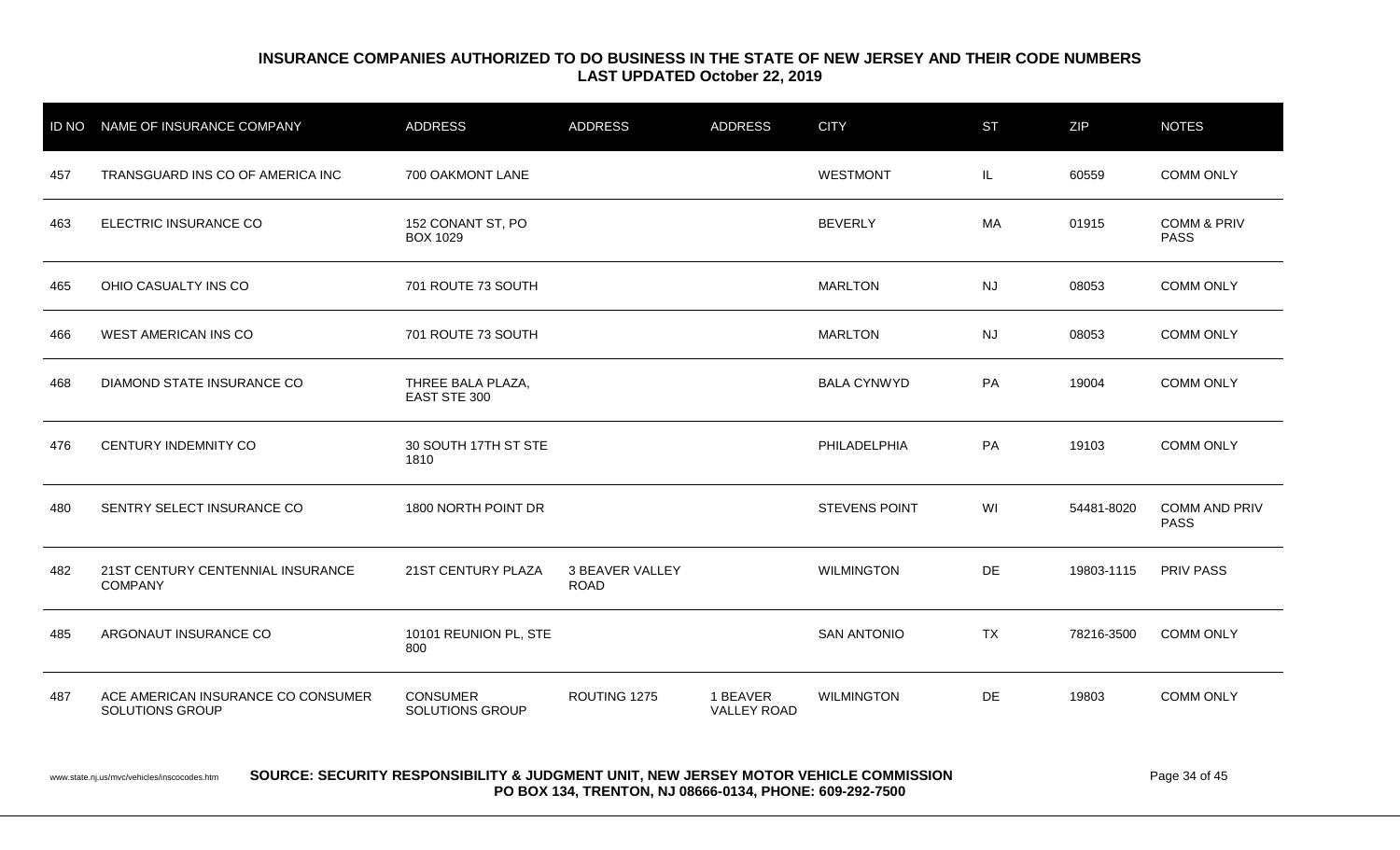**INSURANCE COMPANIES AUTHORIZED TO DO BUSINESS IN THE STATE OF NEW JERSEY AND THEIR CODE NUMBERS**
**LAST UPDATED October 22, 2019**

| ID NO | NAME OF INSURANCE COMPANY | ADDRESS | ADDRESS | ADDRESS | CITY | ST | ZIP | NOTES |
|---|---|---|---|---|---|---|---|---|
| 457 | TRANSGUARD INS CO OF AMERICA INC | 700 OAKMONT LANE | | | WESTMONT | IL | 60559 | COMM ONLY |
| 463 | ELECTRIC INSURANCE CO | 152 CONANT ST, PO BOX 1029 | | | BEVERLY | MA | 01915 | COMM & PRIV PASS |
| 465 | OHIO CASUALTY INS CO | 701 ROUTE 73 SOUTH | | | MARLTON | NJ | 08053 | COMM ONLY |
| 466 | WEST AMERICAN INS CO | 701 ROUTE 73 SOUTH | | | MARLTON | NJ | 08053 | COMM ONLY |
| 468 | DIAMOND STATE INSURANCE CO | THREE BALA PLAZA, EAST STE 300 | | | BALA CYNWYD | PA | 19004 | COMM ONLY |
| 476 | CENTURY INDEMNITY CO | 30 SOUTH 17TH ST STE 1810 | | | PHILADELPHIA | PA | 19103 | COMM ONLY |
| 480 | SENTRY SELECT INSURANCE CO | 1800 NORTH POINT DR | | | STEVENS POINT | WI | 54481-8020 | COMM AND PRIV PASS |
| 482 | 21ST CENTURY CENTENNIAL INSURANCE COMPANY | 21ST CENTURY PLAZA | 3 BEAVER VALLEY ROAD | | WILMINGTON | DE | 19803-1115 | PRIV PASS |
| 485 | ARGONAUT INSURANCE CO | 10101 REUNION PL, STE 800 | | | SAN ANTONIO | TX | 78216-3500 | COMM ONLY |
| 487 | ACE AMERICAN INSURANCE CO CONSUMER SOLUTIONS GROUP | CONSUMER SOLUTIONS GROUP | ROUTING 1275 | 1 BEAVER VALLEY ROAD | WILMINGTON | DE | 19803 | COMM ONLY |

www.state.nj.us/mvc/vehicles/inscocodes.htm **SOURCE: SECURITY RESPONSIBILITY & JUDGMENT UNIT, NEW JERSEY MOTOR VEHICLE COMMISSION PO BOX 134, TRENTON, NJ 08666-0134, PHONE: 609-292-7500**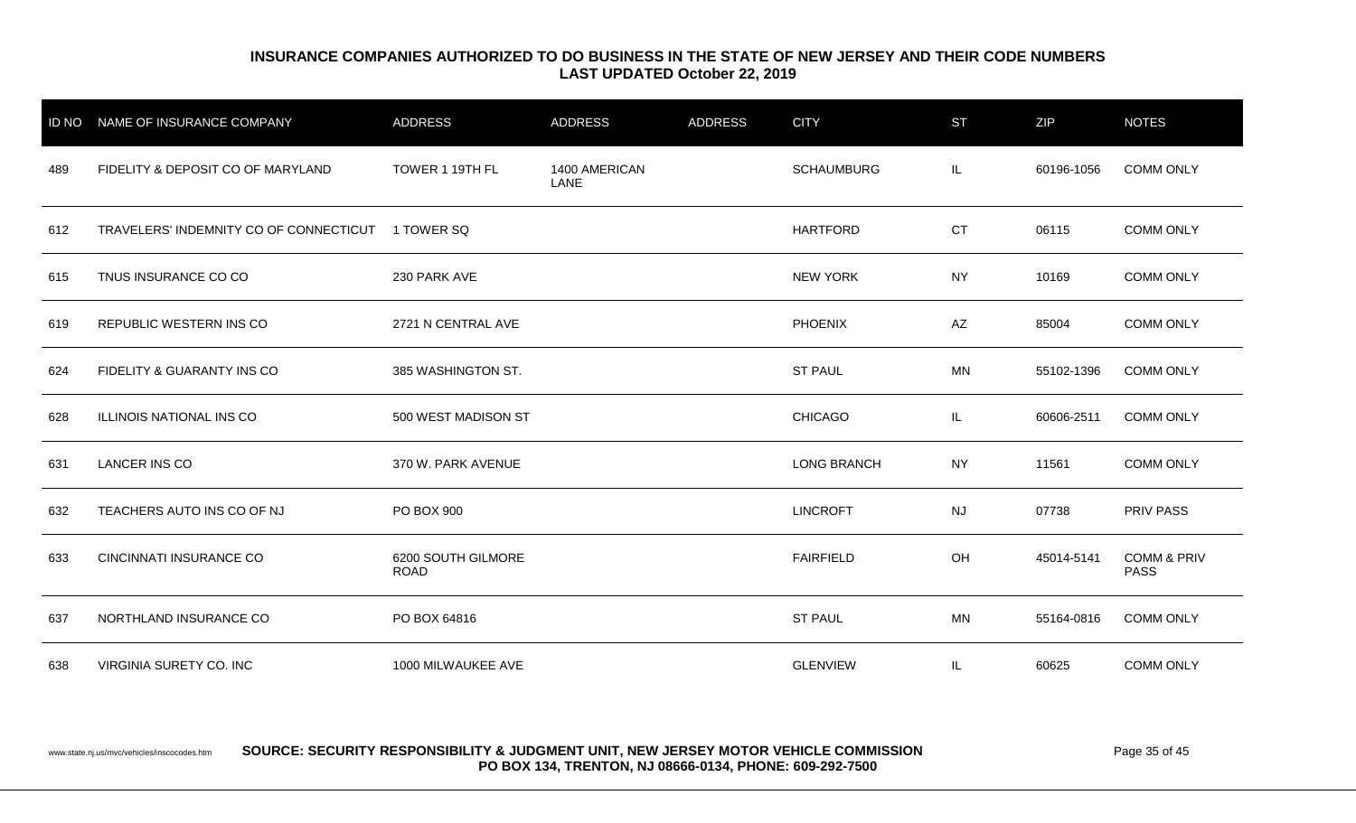**INSURANCE COMPANIES AUTHORIZED TO DO BUSINESS IN THE STATE OF NEW JERSEY AND THEIR CODE NUMBERS**
**LAST UPDATED October 22, 2019**

| ID NO | NAME OF INSURANCE COMPANY | ADDRESS | ADDRESS | ADDRESS | CITY | ST | ZIP | NOTES |
|---|---|---|---|---|---|---|---|---|
| 489 | FIDELITY & DEPOSIT CO OF MARYLAND | TOWER 1 19TH FL | 1400 AMERICAN LANE | | SCHAUMBURG | IL | 60196-1056 | COMM ONLY |
| 612 | TRAVELERS' INDEMNITY CO OF CONNECTICUT | 1 TOWER SQ | | | HARTFORD | CT | 06115 | COMM ONLY |
| 615 | TNUS INSURANCE CO CO | 230 PARK AVE | | | NEW YORK | NY | 10169 | COMM ONLY |
| 619 | REPUBLIC WESTERN INS CO | 2721 N CENTRAL AVE | | | PHOENIX | AZ | 85004 | COMM ONLY |
| 624 | FIDELITY & GUARANTY INS CO | 385 WASHINGTON ST. | | | ST PAUL | MN | 55102-1396 | COMM ONLY |
| 628 | ILLINOIS NATIONAL INS CO | 500 WEST MADISON ST | | | CHICAGO | IL | 60606-2511 | COMM ONLY |
| 631 | LANCER INS CO | 370 W. PARK AVENUE | | | LONG BRANCH | NY | 11561 | COMM ONLY |
| 632 | TEACHERS AUTO INS CO OF NJ | PO BOX 900 | | | LINCROFT | NJ | 07738 | PRIV PASS |
| 633 | CINCINNATI INSURANCE CO | 6200 SOUTH GILMORE ROAD | | | FAIRFIELD | OH | 45014-5141 | COMM & PRIV PASS |
| 637 | NORTHLAND INSURANCE CO | PO BOX 64816 | | | ST PAUL | MN | 55164-0816 | COMM ONLY |
| 638 | VIRGINIA SURETY CO. INC | 1000 MILWAUKEE AVE | | | GLENVIEW | IL | 60625 | COMM ONLY |

www.state.nj.us/mvc/vehicles/inscocodes.htm **SOURCE: SECURITY RESPONSIBILITY & JUDGMENT UNIT, NEW JERSEY MOTOR VEHICLE COMMISSION PO BOX 134, TRENTON, NJ 08666-0134, PHONE: 609-292-7500**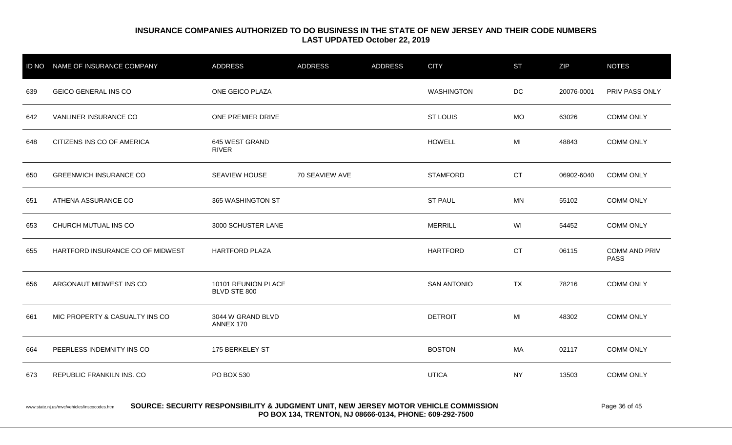**INSURANCE COMPANIES AUTHORIZED TO DO BUSINESS IN THE STATE OF NEW JERSEY AND THEIR CODE NUMBERS**
**LAST UPDATED October 22, 2019**

| ID NO | NAME OF INSURANCE COMPANY | ADDRESS | ADDRESS | ADDRESS | CITY | ST | ZIP | NOTES |
|---|---|---|---|---|---|---|---|---|
| 639 | GEICO GENERAL INS CO | ONE GEICO PLAZA | | | WASHINGTON | DC | 20076-0001 | PRIV PASS ONLY |
| 642 | VANLINER INSURANCE CO | ONE PREMIER DRIVE | | | ST LOUIS | MO | 63026 | COMM ONLY |
| 648 | CITIZENS INS CO OF AMERICA | 645 WEST GRAND RIVER | | | HOWELL | MI | 48843 | COMM ONLY |
| 650 | GREENWICH INSURANCE CO | SEAVIEW HOUSE | 70 SEAVIEW AVE | | STAMFORD | CT | 06902-6040 | COMM ONLY |
| 651 | ATHENA ASSURANCE CO | 365 WASHINGTON ST | | | ST PAUL | MN | 55102 | COMM ONLY |
| 653 | CHURCH MUTUAL INS CO | 3000 SCHUSTER LANE | | | MERRILL | WI | 54452 | COMM ONLY |
| 655 | HARTFORD INSURANCE CO OF MIDWEST | HARTFORD PLAZA | | | HARTFORD | CT | 06115 | COMM AND PRIV PASS |
| 656 | ARGONAUT MIDWEST INS CO | 10101 REUNION PLACE BLVD STE 800 | | | SAN ANTONIO | TX | 78216 | COMM ONLY |
| 661 | MIC PROPERTY & CASUALTY INS CO | 3044 W GRAND BLVD ANNEX 170 | | | DETROIT | MI | 48302 | COMM ONLY |
| 664 | PEERLESS INDEMNITY INS CO | 175 BERKELEY ST | | | BOSTON | MA | 02117 | COMM ONLY |
| 673 | REPUBLIC FRANKILN INS. CO | PO BOX 530 | | | UTICA | NY | 13503 | COMM ONLY |

www.state.nj.us/mvc/vehicles/inscocodes.htm

**SOURCE: SECURITY RESPONSIBILITY & JUDGMENT UNIT, NEW JERSEY MOTOR VEHICLE COMMISSION**
**PO BOX 134, TRENTON, NJ 08666-0134, PHONE: 609-292-7500**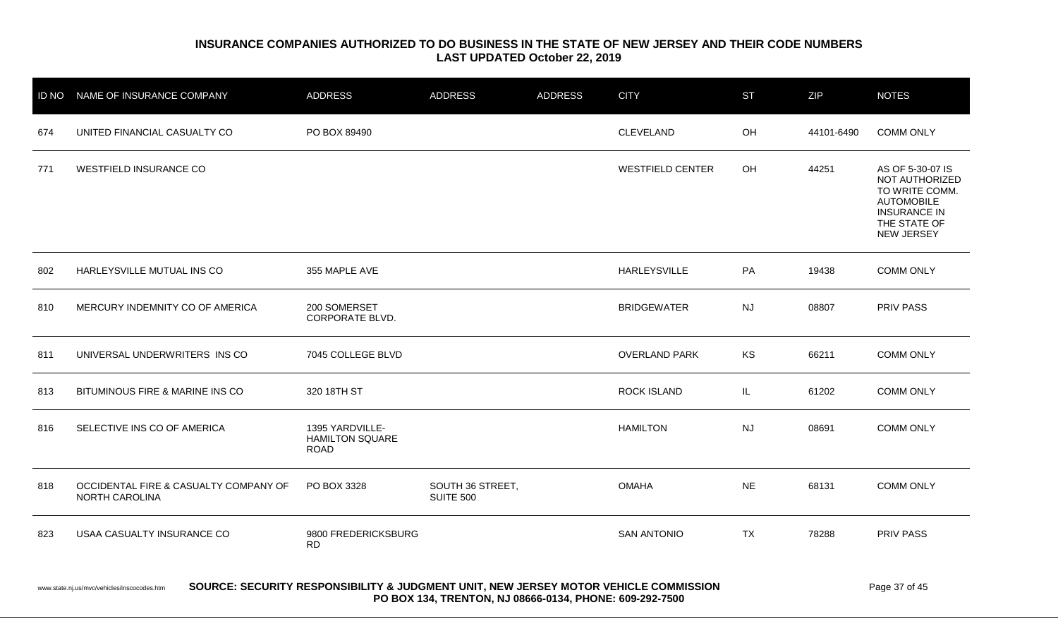**INSURANCE COMPANIES AUTHORIZED TO DO BUSINESS IN THE STATE OF NEW JERSEY AND THEIR CODE NUMBERS**
**LAST UPDATED October 22, 2019**

| ID NO | NAME OF INSURANCE COMPANY | ADDRESS | ADDRESS | ADDRESS | CITY | ST | ZIP | NOTES |
|---|---|---|---|---|---|---|---|---|
| 674 | UNITED FINANCIAL CASUALTY CO | PO BOX 89490 | | | CLEVELAND | OH | 44101-6490 | COMM ONLY |
| 771 | WESTFIELD INSURANCE CO | | | | WESTFIELD CENTER | OH | 44251 | AS OF 5-30-07 IS NOT AUTHORIZED TO WRITE COMM. AUTOMOBILE INSURANCE IN THE STATE OF NEW JERSEY |
| 802 | HARLEYSVILLE MUTUAL INS CO | 355 MAPLE AVE | | | HARLEYSVILLE | PA | 19438 | COMM ONLY |
| 810 | MERCURY INDEMNITY CO OF AMERICA | 200 SOMERSET CORPORATE BLVD. | | | BRIDGEWATER | NJ | 08807 | PRIV PASS |
| 811 | UNIVERSAL UNDERWRITERS INS CO | 7045 COLLEGE BLVD | | | OVERLAND PARK | KS | 66211 | COMM ONLY |
| 813 | BITUMINOUS FIRE & MARINE INS CO | 320 18TH ST | | | ROCK ISLAND | IL | 61202 | COMM ONLY |
| 816 | SELECTIVE INS CO OF AMERICA | 1395 YARDVILLE-HAMILTON SQUARE ROAD | | | HAMILTON | NJ | 08691 | COMM ONLY |
| 818 | OCCIDENTAL FIRE & CASUALTY COMPANY OF NORTH CAROLINA | PO BOX 3328 | SOUTH 36 STREET, SUITE 500 | | OMAHA | NE | 68131 | COMM ONLY |
| 823 | USAA CASUALTY INSURANCE CO | 9800 FREDERICKSBURG RD | | | SAN ANTONIO | TX | 78288 | PRIV PASS |

www.state.nj.us/mvc/vehicles/inscocodes.htm **SOURCE: SECURITY RESPONSIBILITY & JUDGMENT UNIT, NEW JERSEY MOTOR VEHICLE COMMISSION PO BOX 134, TRENTON, NJ 08666-0134, PHONE: 609-292-7500**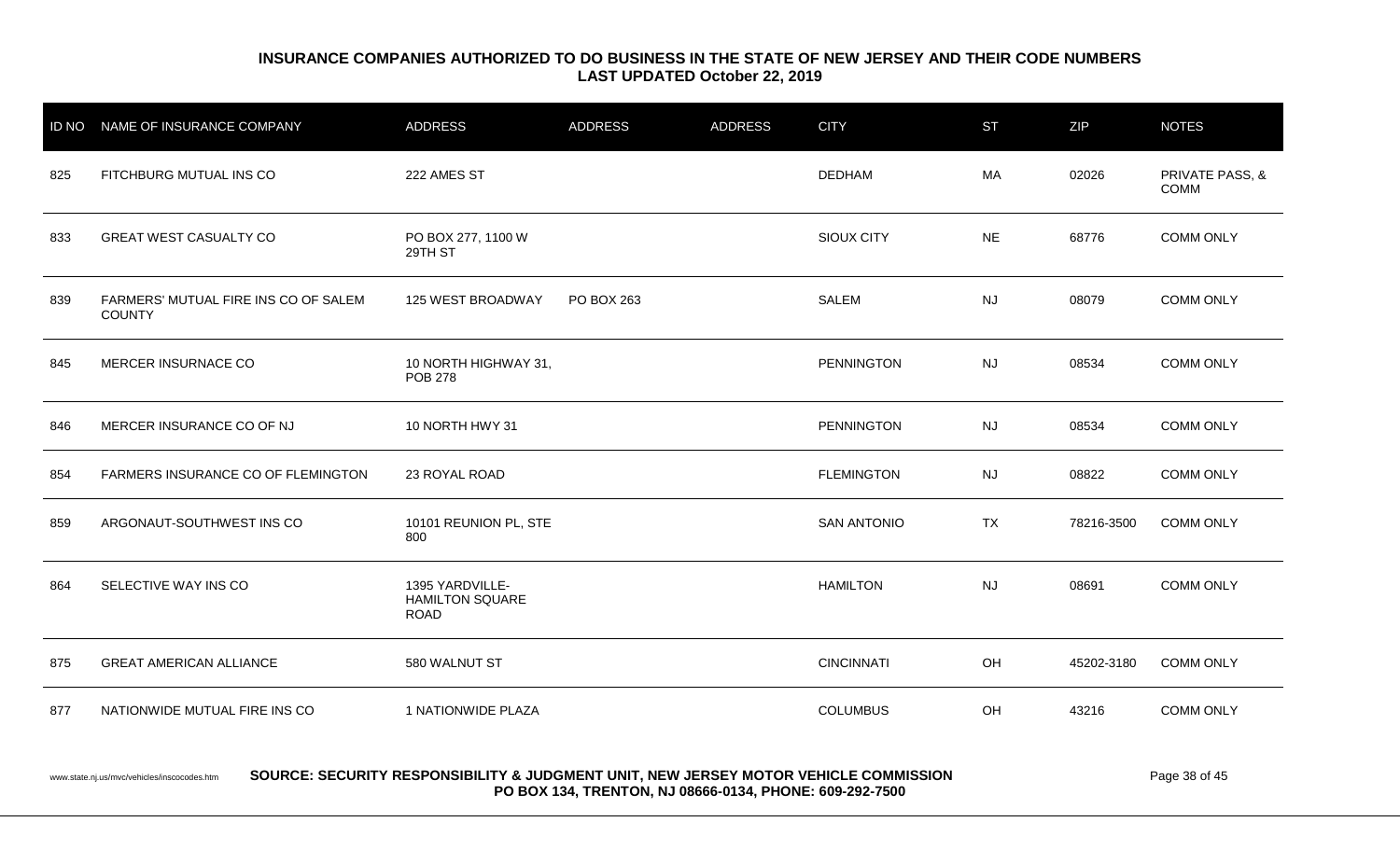## INSURANCE COMPANIES AUTHORIZED TO DO BUSINESS IN THE STATE OF NEW JERSEY AND THEIR CODE NUMBERS
### LAST UPDATED October 22, 2019

| ID NO | NAME OF INSURANCE COMPANY | ADDRESS | ADDRESS | ADDRESS | CITY | ST | ZIP | NOTES |
|---|---|---|---|---|---|---|---|---|
| 825 | FITCHBURG MUTUAL INS CO | 222 AMES ST | | | DEDHAM | MA | 02026 | PRIVATE PASS, & COMM |
| 833 | GREAT WEST CASUALTY CO | PO BOX 277, 1100 W 29TH ST | | | SIOUX CITY | NE | 68776 | COMM ONLY |
| 839 | FARMERS' MUTUAL FIRE INS CO OF SALEM COUNTY | 125 WEST BROADWAY | PO BOX 263 | | SALEM | NJ | 08079 | COMM ONLY |
| 845 | MERCER INSURNACE CO | 10 NORTH HIGHWAY 31, POB 278 | | | PENNINGTON | NJ | 08534 | COMM ONLY |
| 846 | MERCER INSURANCE CO OF NJ | 10 NORTH HWY 31 | | | PENNINGTON | NJ | 08534 | COMM ONLY |
| 854 | FARMERS INSURANCE CO OF FLEMINGTON | 23 ROYAL ROAD | | | FLEMINGTON | NJ | 08822 | COMM ONLY |
| 859 | ARGONAUT-SOUTHWEST INS CO | 10101 REUNION PL, STE 800 | | | SAN ANTONIO | TX | 78216-3500 | COMM ONLY |
| 864 | SELECTIVE WAY INS CO | 1395 YARDVILLE-HAMILTON SQUARE ROAD | | | HAMILTON | NJ | 08691 | COMM ONLY |
| 875 | GREAT AMERICAN ALLIANCE | 580 WALNUT ST | | | CINCINNATI | OH | 45202-3180 | COMM ONLY |
| 877 | NATIONWIDE MUTUAL FIRE INS CO | 1 NATIONWIDE PLAZA | | | COLUMBUS | OH | 43216 | COMM ONLY |

www.state.nj.us/mvc/vehicles/inscocodes.htm

**SOURCE: SECURITY RESPONSIBILITY & JUDGMENT UNIT, NEW JERSEY MOTOR VEHICLE COMMISSION PO BOX 134, TRENTON, NJ 08666-0134, PHONE: 609-292-7500**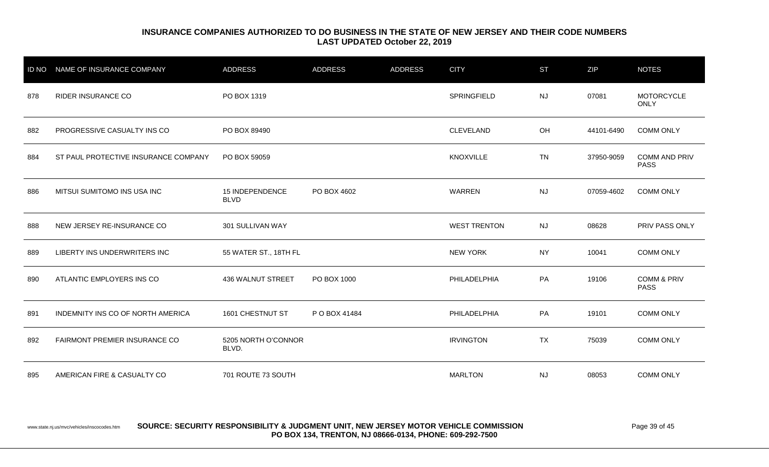## INSURANCE COMPANIES AUTHORIZED TO DO BUSINESS IN THE STATE OF NEW JERSEY AND THEIR CODE NUMBERS
### LAST UPDATED October 22, 2019

| ID NO | NAME OF INSURANCE COMPANY | ADDRESS | ADDRESS | ADDRESS | CITY | ST | ZIP | NOTES |
|---|---|---|---|---|---|---|---|---|
| 878 | RIDER INSURANCE CO | PO BOX 1319 | | | SPRINGFIELD | NJ | 07081 | MOTORCYCLE ONLY |
| 882 | PROGRESSIVE CASUALTY INS CO | PO BOX 89490 | | | CLEVELAND | OH | 44101-6490 | COMM ONLY |
| 884 | ST PAUL PROTECTIVE INSURANCE COMPANY | PO BOX 59059 | | | KNOXVILLE | TN | 37950-9059 | COMM AND PRIV PASS |
| 886 | MITSUI SUMITOMO INS USA INC | 15 INDEPENDENCE BLVD | PO BOX 4602 | | WARREN | NJ | 07059-4602 | COMM ONLY |
| 888 | NEW JERSEY RE-INSURANCE CO | 301 SULLIVAN WAY | | | WEST TRENTON | NJ | 08628 | PRIV PASS ONLY |
| 889 | LIBERTY INS UNDERWRITERS INC | 55 WATER ST., 18TH FL | | | NEW YORK | NY | 10041 | COMM ONLY |
| 890 | ATLANTIC EMPLOYERS INS CO | 436 WALNUT STREET | PO BOX 1000 | | PHILADELPHIA | PA | 19106 | COMM & PRIV PASS |
| 891 | INDEMNITY INS CO OF NORTH AMERICA | 1601 CHESTNUT ST | P O BOX 41484 | | PHILADELPHIA | PA | 19101 | COMM ONLY |
| 892 | FAIRMONT PREMIER INSURANCE CO | 5205 NORTH O'CONNOR BLVD. | | | IRVINGTON | TX | 75039 | COMM ONLY |
| 895 | AMERICAN FIRE & CASUALTY CO | 701 ROUTE 73 SOUTH | | | MARLTON | NJ | 08053 | COMM ONLY |

www.state.nj.us/mvc/vehicles/inscocodes.htm **SOURCE: SECURITY RESPONSIBILITY & JUDGMENT UNIT, NEW JERSEY MOTOR VEHICLE COMMISSION PO BOX 134, TRENTON, NJ 08666-0134, PHONE: 609-292-7500**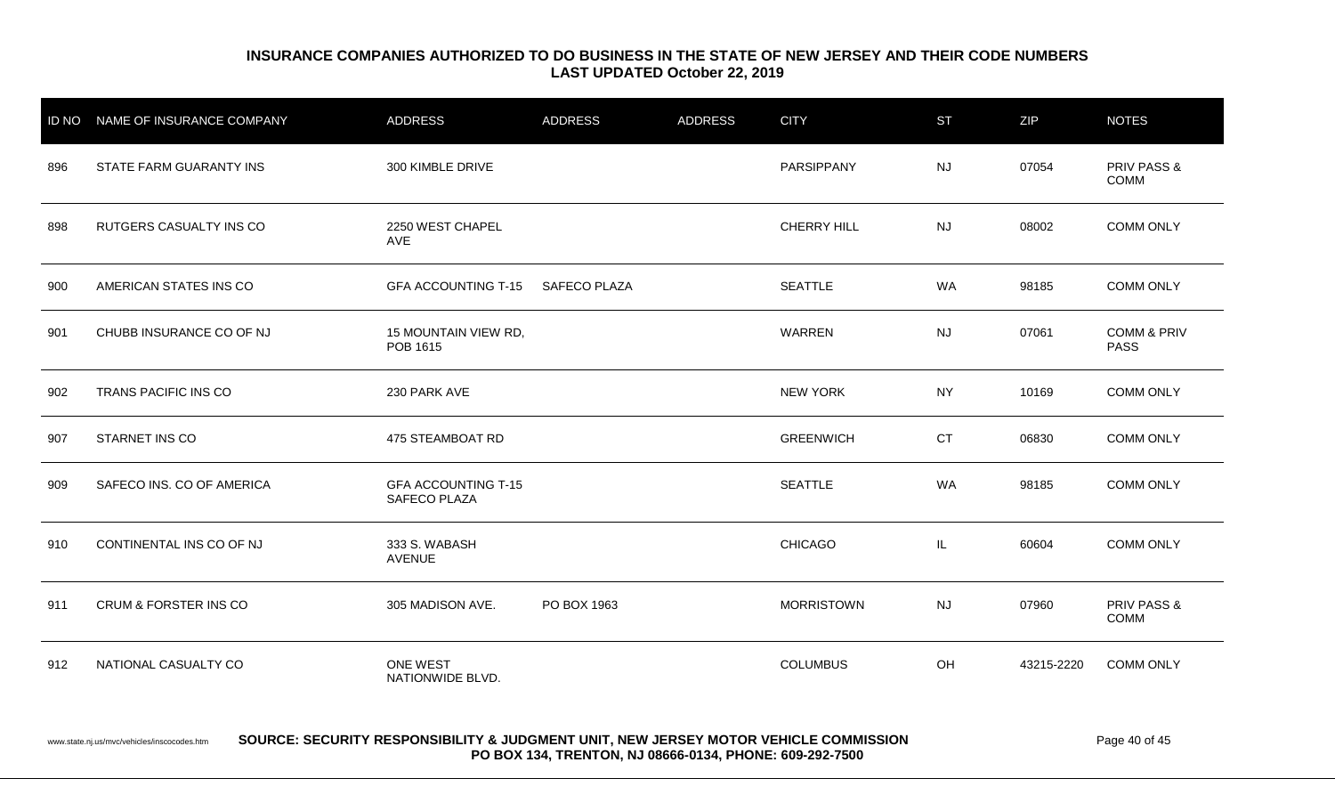**INSURANCE COMPANIES AUTHORIZED TO DO BUSINESS IN THE STATE OF NEW JERSEY AND THEIR CODE NUMBERS**
**LAST UPDATED October 22, 2019**

| ID NO | NAME OF INSURANCE COMPANY | ADDRESS | ADDRESS | ADDRESS | CITY | ST | ZIP | NOTES |
|---|---|---|---|---|---|---|---|---|
| 896 | STATE FARM GUARANTY INS | 300 KIMBLE DRIVE | | | PARSIPPANY | NJ | 07054 | PRIV PASS & COMM |
| 898 | RUTGERS CASUALTY INS CO | 2250 WEST CHAPEL AVE | | | CHERRY HILL | NJ | 08002 | COMM ONLY |
| 900 | AMERICAN STATES INS CO | GFA ACCOUNTING T-15 | SAFECO PLAZA | | SEATTLE | WA | 98185 | COMM ONLY |
| 901 | CHUBB INSURANCE CO OF NJ | 15 MOUNTAIN VIEW RD, POB 1615 | | | WARREN | NJ | 07061 | COMM & PRIV PASS |
| 902 | TRANS PACIFIC INS CO | 230 PARK AVE | | | NEW YORK | NY | 10169 | COMM ONLY |
| 907 | STARNET INS CO | 475 STEAMBOAT RD | | | GREENWICH | CT | 06830 | COMM ONLY |
| 909 | SAFECO INS. CO OF AMERICA | GFA ACCOUNTING T-15 SAFECO PLAZA | | | SEATTLE | WA | 98185 | COMM ONLY |
| 910 | CONTINENTAL INS CO OF NJ | 333 S. WABASH AVENUE | | | CHICAGO | IL | 60604 | COMM ONLY |
| 911 | CRUM & FORSTER INS CO | 305 MADISON AVE. | PO BOX 1963 | | MORRISTOWN | NJ | 07960 | PRIV PASS & COMM |
| 912 | NATIONAL CASUALTY CO | ONE WEST NATIONWIDE BLVD. | | | COLUMBUS | OH | 43215-2220 | COMM ONLY |

www.state.nj.us/mvc/vehicles/inscocodes.htm **SOURCE: SECURITY RESPONSIBILITY & JUDGMENT UNIT, NEW JERSEY MOTOR VEHICLE COMMISSION PO BOX 134, TRENTON, NJ 08666-0134, PHONE: 609-292-7500**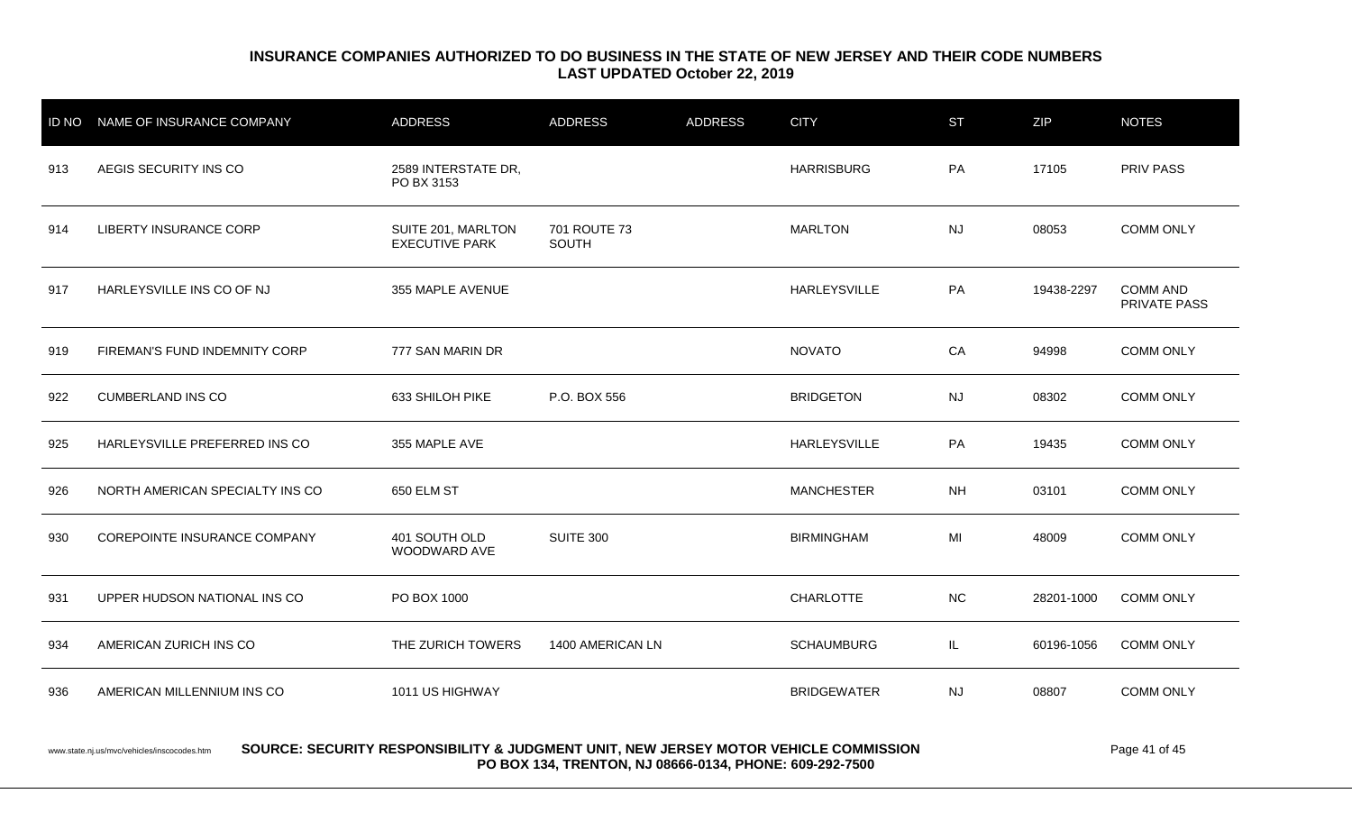**INSURANCE COMPANIES AUTHORIZED TO DO BUSINESS IN THE STATE OF NEW JERSEY AND THEIR CODE NUMBERS**
**LAST UPDATED October 22, 2019**

| ID NO | NAME OF INSURANCE COMPANY | ADDRESS | ADDRESS | ADDRESS | CITY | ST | ZIP | NOTES |
|---|---|---|---|---|---|---|---|---|
| 913 | AEGIS SECURITY INS CO | 2589 INTERSTATE DR, PO BX 3153 | | | HARRISBURG | PA | 17105 | PRIV PASS |
| 914 | LIBERTY INSURANCE CORP | SUITE 201, MARLTON EXECUTIVE PARK | 701 ROUTE 73 SOUTH | | MARLTON | NJ | 08053 | COMM ONLY |
| 917 | HARLEYSVILLE INS CO OF NJ | 355 MAPLE AVENUE | | | HARLEYSVILLE | PA | 19438-2297 | COMM AND PRIVATE PASS |
| 919 | FIREMAN'S FUND INDEMNITY CORP | 777 SAN MARIN DR | | | NOVATO | CA | 94998 | COMM ONLY |
| 922 | CUMBERLAND INS CO | 633 SHILOH PIKE | P.O. BOX 556 | | BRIDGETON | NJ | 08302 | COMM ONLY |
| 925 | HARLEYSVILLE PREFERRED INS CO | 355 MAPLE AVE | | | HARLEYSVILLE | PA | 19435 | COMM ONLY |
| 926 | NORTH AMERICAN SPECIALTY INS CO | 650 ELM ST | | | MANCHESTER | NH | 03101 | COMM ONLY |
| 930 | COREPOINTE INSURANCE COMPANY | 401 SOUTH OLD WOODWARD AVE | SUITE 300 | | BIRMINGHAM | MI | 48009 | COMM ONLY |
| 931 | UPPER HUDSON NATIONAL INS CO | PO BOX 1000 | | | CHARLOTTE | NC | 28201-1000 | COMM ONLY |
| 934 | AMERICAN ZURICH INS CO | THE ZURICH TOWERS | 1400 AMERICAN LN | | SCHAUMBURG | IL | 60196-1056 | COMM ONLY |
| 936 | AMERICAN MILLENNIUM INS CO | 1011 US HIGHWAY | | | BRIDGEWATER | NJ | 08807 | COMM ONLY |

www.state.nj.us/mvc/vehicles/inscocodes.htm **SOURCE: SECURITY RESPONSIBILITY & JUDGMENT UNIT, NEW JERSEY MOTOR VEHICLE COMMISSION PO BOX 134, TRENTON, NJ 08666-0134, PHONE: 609-292-7500**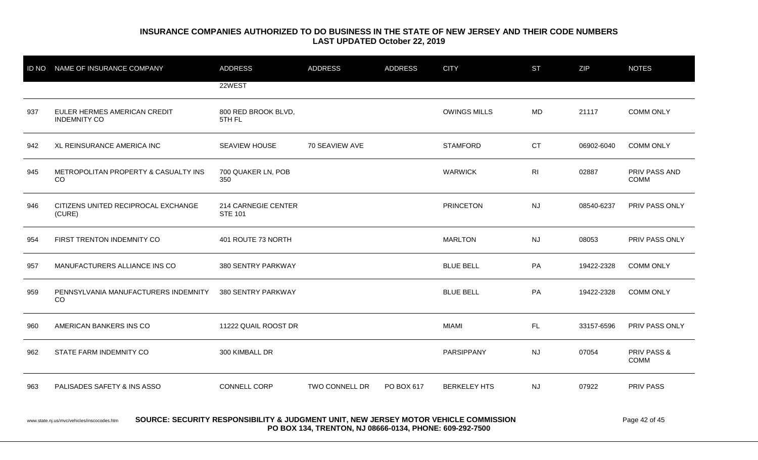**INSURANCE COMPANIES AUTHORIZED TO DO BUSINESS IN THE STATE OF NEW JERSEY AND THEIR CODE NUMBERS**
**LAST UPDATED October 22, 2019**

| ID NO | NAME OF INSURANCE COMPANY | ADDRESS | ADDRESS | ADDRESS | CITY | ST | ZIP | NOTES |
|---|---|---|---|---|---|---|---|---|
| | | 22WEST | | | | | | |
| 937 | EULER HERMES AMERICAN CREDIT INDEMNITY CO | 800 RED BROOK BLVD, 5TH FL | | | OWINGS MILLS | MD | 21117 | COMM ONLY |
| 942 | XL REINSURANCE AMERICA INC | SEAVIEW HOUSE | 70 SEAVIEW AVE | | STAMFORD | CT | 06902-6040 | COMM ONLY |
| 945 | METROPOLITAN PROPERTY & CASUALTY INS CO | 700 QUAKER LN, POB 350 | | | WARWICK | RI | 02887 | PRIV PASS AND COMM |
| 946 | CITIZENS UNITED RECIPROCAL EXCHANGE (CURE) | 214 CARNEGIE CENTER STE 101 | | | PRINCETON | NJ | 08540-6237 | PRIV PASS ONLY |
| 954 | FIRST TRENTON INDEMNITY CO | 401 ROUTE 73 NORTH | | | MARLTON | NJ | 08053 | PRIV PASS ONLY |
| 957 | MANUFACTURERS ALLIANCE INS CO | 380 SENTRY PARKWAY | | | BLUE BELL | PA | 19422-2328 | COMM ONLY |
| 959 | PENNSYLVANIA MANUFACTURERS INDEMNITY CO | 380 SENTRY PARKWAY | | | BLUE BELL | PA | 19422-2328 | COMM ONLY |
| 960 | AMERICAN BANKERS INS CO | 11222 QUAIL ROOST DR | | | MIAMI | FL | 33157-6596 | PRIV PASS ONLY |
| 962 | STATE FARM INDEMNITY CO | 300 KIMBALL DR | | | PARSIPPANY | NJ | 07054 | PRIV PASS & COMM |
| 963 | PALISADES SAFETY & INS ASSO | CONNELL CORP | TWO CONNELL DR | PO BOX 617 | BERKELEY HTS | NJ | 07922 | PRIV PASS |

www.state.nj.us/mvc/vehicles/inscocodes.htm

**SOURCE: SECURITY RESPONSIBILITY & JUDGMENT UNIT, NEW JERSEY MOTOR VEHICLE COMMISSION**
**PO BOX 134, TRENTON, NJ 08666-0134, PHONE: 609-292-7500**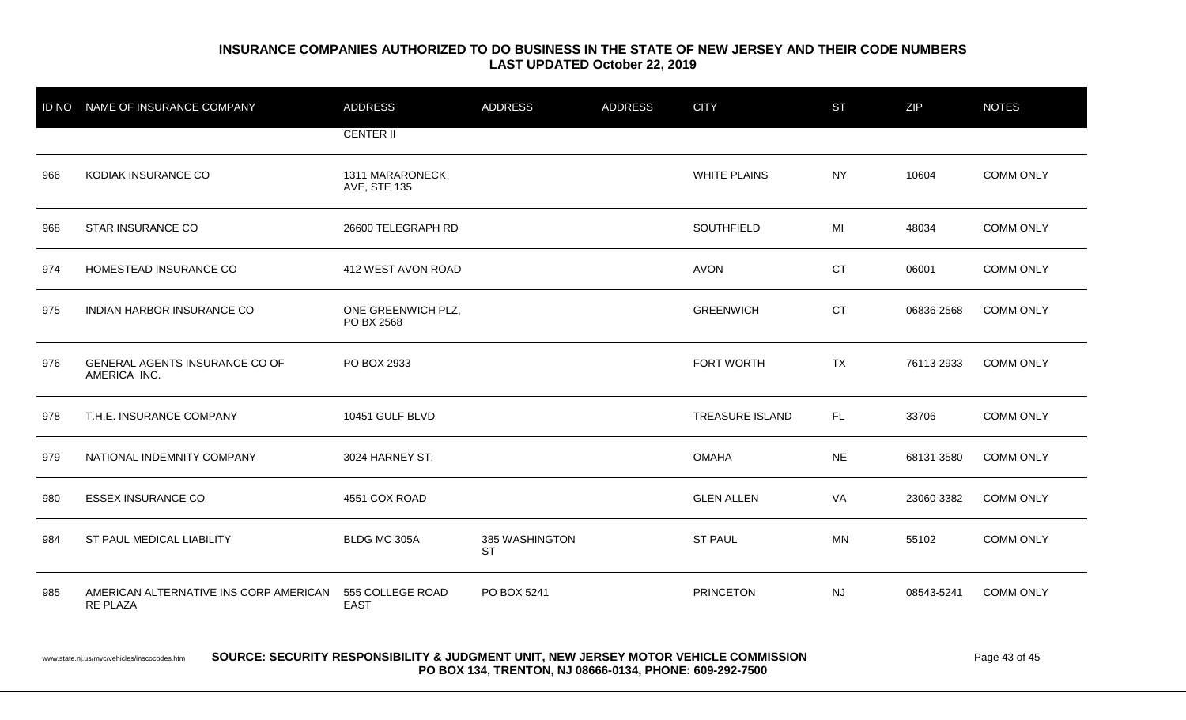# INSURANCE COMPANIES AUTHORIZED TO DO BUSINESS IN THE STATE OF NEW JERSEY AND THEIR CODE NUMBERS
## LAST UPDATED October 22, 2019

| ID NO | NAME OF INSURANCE COMPANY | ADDRESS | ADDRESS | ADDRESS | CITY | ST | ZIP | NOTES |
|---|---|---|---|---|---|---|---|---|
| | | CENTER II | | | | | | |
| 966 | KODIAK INSURANCE CO | 1311 MARARONECK AVE, STE 135 | | | WHITE PLAINS | NY | 10604 | COMM ONLY |
| 968 | STAR INSURANCE CO | 26600 TELEGRAPH RD | | | SOUTHFIELD | MI | 48034 | COMM ONLY |
| 974 | HOMESTEAD INSURANCE CO | 412 WEST AVON ROAD | | | AVON | CT | 06001 | COMM ONLY |
| 975 | INDIAN HARBOR INSURANCE CO | ONE GREENWICH PLZ, PO BX 2568 | | | GREENWICH | CT | 06836-2568 | COMM ONLY |
| 976 | GENERAL AGENTS INSURANCE CO OF AMERICA INC. | PO BOX 2933 | | | FORT WORTH | TX | 76113-2933 | COMM ONLY |
| 978 | T.H.E. INSURANCE COMPANY | 10451 GULF BLVD | | | TREASURE ISLAND | FL | 33706 | COMM ONLY |
| 979 | NATIONAL INDEMNITY COMPANY | 3024 HARNEY ST. | | | OMAHA | NE | 68131-3580 | COMM ONLY |
| 980 | ESSEX INSURANCE CO | 4551 COX ROAD | | | GLEN ALLEN | VA | 23060-3382 | COMM ONLY |
| 984 | ST PAUL MEDICAL LIABILITY | BLDG MC 305A | 385 WASHINGTON ST | | ST PAUL | MN | 55102 | COMM ONLY |
| 985 | AMERICAN ALTERNATIVE INS CORP AMERICAN RE PLAZA | 555 COLLEGE ROAD EAST | PO BOX 5241 | | PRINCETON | NJ | 08543-5241 | COMM ONLY |

www.state.nj.us/mvc/vehicles/inscocodes.htm **SOURCE: SECURITY RESPONSIBILITY & JUDGMENT UNIT, NEW JERSEY MOTOR VEHICLE COMMISSION PO BOX 134, TRENTON, NJ 08666-0134, PHONE: 609-292-7500**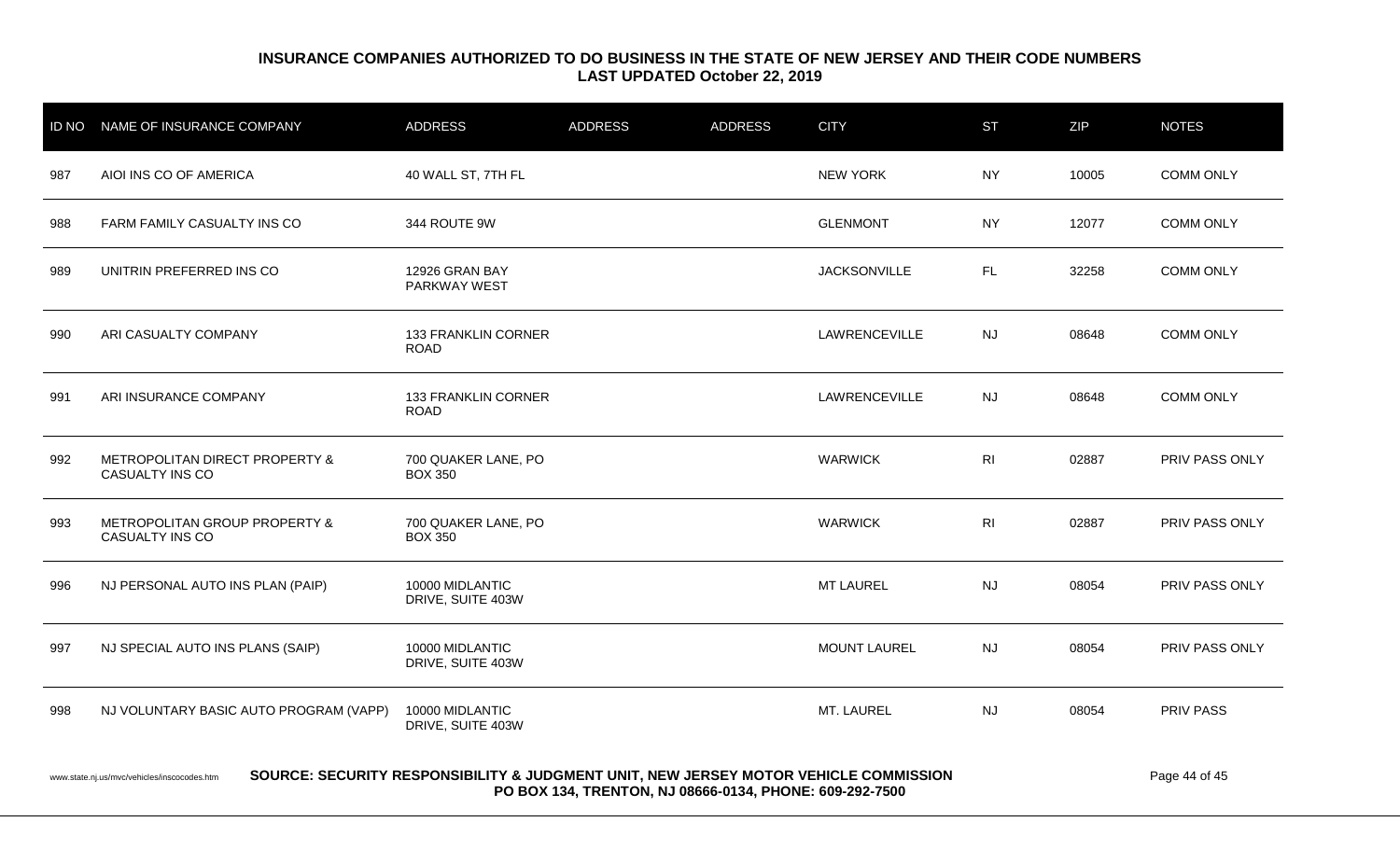**INSURANCE COMPANIES AUTHORIZED TO DO BUSINESS IN THE STATE OF NEW JERSEY AND THEIR CODE NUMBERS**
**LAST UPDATED October 22, 2019**

| ID NO | NAME OF INSURANCE COMPANY | ADDRESS | ADDRESS | ADDRESS | CITY | ST | ZIP | NOTES |
|---|---|---|---|---|---|---|---|---|
| 987 | AIOI INS CO OF AMERICA | 40 WALL ST, 7TH FL | | | NEW YORK | NY | 10005 | COMM ONLY |
| 988 | FARM FAMILY CASUALTY INS CO | 344 ROUTE 9W | | | GLENMONT | NY | 12077 | COMM ONLY |
| 989 | UNITRIN PREFERRED INS CO | 12926 GRAN BAY PARKWAY WEST | | | JACKSONVILLE | FL | 32258 | COMM ONLY |
| 990 | ARI CASUALTY COMPANY | 133 FRANKLIN CORNER ROAD | | | LAWRENCEVILLE | NJ | 08648 | COMM ONLY |
| 991 | ARI INSURANCE COMPANY | 133 FRANKLIN CORNER ROAD | | | LAWRENCEVILLE | NJ | 08648 | COMM ONLY |
| 992 | METROPOLITAN DIRECT PROPERTY & CASUALTY INS CO | 700 QUAKER LANE, PO BOX 350 | | | WARWICK | RI | 02887 | PRIV PASS ONLY |
| 993 | METROPOLITAN GROUP PROPERTY & CASUALTY INS CO | 700 QUAKER LANE, PO BOX 350 | | | WARWICK | RI | 02887 | PRIV PASS ONLY |
| 996 | NJ PERSONAL AUTO INS PLAN (PAIP) | 10000 MIDLANTIC DRIVE, SUITE 403W | | | MT LAUREL | NJ | 08054 | PRIV PASS ONLY |
| 997 | NJ SPECIAL AUTO INS PLANS (SAIP) | 10000 MIDLANTIC DRIVE, SUITE 403W | | | MOUNT LAUREL | NJ | 08054 | PRIV PASS ONLY |
| 998 | NJ VOLUNTARY BASIC AUTO PROGRAM (VAPP) | 10000 MIDLANTIC DRIVE, SUITE 403W | | | MT. LAUREL | NJ | 08054 | PRIV PASS |

www.state.nj.us/mvc/vehicles/inscocodes.htm

**SOURCE: SECURITY RESPONSIBILITY & JUDGMENT UNIT, NEW JERSEY MOTOR VEHICLE COMMISSION**
**PO BOX 134, TRENTON, NJ 08666-0134, PHONE: 609-292-7500**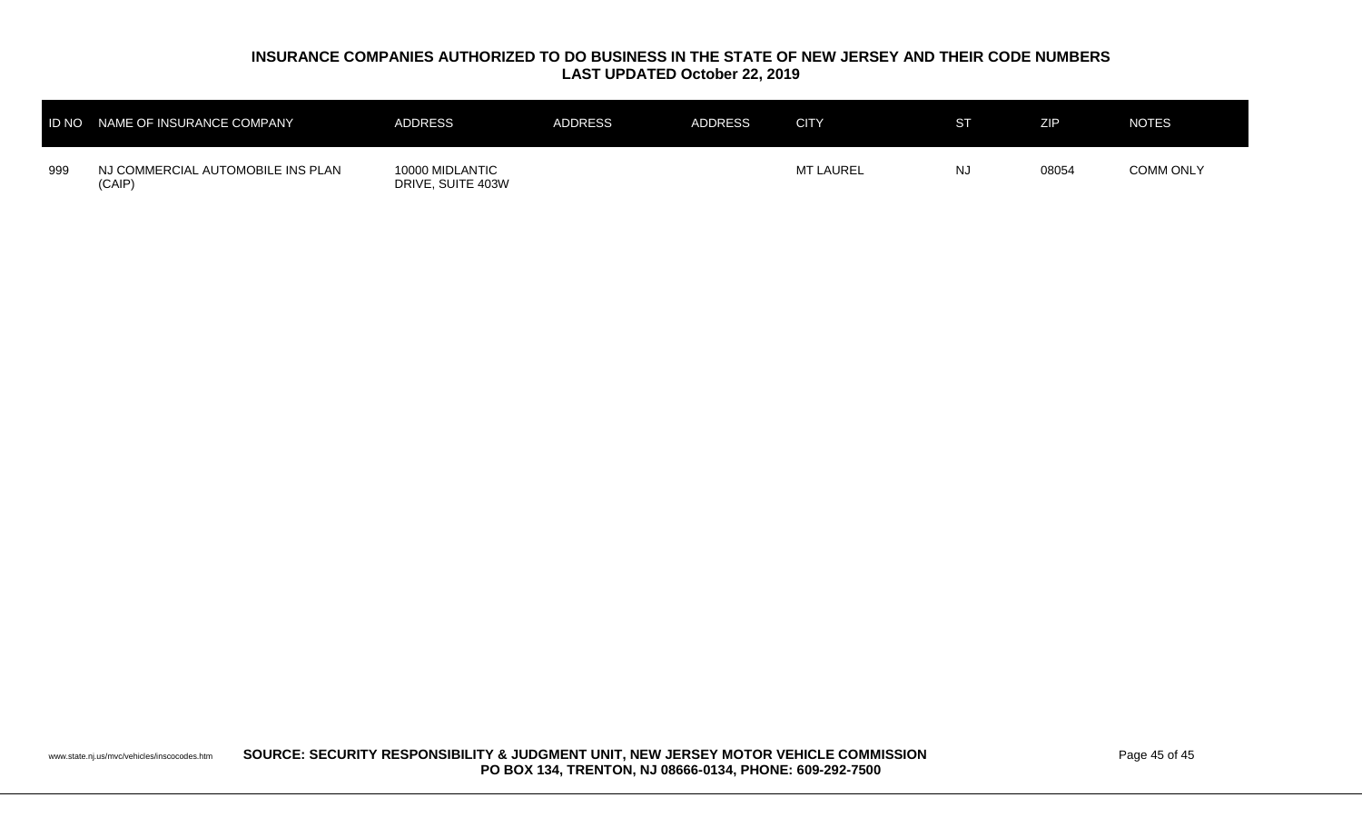**INSURANCE COMPANIES AUTHORIZED TO DO BUSINESS IN THE STATE OF NEW JERSEY AND THEIR CODE NUMBERS**
**LAST UPDATED October 22, 2019**

| ID NO | NAME OF INSURANCE COMPANY | ADDRESS | ADDRESS | ADDRESS | CITY | ST | ZIP | NOTES |
|---|---|---|---|---|---|---|---|---|
| 999 | NJ COMMERCIAL AUTOMOBILE INS PLAN (CAIP) | 10000 MIDLANTIC DRIVE, SUITE 403W | | | MT LAUREL | NJ | 08054 | COMM ONLY |

www.state.nj.us/mvc/vehicles/inscocodes.htm **SOURCE: SECURITY RESPONSIBILITY & JUDGMENT UNIT, NEW JERSEY MOTOR VEHICLE COMMISSION PO BOX 134, TRENTON, NJ 08666-0134, PHONE: 609-292-7500**